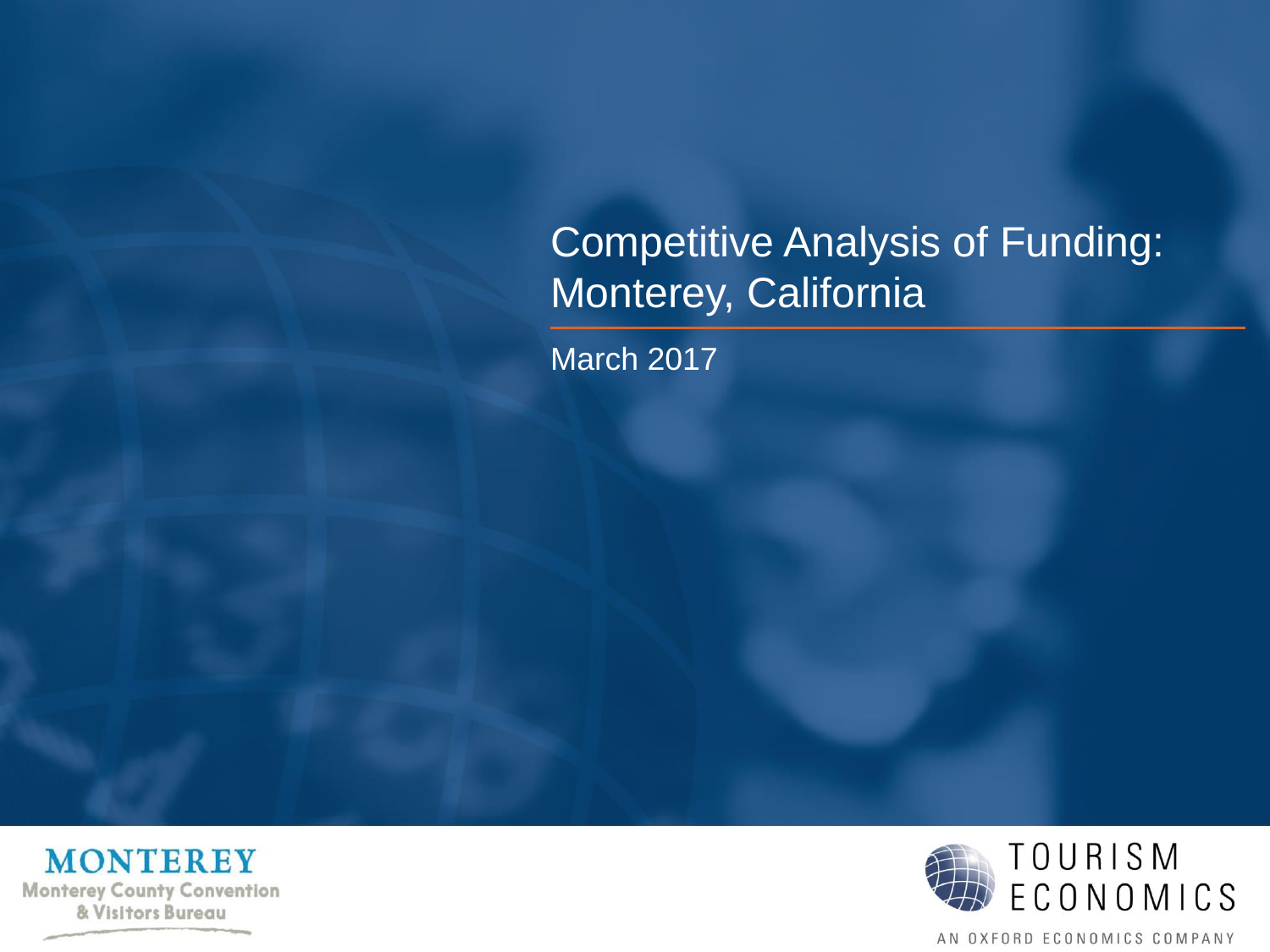# Competitive Analysis of Funding: Monterey, California

March 2017

MONTEREY
Monterey County Convention & Visitors Bureau

TOURISM ECONOMICS
AN OXFORD ECONOMICS COMPANY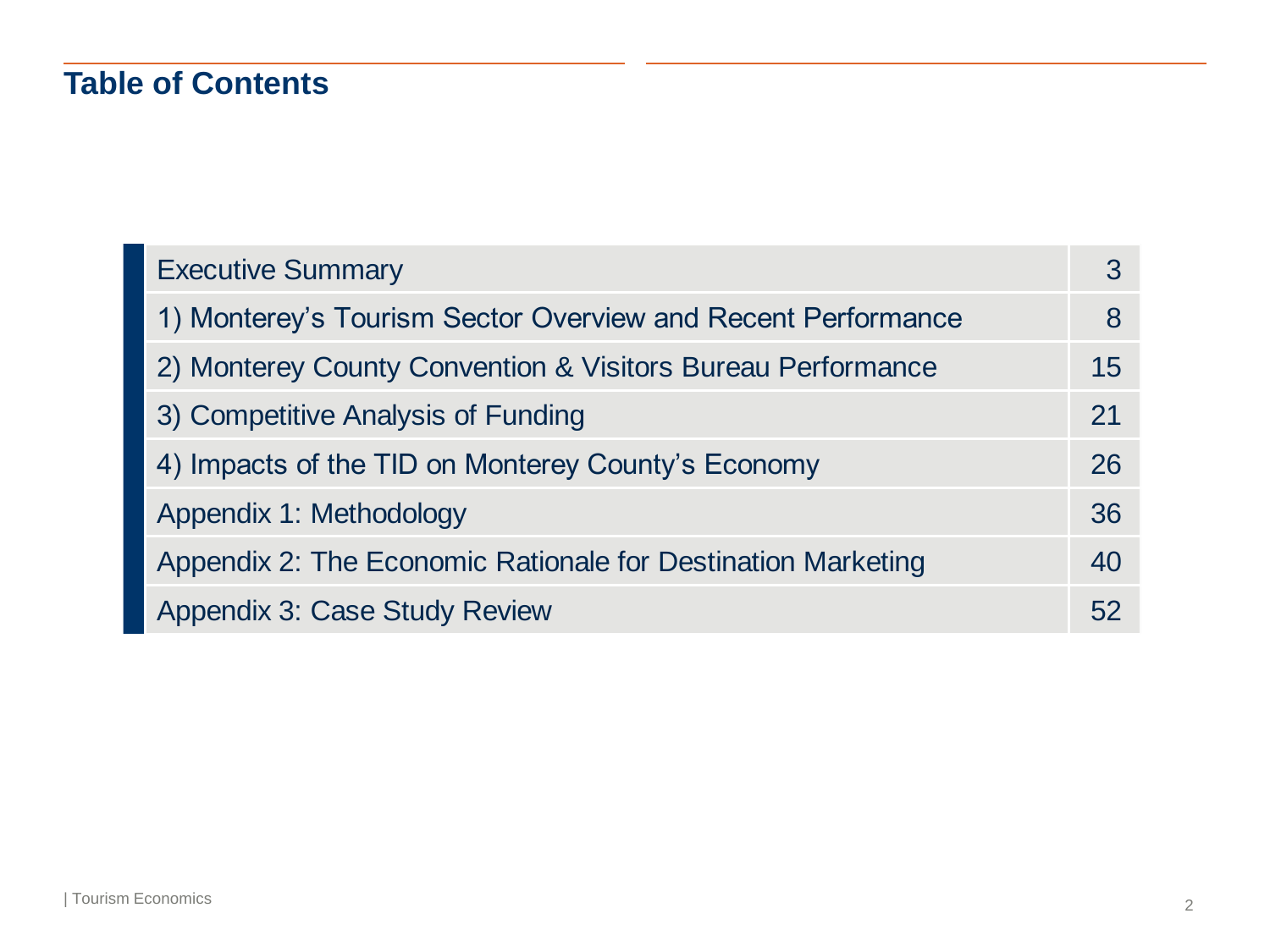# Table of Contents

| Section | Page |
| --- | --- |
| Executive Summary | 3 |
| 1) Monterey's Tourism Sector Overview and Recent Performance | 8 |
| 2) Monterey County Convention & Visitors Bureau Performance | 15 |
| 3) Competitive Analysis of Funding | 21 |
| 4) Impacts of the TID on Monterey County's Economy | 26 |
| Appendix 1: Methodology | 36 |
| Appendix 2: The Economic Rationale for Destination Marketing | 40 |
| Appendix 3: Case Study Review | 52 |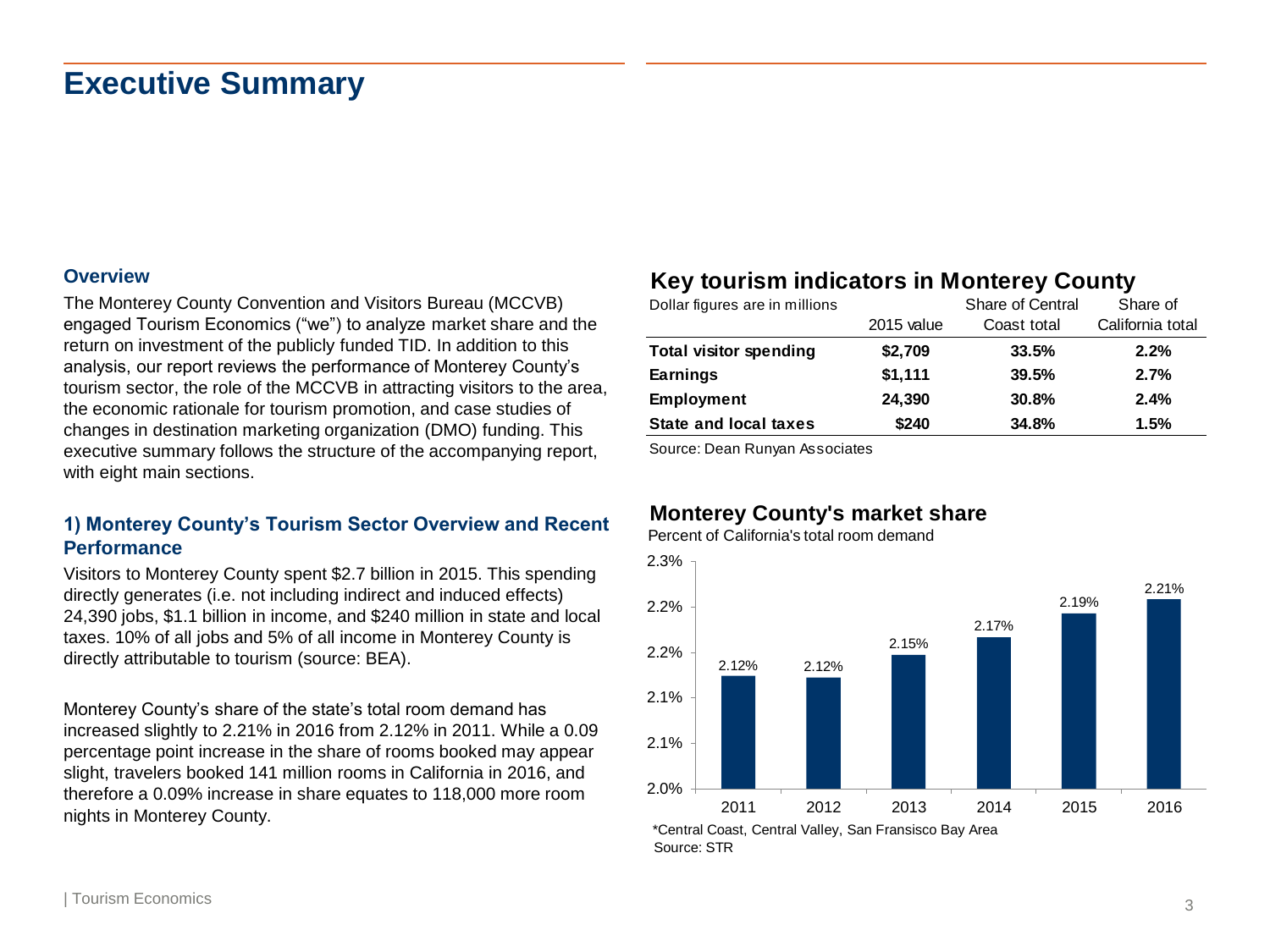# Executive Summary

### Overview

The Monterey County Convention and Visitors Bureau (MCCVB) engaged Tourism Economics ("we") to analyze market share and the return on investment of the publicly funded TID. In addition to this analysis, our report reviews the performance of Monterey County's tourism sector, the role of the MCCVB in attracting visitors to the area, the economic rationale for tourism promotion, and case studies of changes in destination marketing organization (DMO) funding. This executive summary follows the structure of the accompanying report, with eight main sections.

### 1) Monterey County's Tourism Sector Overview and Recent Performance

Visitors to Monterey County spent $2.7 billion in 2015. This spending directly generates (i.e. not including indirect and induced effects) 24,390 jobs, $1.1 billion in income, and $240 million in state and local taxes. 10% of all jobs and 5% of all income in Monterey County is directly attributable to tourism (source: BEA).

Monterey County's share of the state's total room demand has increased slightly to 2.21% in 2016 from 2.12% in 2011. While a 0.09 percentage point increase in the share of rooms booked may appear slight, travelers booked 141 million rooms in California in 2016, and therefore a 0.09% increase in share equates to 118,000 more room nights in Monterey County.

**Key tourism indicators in Monterey County**

Dollar figures are in millions

| | 2015 value | Share of Central Coast total | Share of California total |
|---|---|---|---|
| **Total visitor spending** | **$2,709** | **33.5%** | **2.2%** |
| **Earnings** | **$1,111** | **39.5%** | **2.7%** |
| **Employment** | **24,390** | **30.8%** | **2.4%** |
| **State and local taxes** | **$240** | **34.8%** | **1.5%** |

Source: Dean Runyan Associates

**Monterey County's market share**

Percent of California's total room demand

| Year | Share |
|---|---|
| 2011 | 2.12% |
| 2012 | 2.12% |
| 2013 | 2.15% |
| 2014 | 2.17% |
| 2015 | 2.19% |
| 2016 | 2.21% |

*Central Coast, Central Valley, San Fransisco Bay Area

Source: STR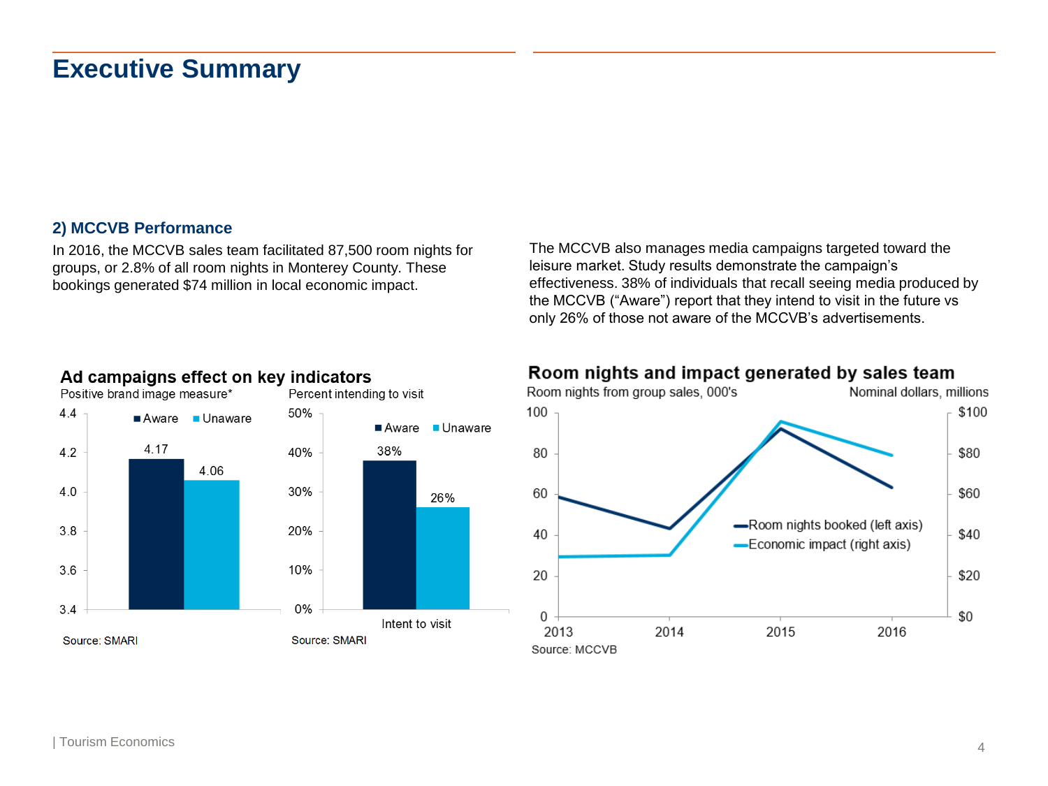# Executive Summary

## 2) MCCVB Performance

In 2016, the MCCVB sales team facilitated 87,500 room nights for groups, or 2.8% of all room nights in Monterey County. These bookings generated $74 million in local economic impact.

The MCCVB also manages media campaigns targeted toward the leisure market. Study results demonstrate the campaign's effectiveness. 38% of individuals that recall seeing media produced by the MCCVB ("Aware") report that they intend to visit in the future vs only 26% of those not aware of the MCCVB's advertisements.

**Ad campaigns effect on key indicators**

Positive brand image measure*

| | Aware | Unaware |
|---|---|---|
| Positive brand image measure | 4.17 | 4.06 |

Source: SMARI

Percent intending to visit

| | Aware | Unaware |
|---|---|---|
| Intent to visit | 38% | 26% |

Source: SMARI

**Room nights and impact generated by sales team**

Room nights from group sales, 000's; Nominal dollars, millions

Legend: Room nights booked (left axis); Economic impact (right axis)

Source: MCCVB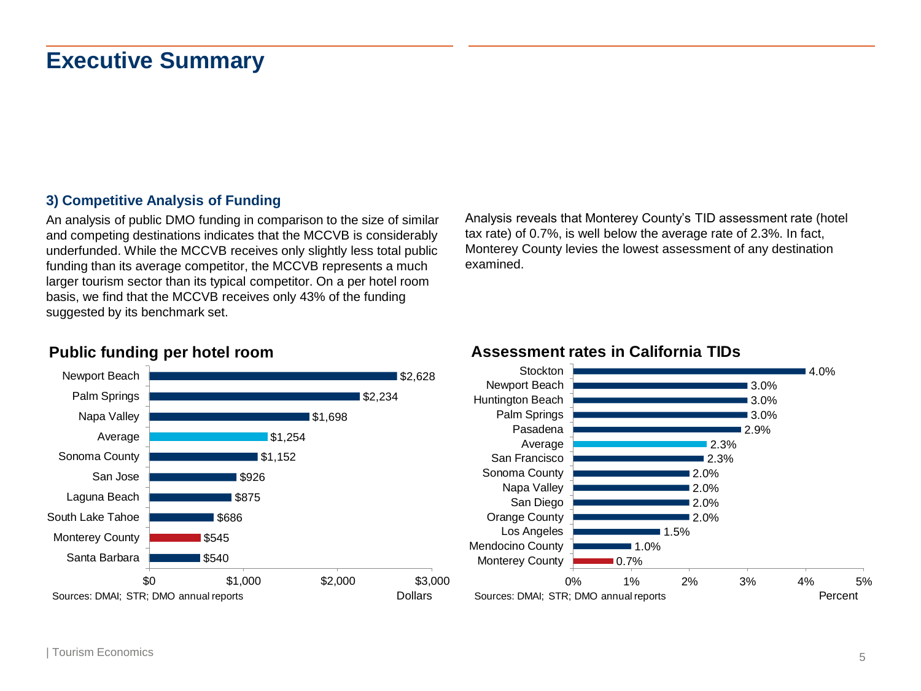# Executive Summary

### 3) Competitive Analysis of Funding

An analysis of public DMO funding in comparison to the size of similar and competing destinations indicates that the MCCVB is considerably underfunded. While the MCCVB receives only slightly less total public funding than its average competitor, the MCCVB represents a much larger tourism sector than its typical competitor. On a per hotel room basis, we find that the MCCVB receives only 43% of the funding suggested by its benchmark set.

Analysis reveals that Monterey County's TID assessment rate (hotel tax rate) of 0.7%, is well below the average rate of 2.3%. In fact, Monterey County levies the lowest assessment of any destination examined.

**Public funding per hotel room**

| Destination | Dollars |
|---|---|
| Newport Beach | $2,628 |
| Palm Springs | $2,234 |
| Napa Valley | $1,698 |
| Average | $1,254 |
| Sonoma County | $1,152 |
| San Jose | $926 |
| Laguna Beach | $875 |
| South Lake Tahoe | $686 |
| Monterey County | $545 |
| Santa Barbara | $540 |

Sources: DMAI; STR; DMO annual reports

**Assessment rates in California TIDs**

| Destination | Percent |
|---|---|
| Stockton | 4.0% |
| Newport Beach | 3.0% |
| Huntington Beach | 3.0% |
| Palm Springs | 3.0% |
| Pasadena | 2.9% |
| Average | 2.3% |
| San Francisco | 2.3% |
| Sonoma County | 2.0% |
| Napa Valley | 2.0% |
| San Diego | 2.0% |
| Orange County | 2.0% |
| Los Angeles | 1.5% |
| Mendocino County | 1.0% |
| Monterey County | 0.7% |

Sources: DMAI; STR; DMO annual reports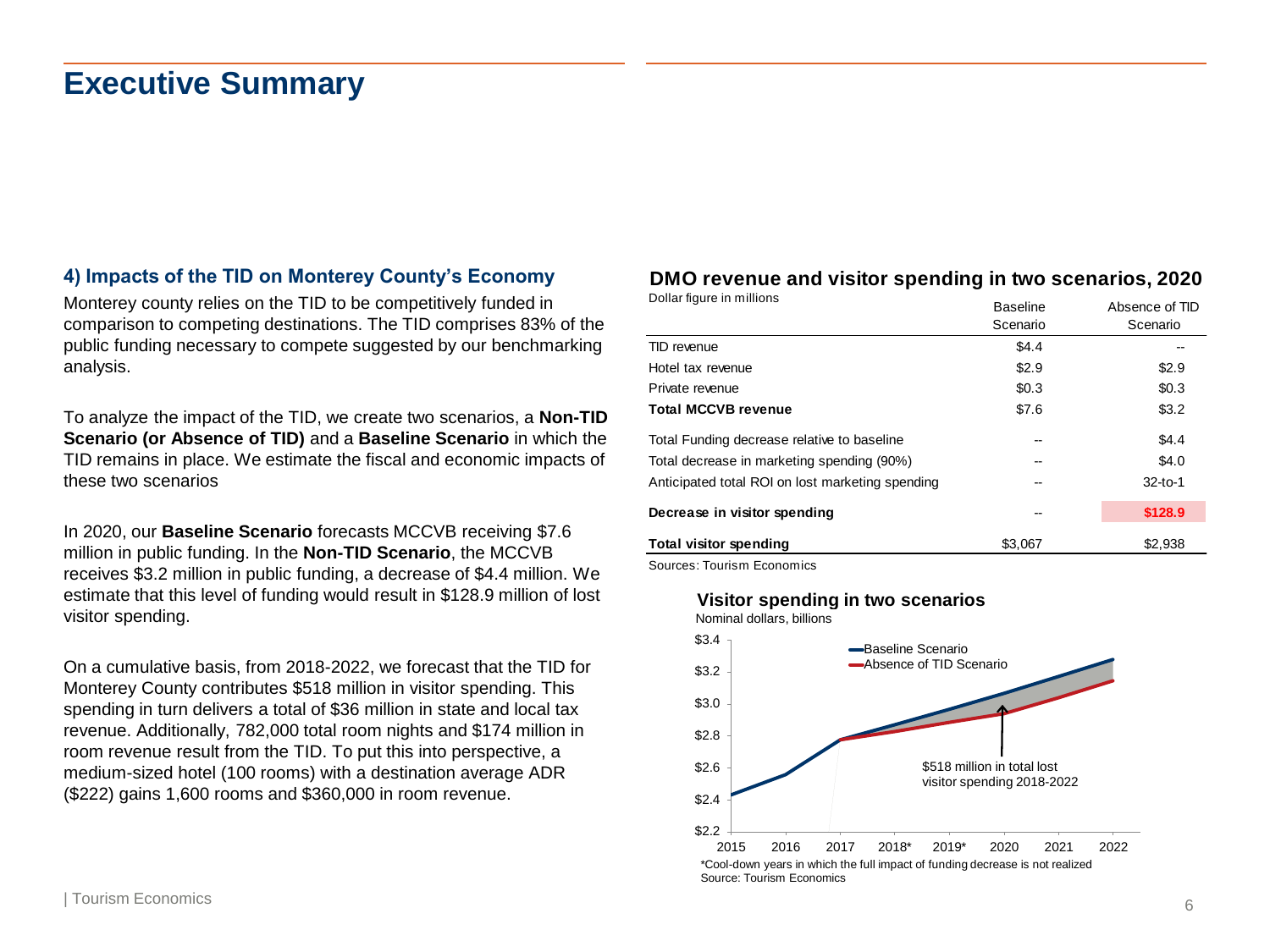# Executive Summary

### 4) Impacts of the TID on Monterey County's Economy

Monterey county relies on the TID to be competitively funded in comparison to competing destinations. The TID comprises 83% of the public funding necessary to compete suggested by our benchmarking analysis.

To analyze the impact of the TID, we create two scenarios, a **Non-TID Scenario (or Absence of TID)** and a **Baseline Scenario** in which the TID remains in place. We estimate the fiscal and economic impacts of these two scenarios

In 2020, our **Baseline Scenario** forecasts MCCVB receiving $7.6 million in public funding. In the **Non-TID Scenario**, the MCCVB receives $3.2 million in public funding, a decrease of $4.4 million. We estimate that this level of funding would result in $128.9 million of lost visitor spending.

On a cumulative basis, from 2018-2022, we forecast that the TID for Monterey County contributes $518 million in visitor spending. This spending in turn delivers a total of $36 million in state and local tax revenue. Additionally, 782,000 total room nights and $174 million in room revenue result from the TID. To put this into perspective, a medium-sized hotel (100 rooms) with a destination average ADR ($222) gains 1,600 rooms and $360,000 in room revenue.

**DMO revenue and visitor spending in two scenarios, 2020**

Dollar figure in millions

| | Baseline Scenario | Absence of TID Scenario |
|---|---|---|
| TID revenue | $4.4 | -- |
| Hotel tax revenue | $2.9 | $2.9 |
| Private revenue | $0.3 | $0.3 |
| **Total MCCVB revenue** | $7.6 | $3.2 |
| Total Funding decrease relative to baseline | -- | $4.4 |
| Total decrease in marketing spending (90%) | -- | $4.0 |
| Anticipated total ROI on lost marketing spending | -- | 32-to-1 |
| **Decrease in visitor spending** | -- | **$128.9** |
| **Total visitor spending** | $3,067 | $2,938 |

Sources: Tourism Economics

**Visitor spending in two scenarios**

Nominal dollars, billions

*Cool-down years in which the full impact of funding decrease is not realized

Source: Tourism Economics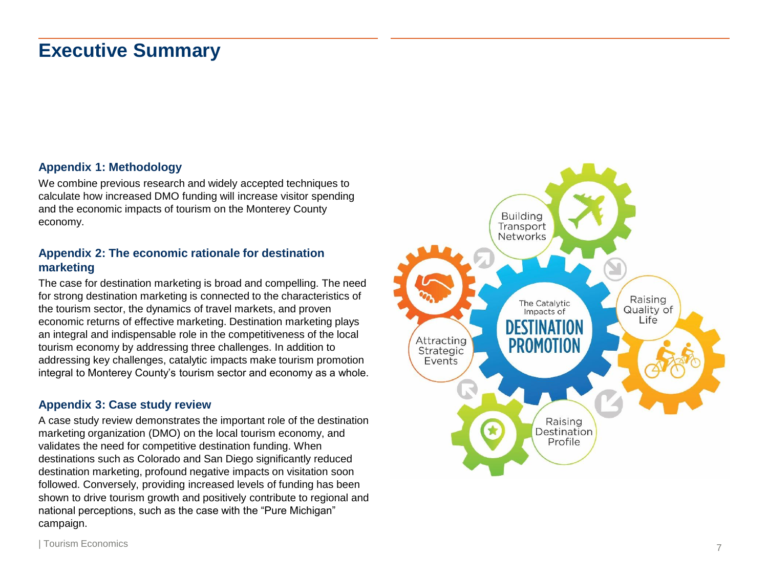# Executive Summary

### Appendix 1: Methodology

We combine previous research and widely accepted techniques to calculate how increased DMO funding will increase visitor spending and the economic impacts of tourism on the Monterey County economy.

### Appendix 2: The economic rationale for destination marketing

The case for destination marketing is broad and compelling. The need for strong destination marketing is connected to the characteristics of the tourism sector, the dynamics of travel markets, and proven economic returns of effective marketing. Destination marketing plays an integral and indispensable role in the competitiveness of the local tourism economy by addressing three challenges. In addition to addressing key challenges, catalytic impacts make tourism promotion integral to Monterey County's tourism sector and economy as a whole.

### Appendix 3: Case study review

A case study review demonstrates the important role of the destination marketing organization (DMO) on the local tourism economy, and validates the need for competitive destination funding. When destinations such as Colorado and San Diego significantly reduced destination marketing, profound negative impacts on visitation soon followed. Conversely, providing increased levels of funding has been shown to drive tourism growth and positively contribute to regional and national perceptions, such as the case with the "Pure Michigan" campaign.

The Catalytic Impacts of DESTINATION PROMOTION

- Building Transport Networks
- Raising Quality of Life
- Raising Destination Profile
- Attracting Strategic Events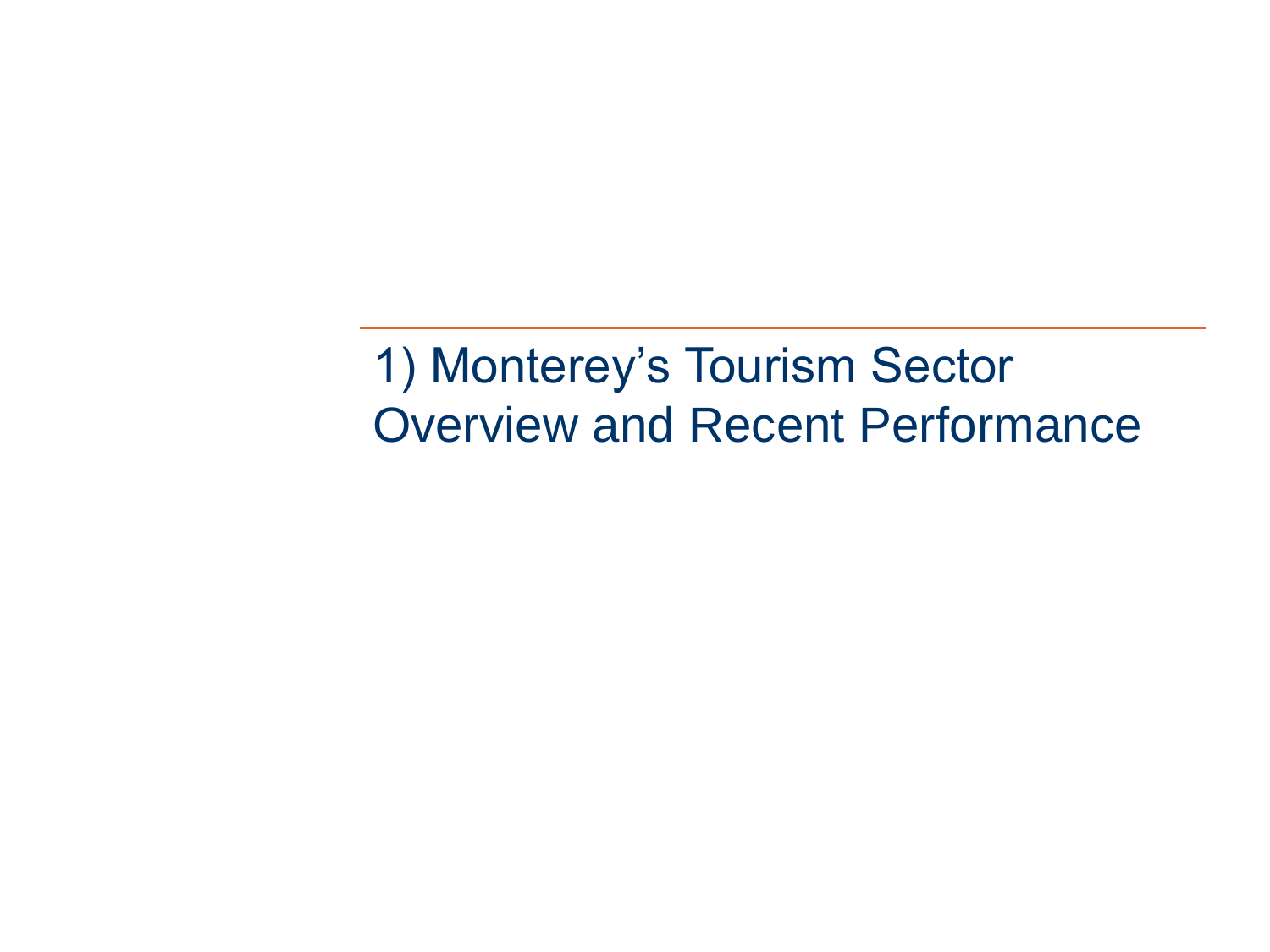# 1) Monterey’s Tourism Sector Overview and Recent Performance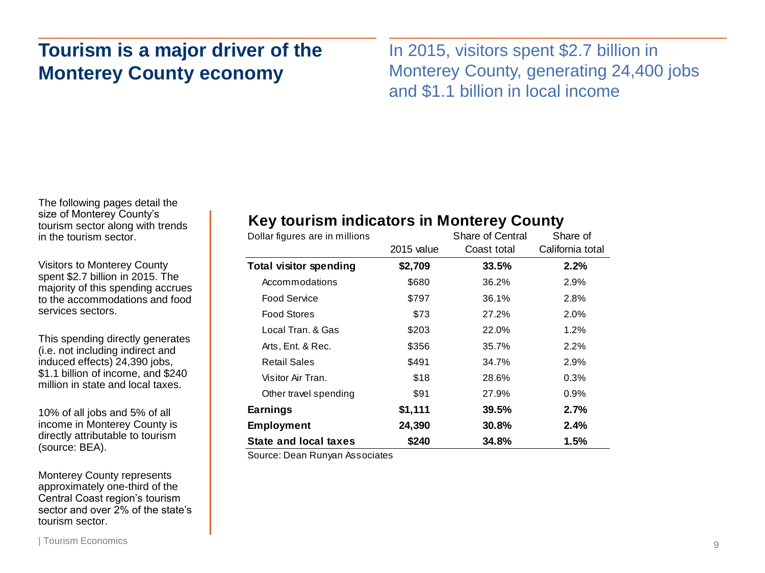# Tourism is a major driver of the Monterey County economy

In 2015, visitors spent $2.7 billion in Monterey County, generating 24,400 jobs and $1.1 billion in local income

The following pages detail the size of Monterey County's tourism sector along with trends in the tourism sector.

Visitors to Monterey County spent $2.7 billion in 2015. The majority of this spending accrues to the accommodations and food services sectors.

This spending directly generates (i.e. not including indirect and induced effects) 24,390 jobs, $1.1 billion of income, and $240 million in state and local taxes.

10% of all jobs and 5% of all income in Monterey County is directly attributable to tourism (source: BEA).

Monterey County represents approximately one-third of the Central Coast region's tourism sector and over 2% of the state's tourism sector.

## Key tourism indicators in Monterey County

| Dollar figures are in millions | 2015 value | Share of Central Coast total | Share of California total |
|---|---|---|---|
| **Total visitor spending** | **$2,709** | **33.5%** | **2.2%** |
| Accommodations | $680 | 36.2% | 2.9% |
| Food Service | $797 | 36.1% | 2.8% |
| Food Stores | $73 | 27.2% | 2.0% |
| Local Tran. & Gas | $203 | 22.0% | 1.2% |
| Arts, Ent. & Rec. | $356 | 35.7% | 2.2% |
| Retail Sales | $491 | 34.7% | 2.9% |
| Visitor Air Tran. | $18 | 28.6% | 0.3% |
| Other travel spending | $91 | 27.9% | 0.9% |
| **Earnings** | **$1,111** | **39.5%** | **2.7%** |
| **Employment** | **24,390** | **30.8%** | **2.4%** |
| **State and local taxes** | **$240** | **34.8%** | **1.5%** |

Source: Dean Runyan Associates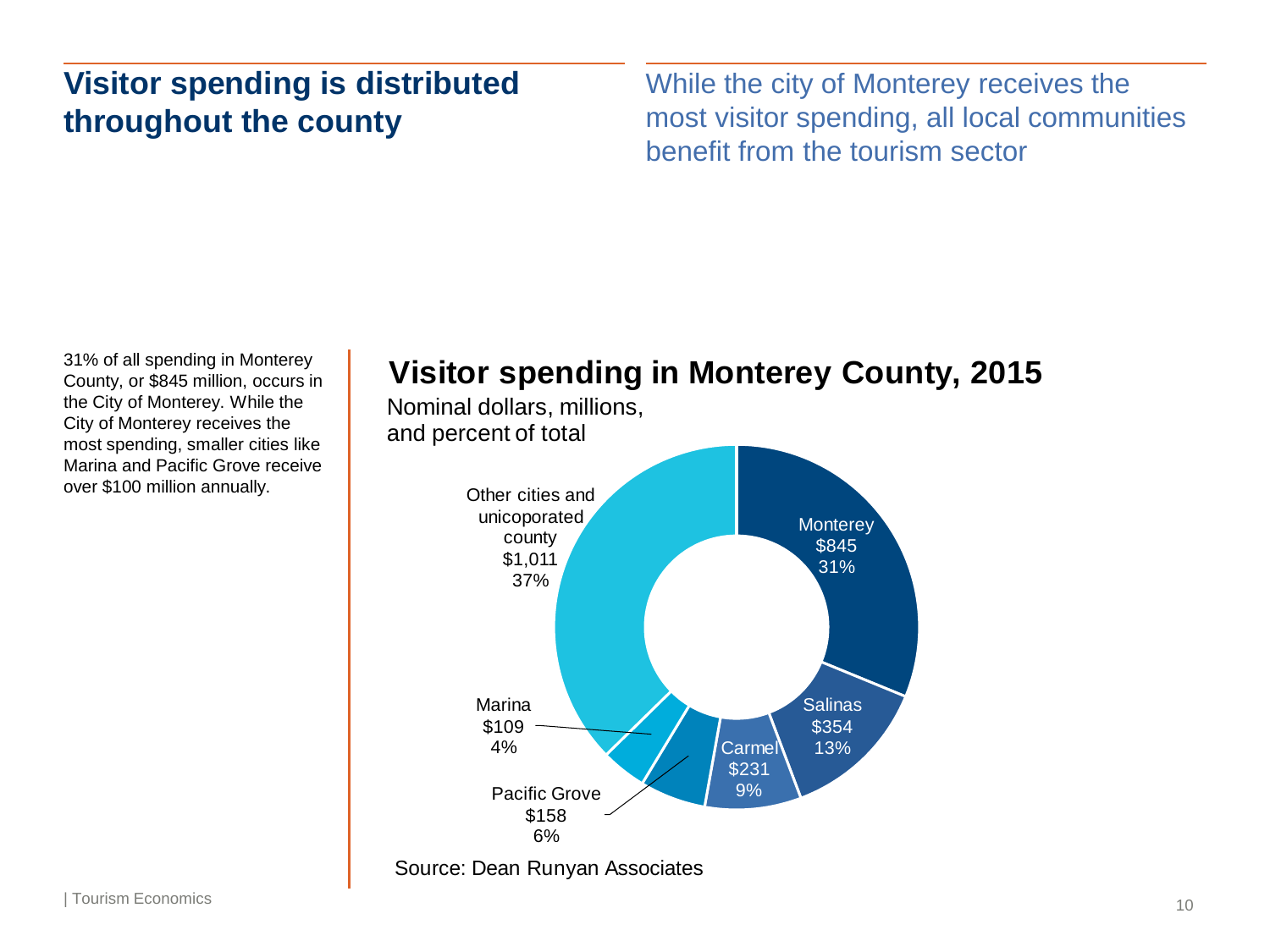## Visitor spending is distributed throughout the county

While the city of Monterey receives the most visitor spending, all local communities benefit from the tourism sector

31% of all spending in Monterey County, or $845 million, occurs in the City of Monterey. While the City of Monterey receives the most spending, smaller cities like Marina and Pacific Grove receive over $100 million annually.

### Visitor spending in Monterey County, 2015

Nominal dollars, millions, and percent of total

| Area | Spending ($ millions) | Percent of total |
|---|---|---|
| Monterey | $845 | 31% |
| Salinas | $354 | 13% |
| Carmel | $231 | 9% |
| Pacific Grove | $158 | 6% |
| Marina | $109 | 4% |
| Other cities and unicoporated county | $1,011 | 37% |

Source: Dean Runyan Associates

| Tourism Economics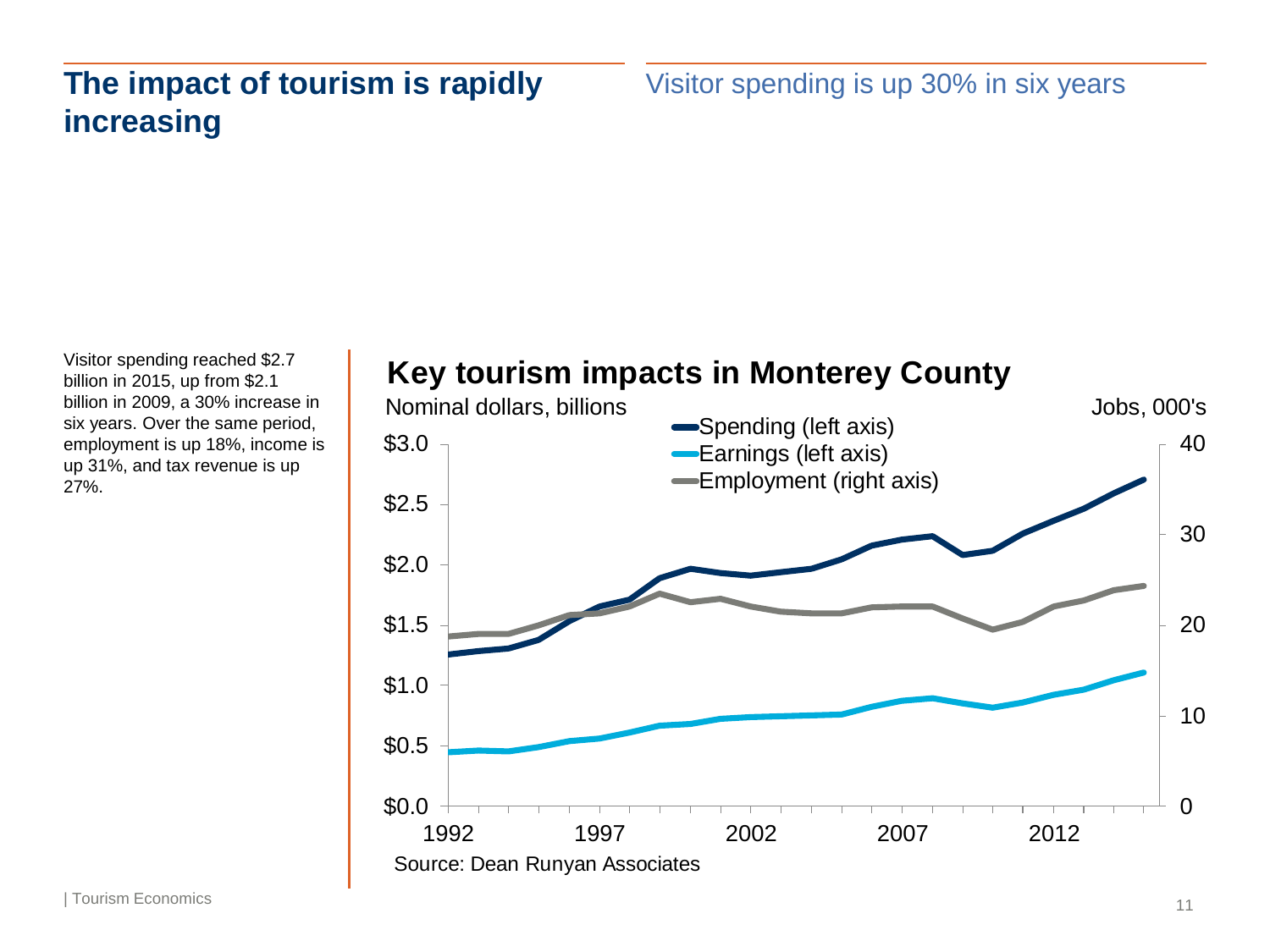# The impact of tourism is rapidly increasing

## Visitor spending is up 30% in six years

Visitor spending reached $2.7 billion in 2015, up from $2.1 billion in 2009, a 30% increase in six years. Over the same period, employment is up 18%, income is up 31%, and tax revenue is up 27%.

**Key tourism impacts in Monterey County**

Nominal dollars, billions — Jobs, 000's

- Spending (left axis)
- Earnings (left axis)
- Employment (right axis)

Source: Dean Runyan Associates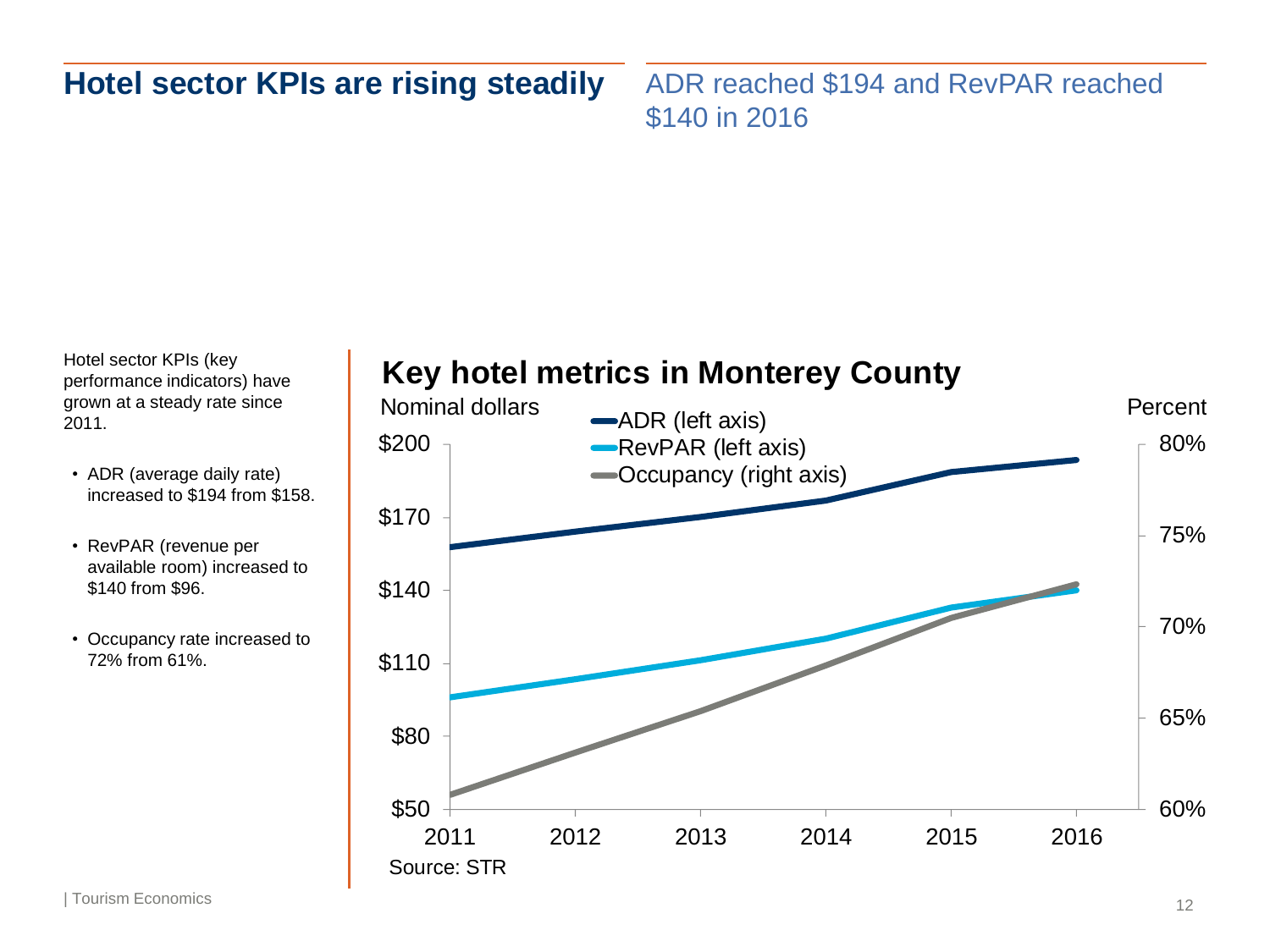## Hotel sector KPIs are rising steadily

ADR reached $194 and RevPAR reached $140 in 2016

Hotel sector KPIs (key performance indicators) have grown at a steady rate since 2011.

- ADR (average daily rate) increased to $194 from $158.
- RevPAR (revenue per available room) increased to $140 from $96.
- Occupancy rate increased to 72% from 61%.

**Key hotel metrics in Monterey County**

Nominal dollars | Percent

- ADR (left axis)
- RevPAR (left axis)
- Occupancy (right axis)

Left axis: $50, $80, $110, $140, $170, $200

Right axis: 60%, 65%, 70%, 75%, 80%

Years: 2011, 2012, 2013, 2014, 2015, 2016

Source: STR

| Tourism Economics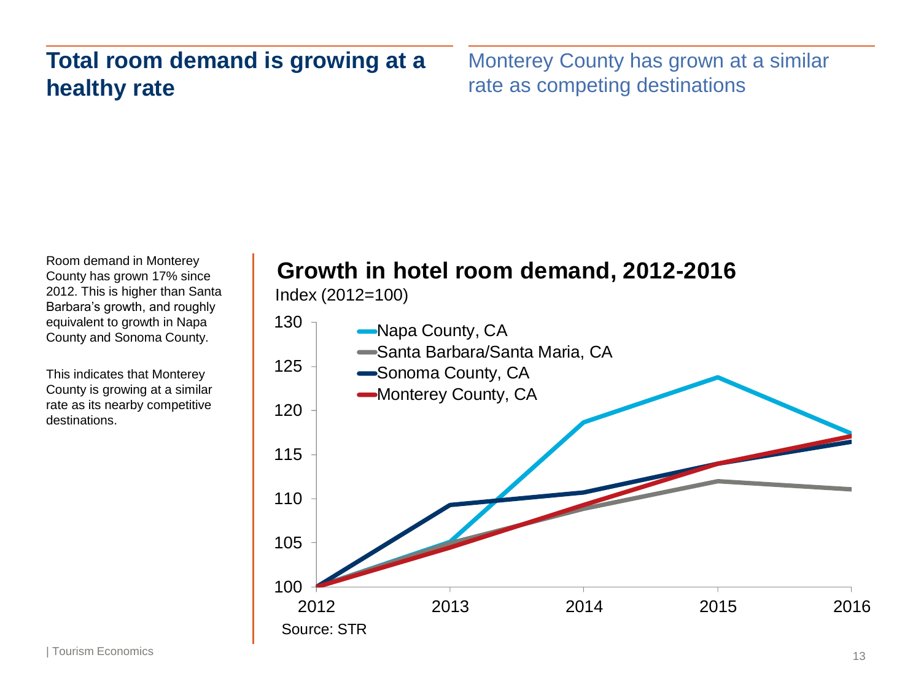# Total room demand is growing at a healthy rate

Monterey County has grown at a similar rate as competing destinations

Room demand in Monterey County has grown 17% since 2012. This is higher than Santa Barbara's growth, and roughly equivalent to growth in Napa County and Sonoma County.

This indicates that Monterey County is growing at a similar rate as its nearby competitive destinations.

**Growth in hotel room demand, 2012-2016**

Index (2012=100)

Napa County, CA

Santa Barbara/Santa Maria, CA

Sonoma County, CA

Monterey County, CA

Source: STR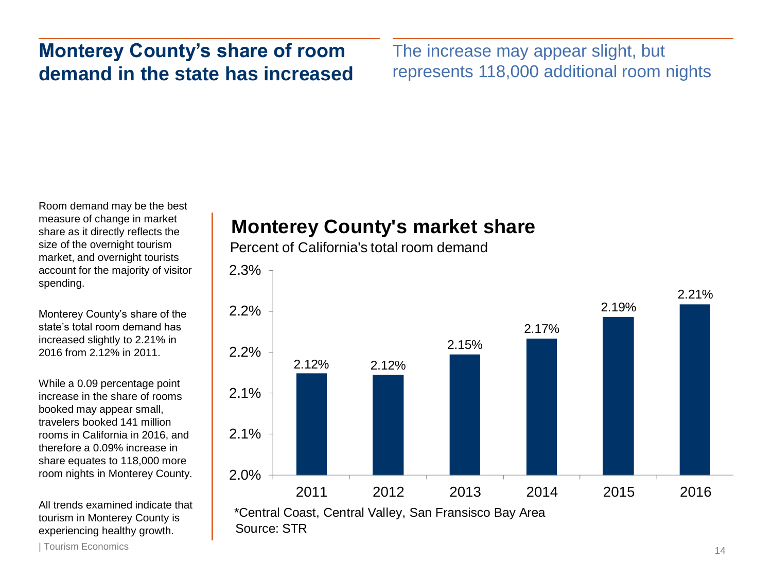## Monterey County's share of room demand in the state has increased

The increase may appear slight, but represents 118,000 additional room nights

Room demand may be the best measure of change in market share as it directly reflects the size of the overnight tourism market, and overnight tourists account for the majority of visitor spending.

Monterey County's share of the state's total room demand has increased slightly to 2.21% in 2016 from 2.12% in 2011.

While a 0.09 percentage point increase in the share of rooms booked may appear small, travelers booked 141 million rooms in California in 2016, and therefore a 0.09% increase in share equates to 118,000 more room nights in Monterey County.

All trends examined indicate that tourism in Monterey County is experiencing healthy growth.

### Monterey County's market share

Percent of California's total room demand

| Year | Share |
|---|---|
| 2011 | 2.12% |
| 2012 | 2.12% |
| 2013 | 2.15% |
| 2014 | 2.17% |
| 2015 | 2.19% |
| 2016 | 2.21% |

*Central Coast, Central Valley, San Fransisco Bay Area
Source: STR

| Tourism Economics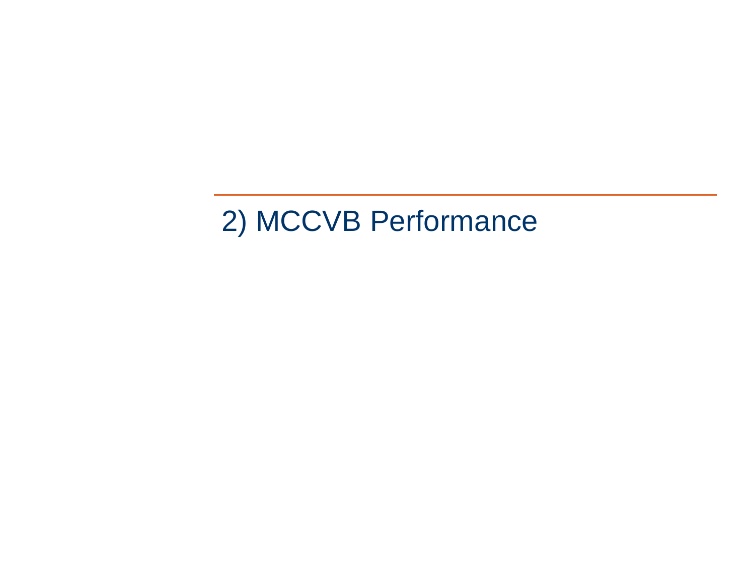# 2) MCCVB Performance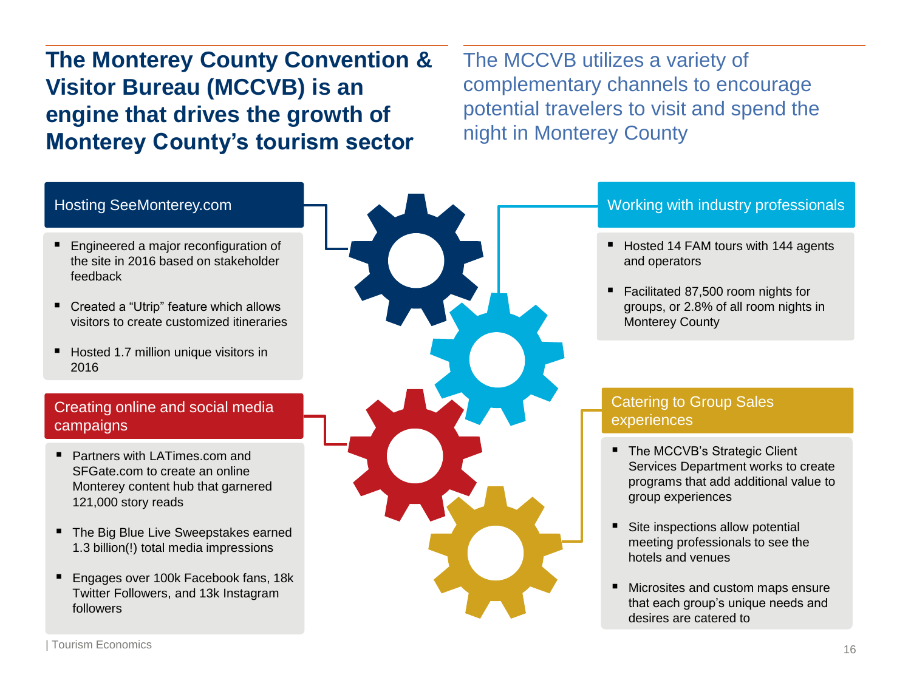# The Monterey County Convention & Visitor Bureau (MCCVB) is an engine that drives the growth of Monterey County's tourism sector

The MCCVB utilizes a variety of complementary channels to encourage potential travelers to visit and spend the night in Monterey County

## Hosting SeeMonterey.com

- Engineered a major reconfiguration of the site in 2016 based on stakeholder feedback
- Created a "Utrip" feature which allows visitors to create customized itineraries
- Hosted 1.7 million unique visitors in 2016

## Creating online and social media campaigns

- Partners with LATimes.com and SFGate.com to create an online Monterey content hub that garnered 121,000 story reads
- The Big Blue Live Sweepstakes earned 1.3 billion(!) total media impressions
- Engages over 100k Facebook fans, 18k Twitter Followers, and 13k Instagram followers

## Working with industry professionals

- Hosted 14 FAM tours with 144 agents and operators
- Facilitated 87,500 room nights for groups, or 2.8% of all room nights in Monterey County

## Catering to Group Sales experiences

- The MCCVB's Strategic Client Services Department works to create programs that add additional value to group experiences
- Site inspections allow potential meeting professionals to see the hotels and venues
- Microsites and custom maps ensure that each group's unique needs and desires are catered to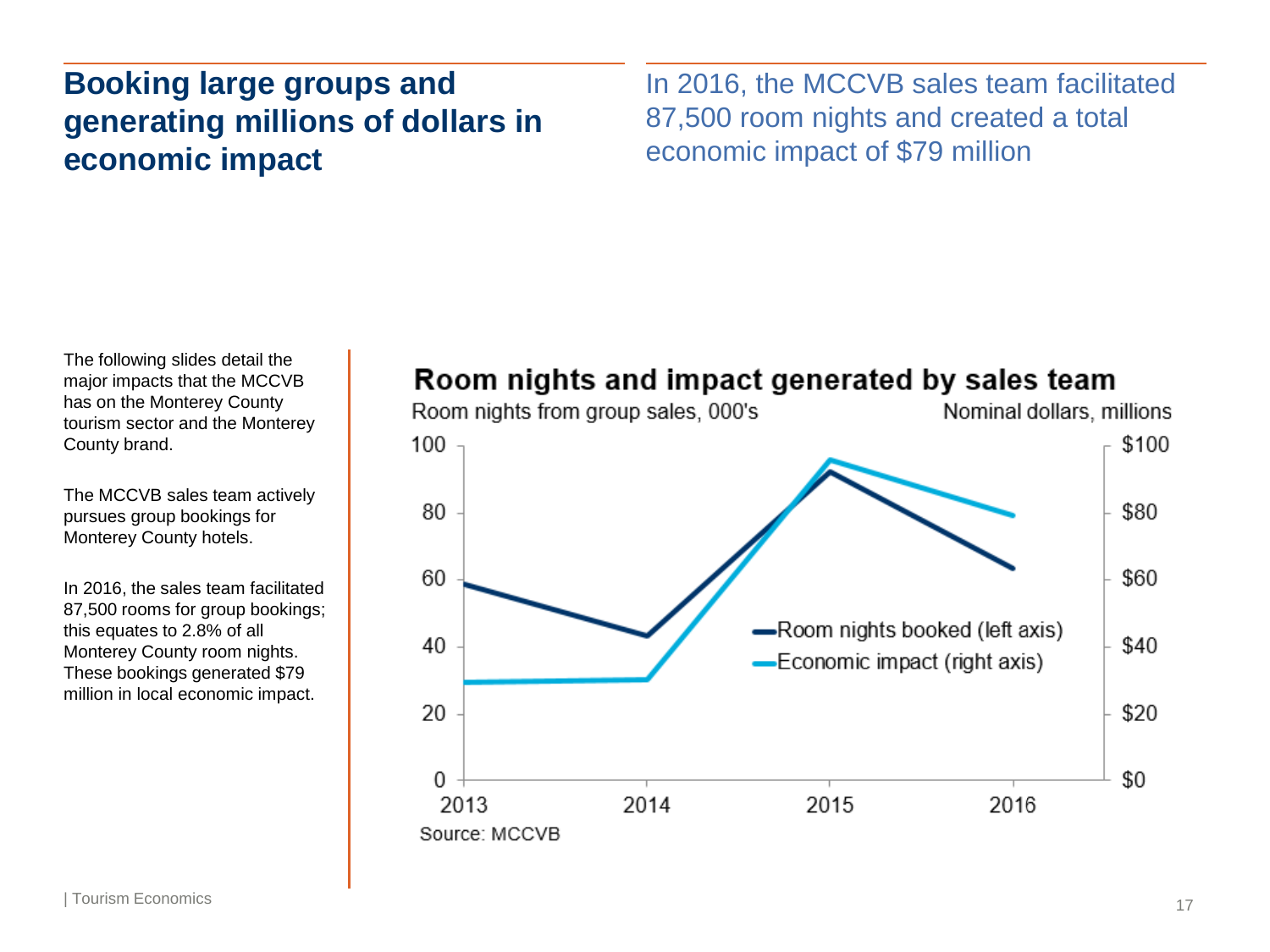# Booking large groups and generating millions of dollars in economic impact

In 2016, the MCCVB sales team facilitated 87,500 room nights and created a total economic impact of $79 million

The following slides detail the major impacts that the MCCVB has on the Monterey County tourism sector and the Monterey County brand.

The MCCVB sales team actively pursues group bookings for Monterey County hotels.

In 2016, the sales team facilitated 87,500 rooms for group bookings; this equates to 2.8% of all Monterey County room nights. These bookings generated $79 million in local economic impact.

**Room nights and impact generated by sales team**

Room nights from group sales, 000's — Nominal dollars, millions

Legend: Room nights booked (left axis); Economic impact (right axis)

Left axis: 0, 20, 40, 60, 80, 100. Right axis: $0, $20, $40, $60, $80, $100. Years: 2013, 2014, 2015, 2016.

Source: MCCVB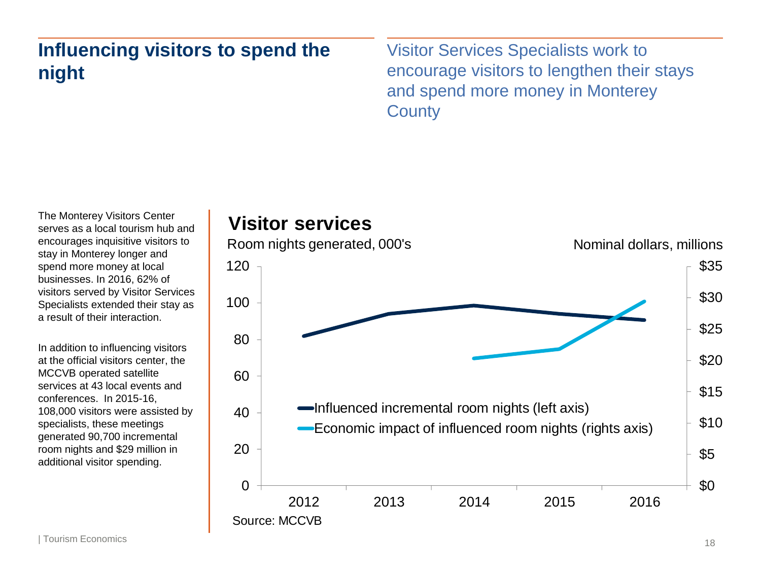# Influencing visitors to spend the night

Visitor Services Specialists work to encourage visitors to lengthen their stays and spend more money in Monterey County

The Monterey Visitors Center serves as a local tourism hub and encourages inquisitive visitors to stay in Monterey longer and spend more money at local businesses. In 2016, 62% of visitors served by Visitor Services Specialists extended their stay as a result of their interaction.

In addition to influencing visitors at the official visitors center, the MCCVB operated satellite services at 43 local events and conferences. In 2015-16, 108,000 visitors were assisted by specialists, these meetings generated 90,700 incremental room nights and $29 million in additional visitor spending.

## Visitor services

Room nights generated, 000's

Nominal dollars, millions

- Influenced incremental room nights (left axis)
- Economic impact of influenced room nights (rights axis)

Source: MCCVB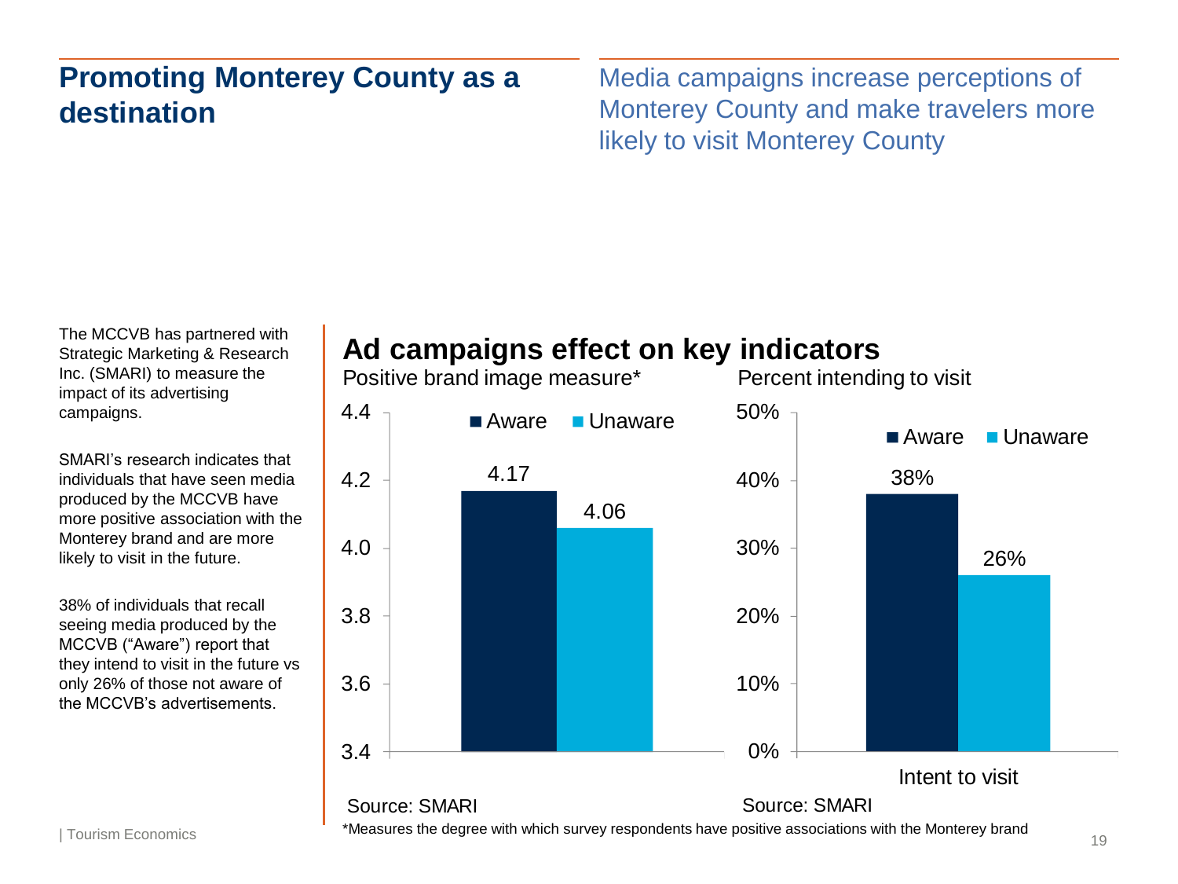# Promoting Monterey County as a destination

Media campaigns increase perceptions of Monterey County and make travelers more likely to visit Monterey County

The MCCVB has partnered with Strategic Marketing & Research Inc. (SMARI) to measure the impact of its advertising campaigns.

SMARI's research indicates that individuals that have seen media produced by the MCCVB have more positive association with the Monterey brand and are more likely to visit in the future.

38% of individuals that recall seeing media produced by the MCCVB ("Aware") report that they intend to visit in the future vs only 26% of those not aware of the MCCVB's advertisements.

## Ad campaigns effect on key indicators

Positive brand image measure*

| | Aware | Unaware |
|---|---|---|
| Positive brand image measure | 4.17 | 4.06 |

Source: SMARI

Percent intending to visit

| | Aware | Unaware |
|---|---|---|
| Intent to visit | 38% | 26% |

Source: SMARI

*Measures the degree with which survey respondents have positive associations with the Monterey brand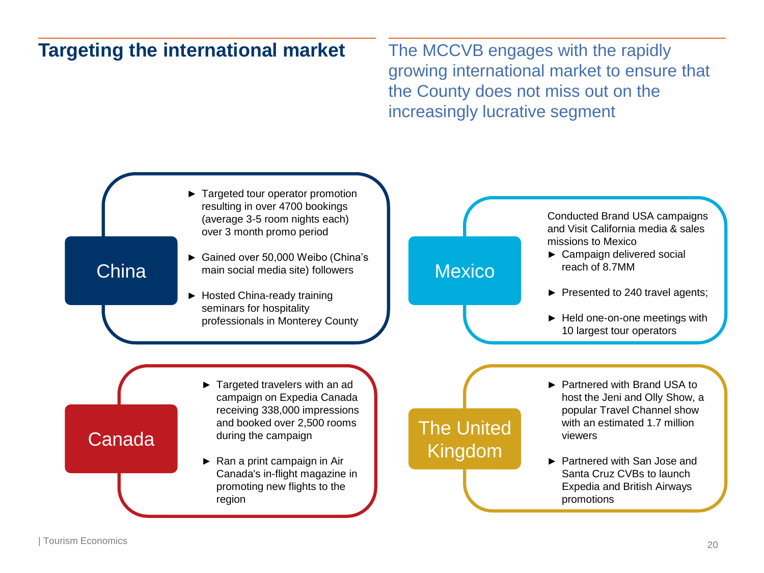## Targeting the international market

The MCCVB engages with the rapidly growing international market to ensure that the County does not miss out on the increasingly lucrative segment

### China

- Targeted tour operator promotion resulting in over 4700 bookings (average 3-5 room nights each) over 3 month promo period
- Gained over 50,000 Weibo (China's main social media site) followers
- Hosted China-ready training seminars for hospitality professionals in Monterey County

### Mexico

Conducted Brand USA campaigns and Visit California media & sales missions to Mexico

- Campaign delivered social reach of 8.7MM
- Presented to 240 travel agents;
- Held one-on-one meetings with 10 largest tour operators

### Canada

- Targeted travelers with an ad campaign on Expedia Canada receiving 338,000 impressions and booked over 2,500 rooms during the campaign
- Ran a print campaign in Air Canada's in-flight magazine in promoting new flights to the region

### The United Kingdom

- Partnered with Brand USA to host the Jeni and Olly Show, a popular Travel Channel show with an estimated 1.7 million viewers
- Partnered with San Jose and Santa Cruz CVBs to launch Expedia and British Airways promotions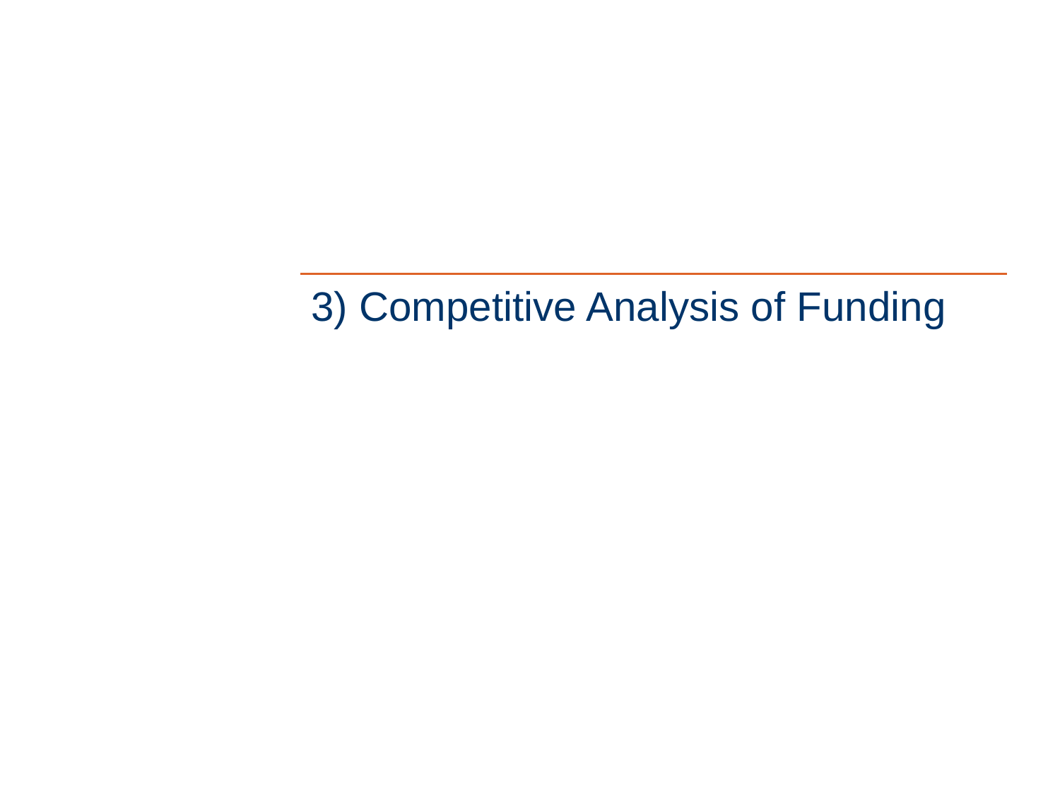# 3) Competitive Analysis of Funding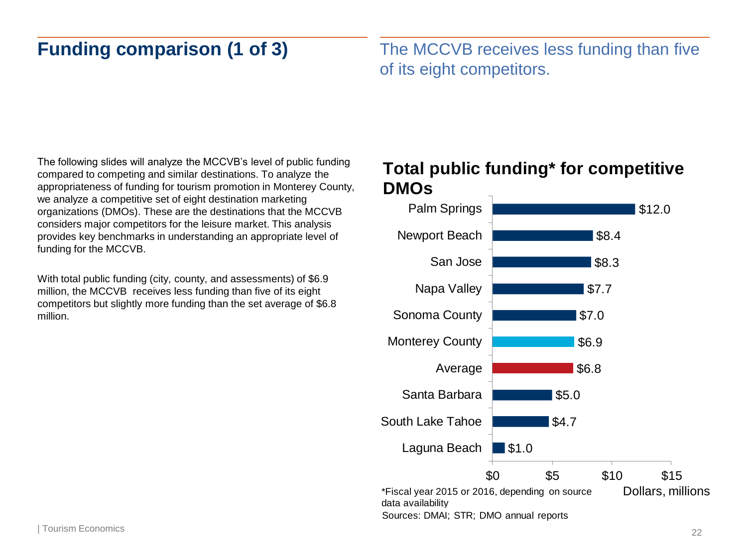# Funding comparison (1 of 3)

The MCCVB receives less funding than five of its eight competitors.

The following slides will analyze the MCCVB's level of public funding compared to competing and similar destinations. To analyze the appropriateness of funding for tourism promotion in Monterey County, we analyze a competitive set of eight destination marketing organizations (DMOs). These are the destinations that the MCCVB considers major competitors for the leisure market. This analysis provides key benchmarks in understanding an appropriate level of funding for the MCCVB.

With total public funding (city, county, and assessments) of $6.9 million, the MCCVB receives less funding than five of its eight competitors but slightly more funding than the set average of $6.8 million.

## Total public funding* for competitive DMOs

| DMO | Dollars, millions |
| --- | --- |
| Palm Springs | $12.0 |
| Newport Beach | $8.4 |
| San Jose | $8.3 |
| Napa Valley | $7.7 |
| Sonoma County | $7.0 |
| Monterey County | $6.9 |
| Average | $6.8 |
| Santa Barbara | $5.0 |
| South Lake Tahoe | $4.7 |
| Laguna Beach | $1.0 |

*Fiscal year 2015 or 2016, depending on source data availability

Sources: DMAI; STR; DMO annual reports

| Tourism Economics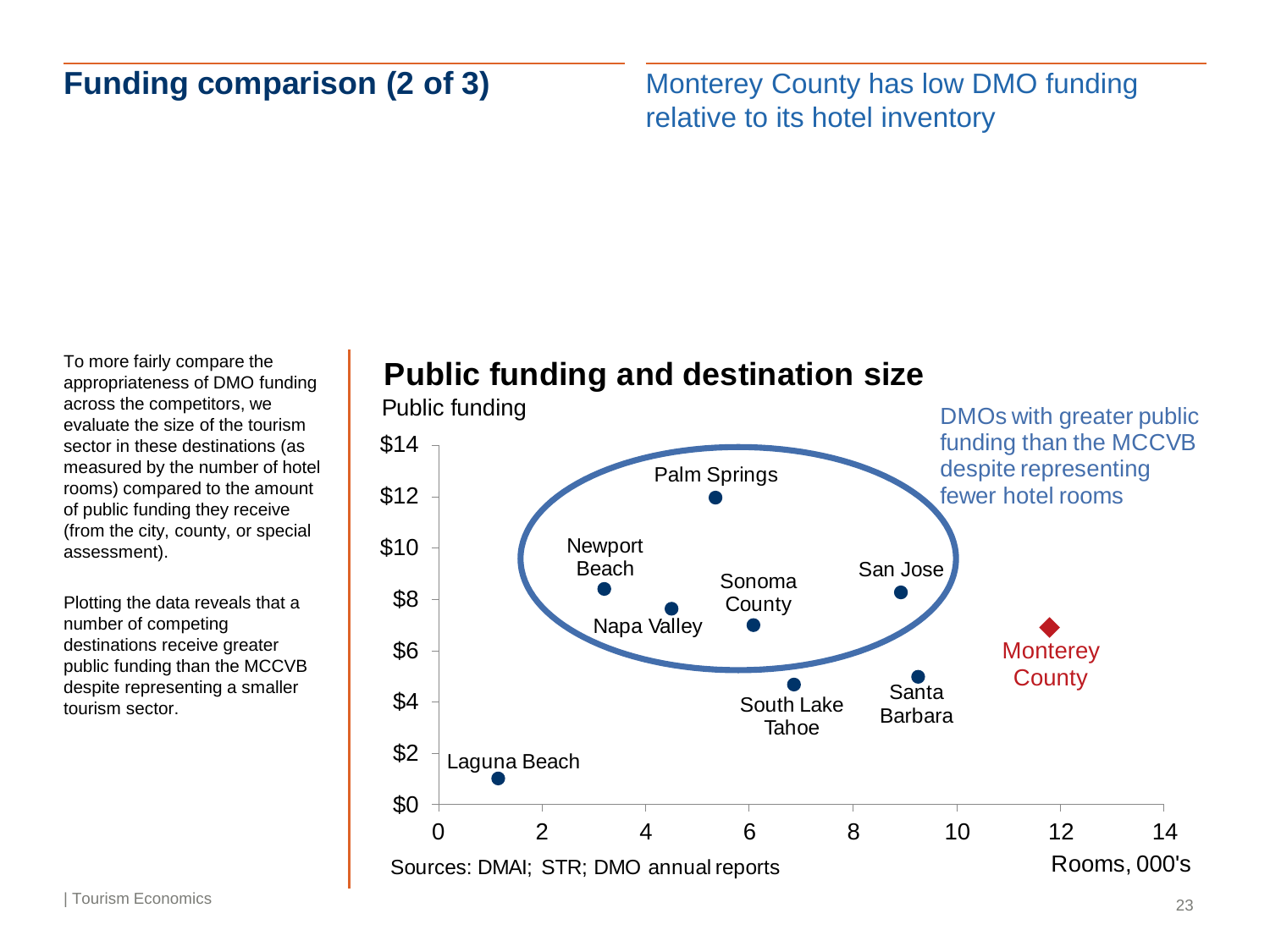## Funding comparison (2 of 3)

Monterey County has low DMO funding relative to its hotel inventory

To more fairly compare the appropriateness of DMO funding across the competitors, we evaluate the size of the tourism sector in these destinations (as measured by the number of hotel rooms) compared to the amount of public funding they receive (from the city, county, or special assessment).

Plotting the data reveals that a number of competing destinations receive greater public funding than the MCCVB despite representing a smaller tourism sector.

### Public funding and destination size

Public funding

DMOs with greater public funding than the MCCVB despite representing fewer hotel rooms

| Destination | Rooms, 000's (approx.) | Public funding (approx.) |
| --- | --- | --- |
| Laguna Beach | 1.2 | $1.0 |
| Newport Beach | 3.2 | $8.4 |
| Napa Valley | 4.5 | $7.6 |
| Palm Springs | 5.4 | $12.0 |
| Sonoma County | 6.1 | $7.0 |
| South Lake Tahoe | 6.9 | $4.7 |
| San Jose | 8.9 | $8.3 |
| Santa Barbara | 9.2 | $5.0 |
| Monterey County | 11.8 | $6.9 |

Rooms, 000's

Sources: DMAI; STR; DMO annual reports

| Tourism Economics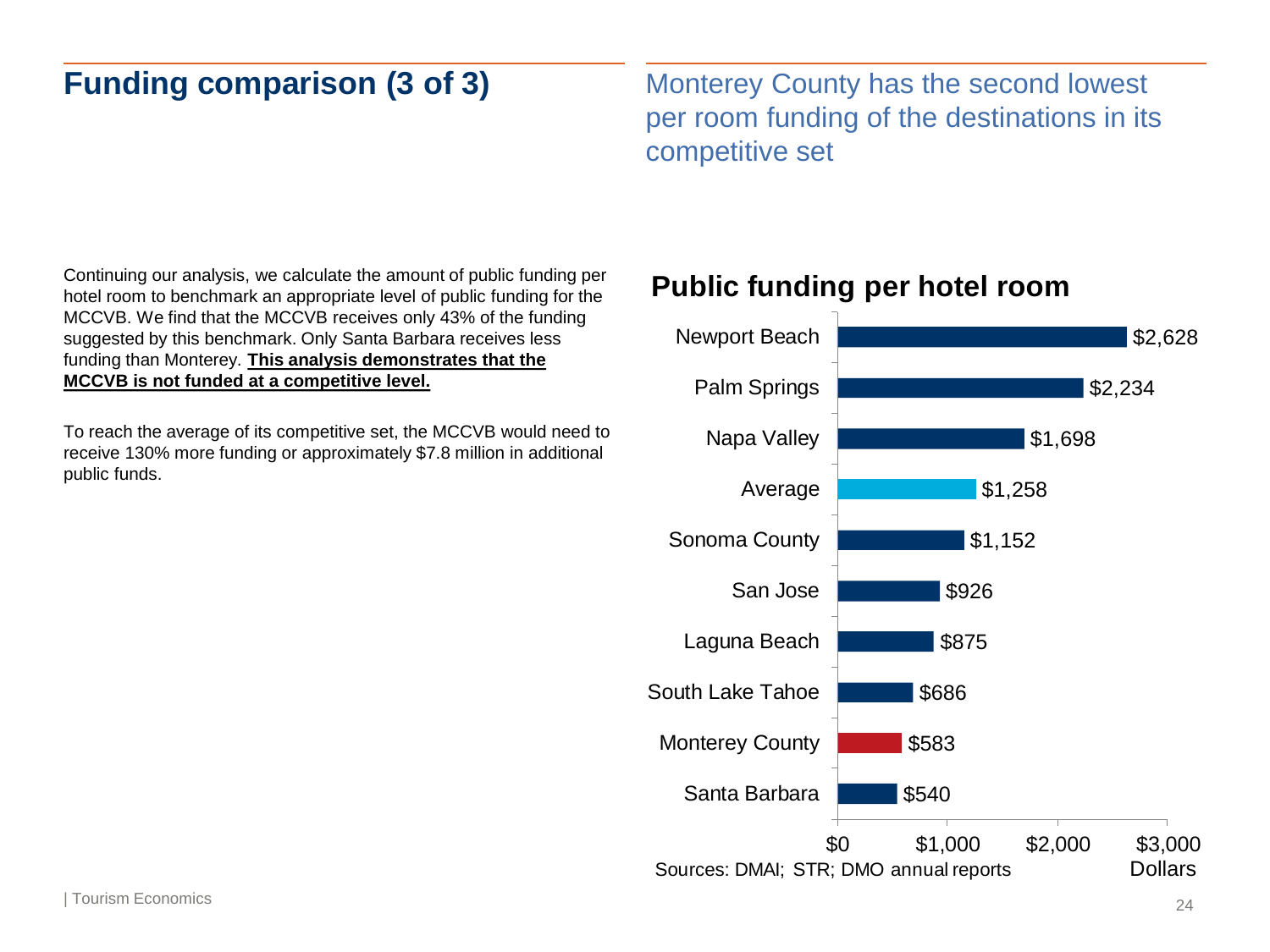# Funding comparison (3 of 3)

## Monterey County has the second lowest per room funding of the destinations in its competitive set

Continuing our analysis, we calculate the amount of public funding per hotel room to benchmark an appropriate level of public funding for the MCCVB. We find that the MCCVB receives only 43% of the funding suggested by this benchmark. Only Santa Barbara receives less funding than Monterey. **This analysis demonstrates that the MCCVB is not funded at a competitive level.**

To reach the average of its competitive set, the MCCVB would need to receive 130% more funding or approximately $7.8 million in additional public funds.

### Public funding per hotel room

| Destination | Dollars |
| --- | --- |
| Newport Beach | $2,628 |
| Palm Springs | $2,234 |
| Napa Valley | $1,698 |
| Average | $1,258 |
| Sonoma County | $1,152 |
| San Jose | $926 |
| Laguna Beach | $875 |
| South Lake Tahoe | $686 |
| Monterey County | $583 |
| Santa Barbara | $540 |

Sources: DMAI; STR; DMO annual reports

| Tourism Economics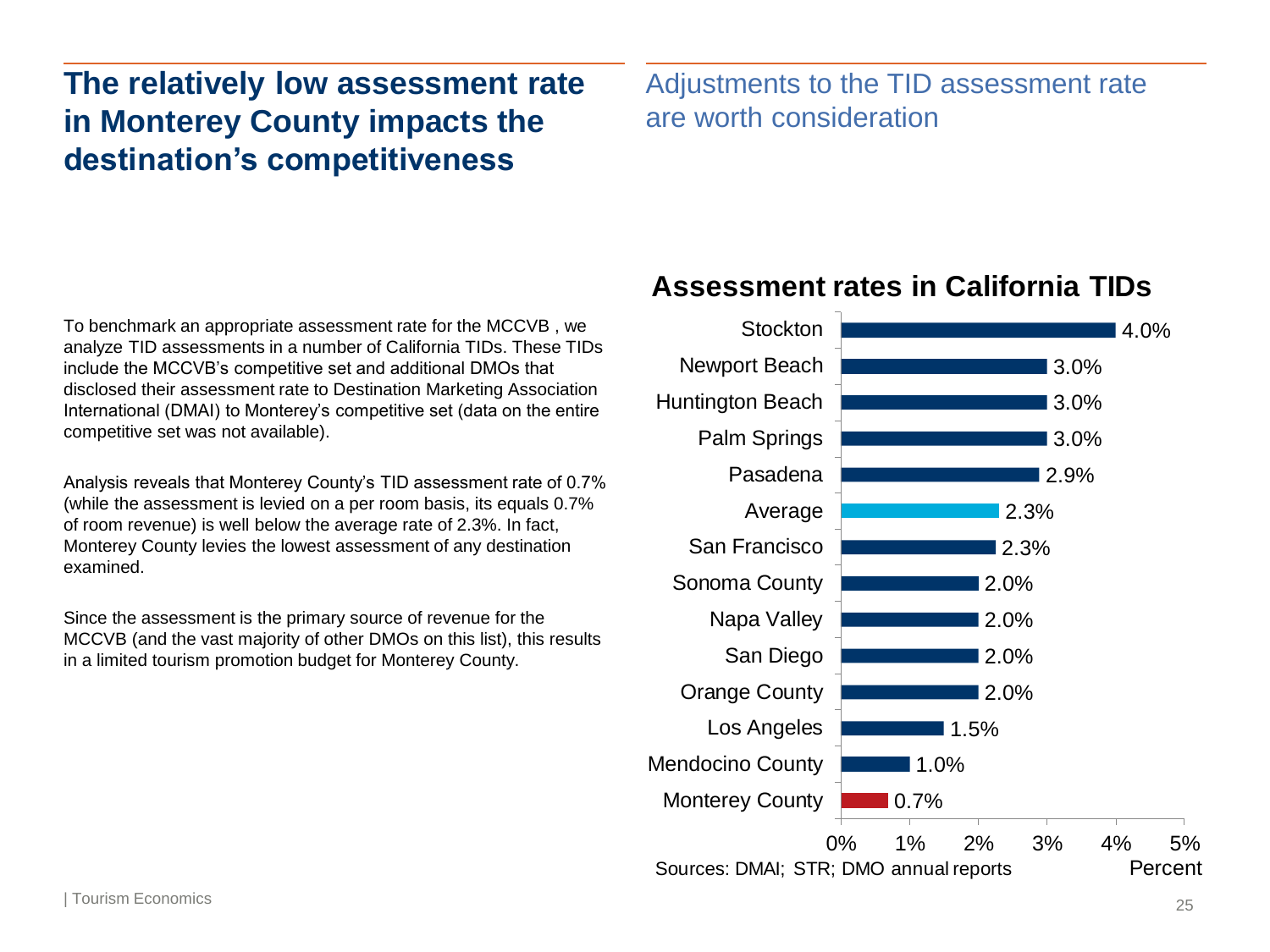# The relatively low assessment rate in Monterey County impacts the destination's competitiveness

## Adjustments to the TID assessment rate are worth consideration

To benchmark an appropriate assessment rate for the MCCVB , we analyze TID assessments in a number of California TIDs. These TIDs include the MCCVB's competitive set and additional DMOs that disclosed their assessment rate to Destination Marketing Association International (DMAI) to Monterey's competitive set (data on the entire competitive set was not available).

Analysis reveals that Monterey County's TID assessment rate of 0.7% (while the assessment is levied on a per room basis, its equals 0.7% of room revenue) is well below the average rate of 2.3%. In fact, Monterey County levies the lowest assessment of any destination examined.

Since the assessment is the primary source of revenue for the MCCVB (and the vast majority of other DMOs on this list), this results in a limited tourism promotion budget for Monterey County.

### Assessment rates in California TIDs

| Destination | Percent |
|---|---|
| Stockton | 4.0% |
| Newport Beach | 3.0% |
| Huntington Beach | 3.0% |
| Palm Springs | 3.0% |
| Pasadena | 2.9% |
| Average | 2.3% |
| San Francisco | 2.3% |
| Sonoma County | 2.0% |
| Napa Valley | 2.0% |
| San Diego | 2.0% |
| Orange County | 2.0% |
| Los Angeles | 1.5% |
| Mendocino County | 1.0% |
| Monterey County | 0.7% |

Sources: DMAI; STR; DMO annual reports

| Tourism Economics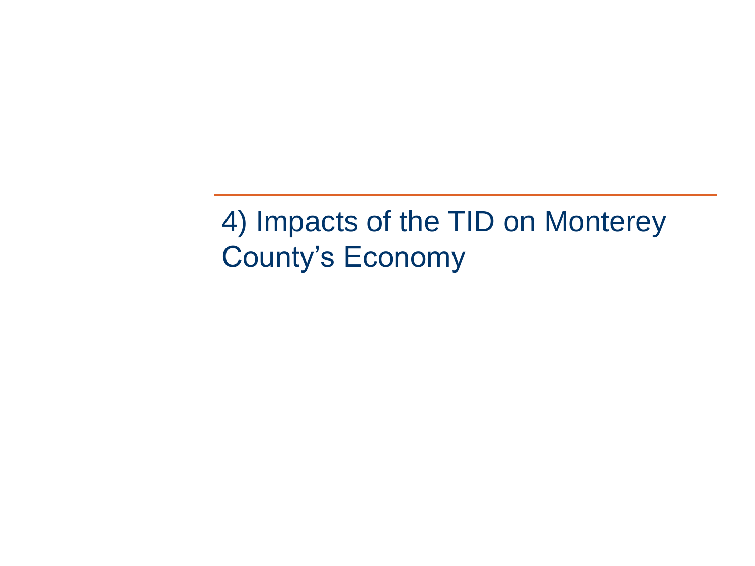# 4) Impacts of the TID on Monterey County's Economy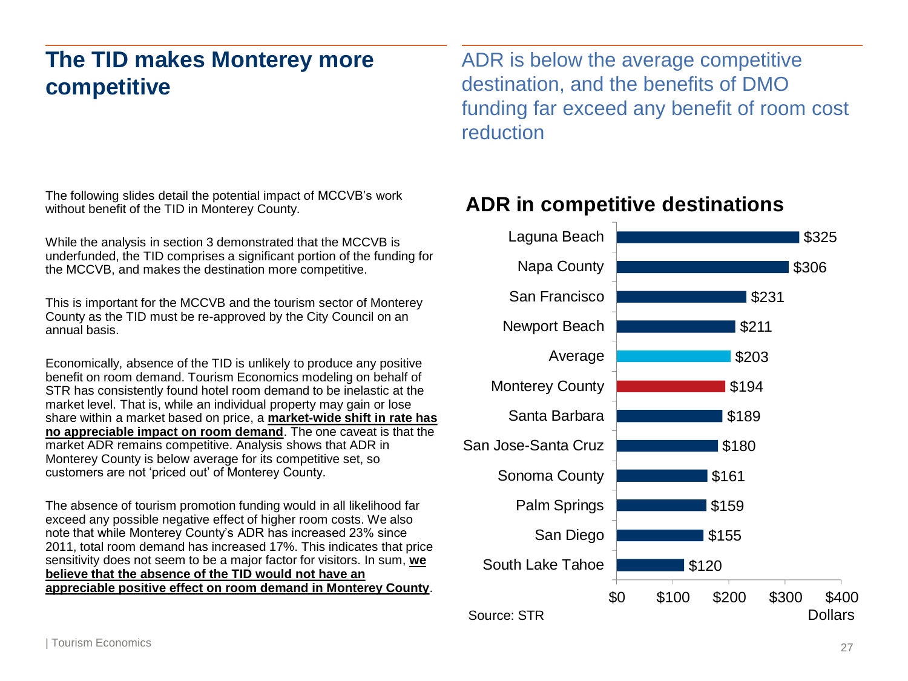# The TID makes Monterey more competitive

ADR is below the average competitive destination, and the benefits of DMO funding far exceed any benefit of room cost reduction

The following slides detail the potential impact of MCCVB's work without benefit of the TID in Monterey County.

While the analysis in section 3 demonstrated that the MCCVB is underfunded, the TID comprises a significant portion of the funding for the MCCVB, and makes the destination more competitive.

This is important for the MCCVB and the tourism sector of Monterey County as the TID must be re-approved by the City Council on an annual basis.

Economically, absence of the TID is unlikely to produce any positive benefit on room demand. Tourism Economics modeling on behalf of STR has consistently found hotel room demand to be inelastic at the market level. That is, while an individual property may gain or lose share within a market based on price, a **market-wide shift in rate has no appreciable impact on room demand**. The one caveat is that the market ADR remains competitive. Analysis shows that ADR in Monterey County is below average for its competitive set, so customers are not 'priced out' of Monterey County.

The absence of tourism promotion funding would in all likelihood far exceed any possible negative effect of higher room costs. We also note that while Monterey County's ADR has increased 23% since 2011, total room demand has increased 17%. This indicates that price sensitivity does not seem to be a major factor for visitors. In sum, **we believe that the absence of the TID would not have an appreciable positive effect on room demand in Monterey County**.

## ADR in competitive destinations

| Destination | ADR (Dollars) |
|---|---|
| Laguna Beach | $325 |
| Napa County | $306 |
| San Francisco | $231 |
| Newport Beach | $211 |
| Average | $203 |
| Monterey County | $194 |
| Santa Barbara | $189 |
| San Jose-Santa Cruz | $180 |
| Sonoma County | $161 |
| Palm Springs | $159 |
| San Diego | $155 |
| South Lake Tahoe | $120 |

Source: STR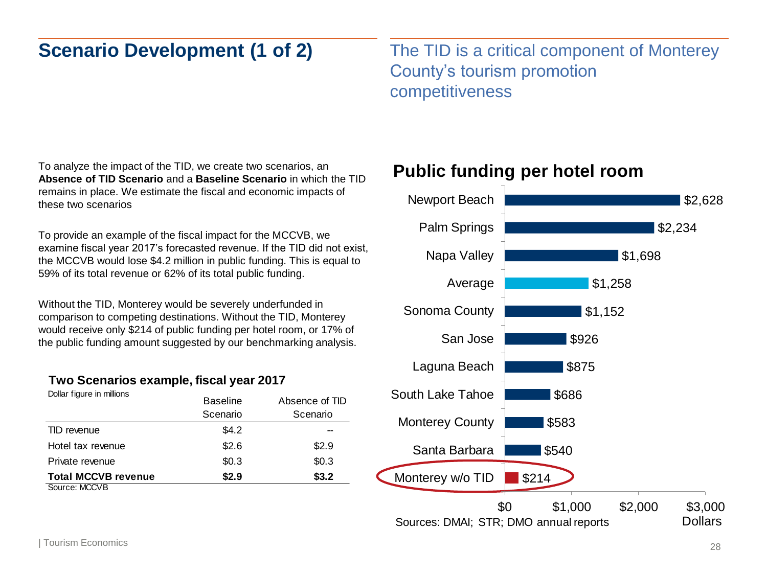# Scenario Development (1 of 2)

## The TID is a critical component of Monterey County's tourism promotion competitiveness

To analyze the impact of the TID, we create two scenarios, an **Absence of TID Scenario** and a **Baseline Scenario** in which the TID remains in place. We estimate the fiscal and economic impacts of these two scenarios

To provide an example of the fiscal impact for the MCCVB, we examine fiscal year 2017's forecasted revenue. If the TID did not exist, the MCCVB would lose $4.2 million in public funding. This is equal to 59% of its total revenue or 62% of its total public funding.

Without the TID, Monterey would be severely underfunded in comparison to competing destinations. Without the TID, Monterey would receive only $214 of public funding per hotel room, or 17% of the public funding amount suggested by our benchmarking analysis.

### Two Scenarios example, fiscal year 2017

Dollar figure in millions

| | Baseline Scenario | Absence of TID Scenario |
|---|---|---|
| TID revenue | $4.2 | -- |
| Hotel tax revenue | $2.6 | $2.9 |
| Private revenue | $0.3 | $0.3 |
| **Total MCCVB revenue** | **$2.9** | **$3.2** |

Source: MCCVB

### Public funding per hotel room

| | Dollars |
|---|---|
| Newport Beach | $2,628 |
| Palm Springs | $2,234 |
| Napa Valley | $1,698 |
| Average | $1,258 |
| Sonoma County | $1,152 |
| San Jose | $926 |
| Laguna Beach | $875 |
| South Lake Tahoe | $686 |
| Monterey County | $583 |
| Santa Barbara | $540 |
| Monterey w/o TID | $214 |

Sources: DMAI; STR; DMO annual reports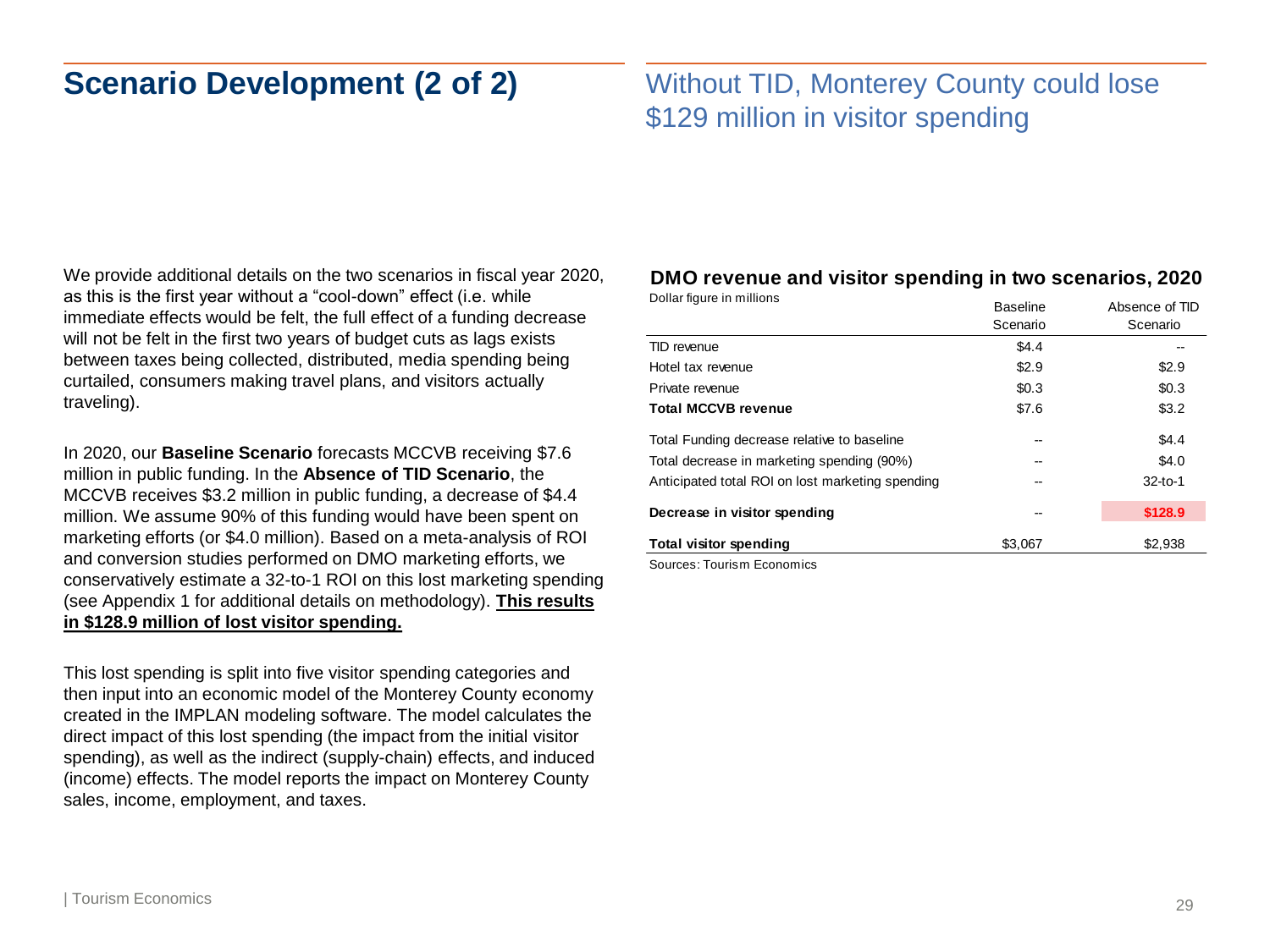# Scenario Development (2 of 2)

## Without TID, Monterey County could lose $129 million in visitor spending

We provide additional details on the two scenarios in fiscal year 2020, as this is the first year without a "cool-down" effect (i.e. while immediate effects would be felt, the full effect of a funding decrease will not be felt in the first two years of budget cuts as lags exists between taxes being collected, distributed, media spending being curtailed, consumers making travel plans, and visitors actually traveling).

In 2020, our **Baseline Scenario** forecasts MCCVB receiving $7.6 million in public funding. In the **Absence of TID Scenario**, the MCCVB receives $3.2 million in public funding, a decrease of $4.4 million. We assume 90% of this funding would have been spent on marketing efforts (or $4.0 million). Based on a meta-analysis of ROI and conversion studies performed on DMO marketing efforts, we conservatively estimate a 32-to-1 ROI on this lost marketing spending (see Appendix 1 for additional details on methodology). **This results in $128.9 million of lost visitor spending.**

This lost spending is split into five visitor spending categories and then input into an economic model of the Monterey County economy created in the IMPLAN modeling software. The model calculates the direct impact of this lost spending (the impact from the initial visitor spending), as well as the indirect (supply-chain) effects, and induced (income) effects. The model reports the impact on Monterey County sales, income, employment, and taxes.

**DMO revenue and visitor spending in two scenarios, 2020**

Dollar figure in millions

| | Baseline Scenario | Absence of TID Scenario |
|---|---|---|
| TID revenue | $4.4 | -- |
| Hotel tax revenue | $2.9 | $2.9 |
| Private revenue | $0.3 | $0.3 |
| **Total MCCVB revenue** | $7.6 | $3.2 |
| Total Funding decrease relative to baseline | -- | $4.4 |
| Total decrease in marketing spending (90%) | -- | $4.0 |
| Anticipated total ROI on lost marketing spending | -- | 32-to-1 |
| **Decrease in visitor spending** | -- | **$128.9** |
| **Total visitor spending** | $3,067 | $2,938 |

Sources: Tourism Economics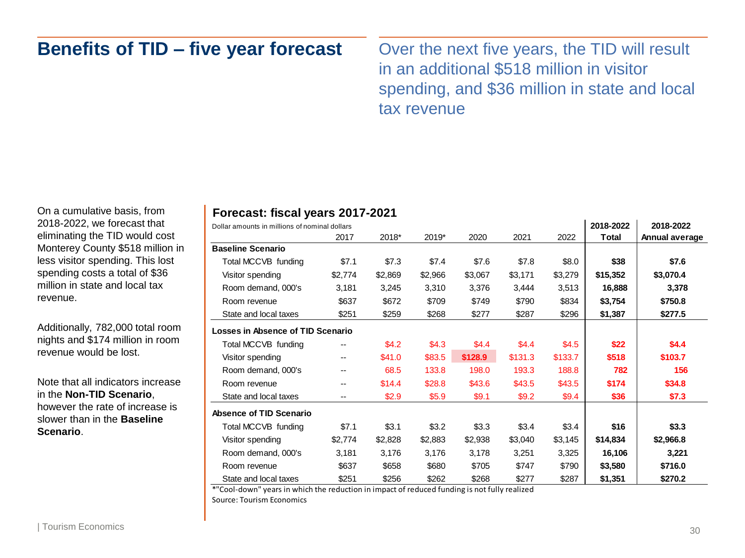# Benefits of TID – five year forecast

Over the next five years, the TID will result in an additional $518 million in visitor spending, and $36 million in state and local tax revenue

On a cumulative basis, from 2018-2022, we forecast that eliminating the TID would cost Monterey County $518 million in less visitor spending. This lost spending costs a total of $36 million in state and local tax revenue.

Additionally, 782,000 total room nights and $174 million in room revenue would be lost.

Note that all indicators increase in the **Non-TID Scenario**, however the rate of increase is slower than in the **Baseline Scenario**.

### Forecast: fiscal years 2017-2021

Dollar amounts in millions of nominal dollars

| | 2017 | 2018* | 2019* | 2020 | 2021 | 2022 | 2018-2022 Total | 2018-2022 Annual average |
|---|---|---|---|---|---|---|---|---|
| **Baseline Scenario** | | | | | | | | |
| Total MCCVB funding | $7.1 | $7.3 | $7.4 | $7.6 | $7.8 | $8.0 | **$38** | **$7.6** |
| Visitor spending | $2,774 | $2,869 | $2,966 | $3,067 | $3,171 | $3,279 | **$15,352** | **$3,070.4** |
| Room demand, 000's | 3,181 | 3,245 | 3,310 | 3,376 | 3,444 | 3,513 | **16,888** | **3,378** |
| Room revenue | $637 | $672 | $709 | $749 | $790 | $834 | **$3,754** | **$750.8** |
| State and local taxes | $251 | $259 | $268 | $277 | $287 | $296 | **$1,387** | **$277.5** |
| **Losses in Absence of TID Scenario** | | | | | | | | |
| Total MCCVB funding | -- | $4.2 | $4.3 | $4.4 | $4.4 | $4.5 | **$22** | **$4.4** |
| Visitor spending | -- | $41.0 | $83.5 | **$128.9** | $131.3 | $133.7 | **$518** | **$103.7** |
| Room demand, 000's | -- | 68.5 | 133.8 | 198.0 | 193.3 | 188.8 | **782** | **156** |
| Room revenue | -- | $14.4 | $28.8 | $43.6 | $43.5 | $43.5 | **$174** | **$34.8** |
| State and local taxes | -- | $2.9 | $5.9 | $9.1 | $9.2 | $9.4 | **$36** | **$7.3** |
| **Absence of TID Scenario** | | | | | | | | |
| Total MCCVB funding | $7.1 | $3.1 | $3.2 | $3.3 | $3.4 | $3.4 | **$16** | **$3.3** |
| Visitor spending | $2,774 | $2,828 | $2,883 | $2,938 | $3,040 | $3,145 | **$14,834** | **$2,966.8** |
| Room demand, 000's | 3,181 | 3,176 | 3,176 | 3,178 | 3,251 | 3,325 | **16,106** | **3,221** |
| Room revenue | $637 | $658 | $680 | $705 | $747 | $790 | **$3,580** | **$716.0** |
| State and local taxes | $251 | $256 | $262 | $268 | $277 | $287 | **$1,351** | **$270.2** |

*"Cool-down" years in which the reduction in impact of reduced funding is not fully realized

Source: Tourism Economics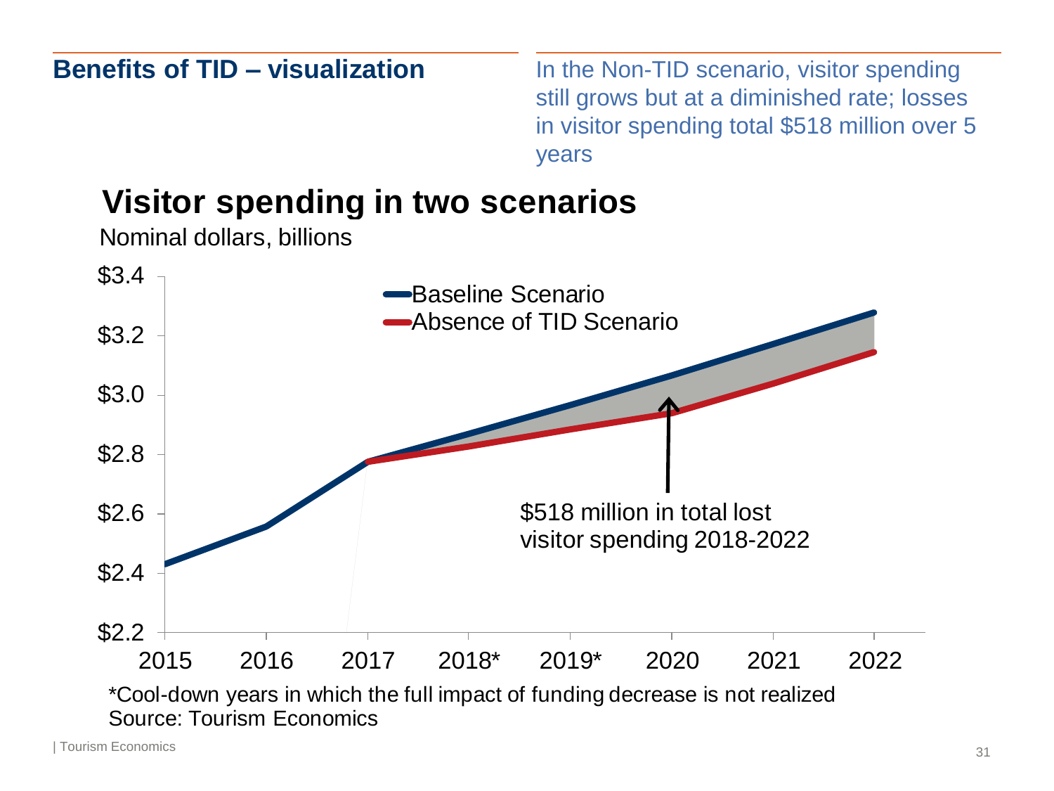## Benefits of TID – visualization

In the Non-TID scenario, visitor spending still grows but at a diminished rate; losses in visitor spending total $518 million over 5 years

### Visitor spending in two scenarios

Nominal dollars, billions

- Baseline Scenario
- Absence of TID Scenario

$518 million in total lost visitor spending 2018-2022

*Cool-down years in which the full impact of funding decrease is not realized
Source: Tourism Economics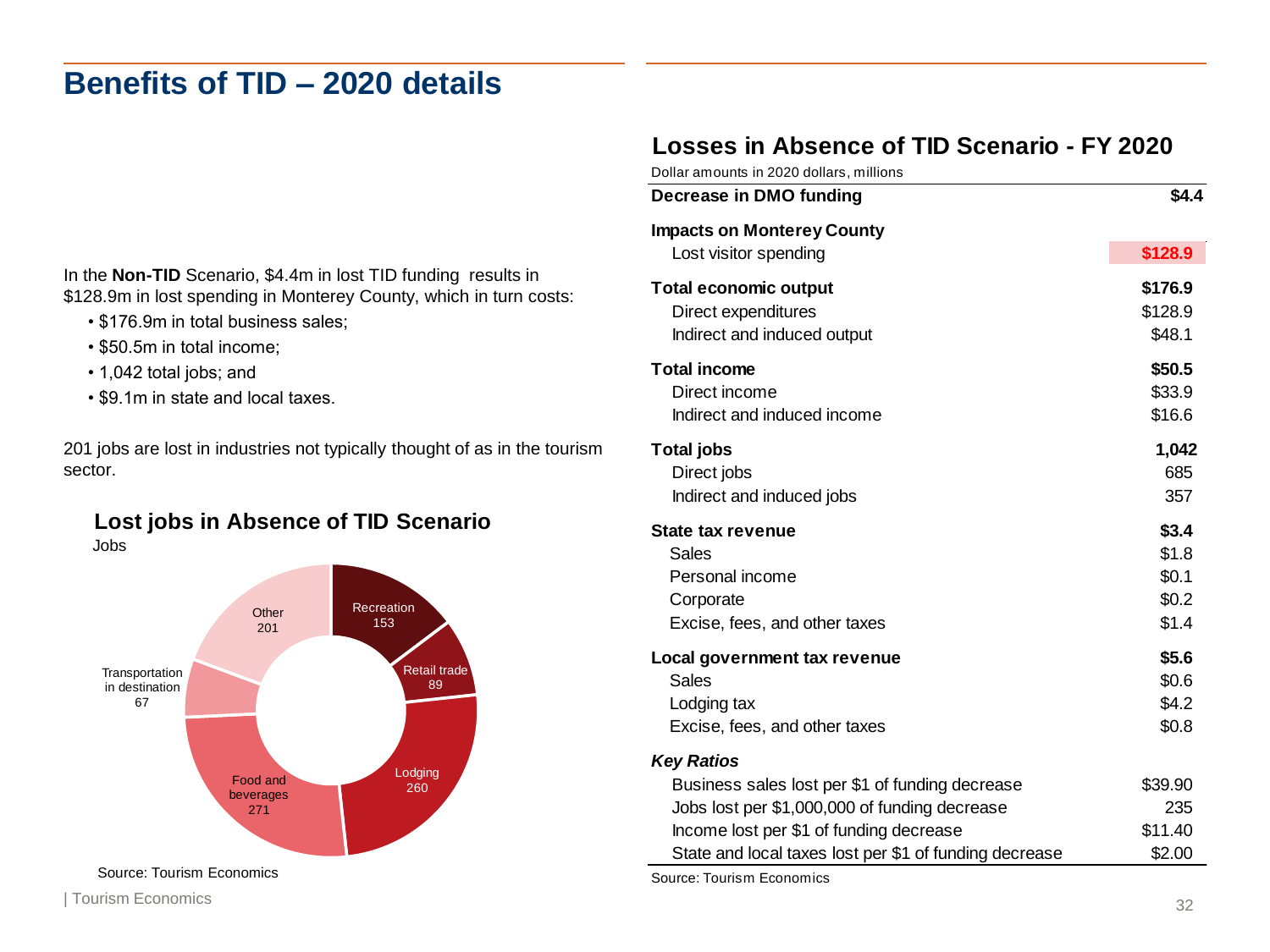# Benefits of TID – 2020 details

In the **Non-TID** Scenario, $4.4m in lost TID funding results in $128.9m in lost spending in Monterey County, which in turn costs:

- $176.9m in total business sales;
- $50.5m in total income;
- 1,042 total jobs; and
- $9.1m in state and local taxes.

201 jobs are lost in industries not typically thought of as in the tourism sector.

### Lost jobs in Absence of TID Scenario

Jobs

| Industry | Jobs |
|---|---|
| Recreation | 153 |
| Retail trade | 89 |
| Lodging | 260 |
| Food and beverages | 271 |
| Transportation in destination | 67 |
| Other | 201 |

Source: Tourism Economics

### Losses in Absence of TID Scenario - FY 2020

Dollar amounts in 2020 dollars, millions

| | |
|---|---|
| **Decrease in DMO funding** | **$4.4** |
| **Impacts on Monterey County** | |
| Lost visitor spending | **$128.9** |
| **Total economic output** | **$176.9** |
| Direct expenditures | $128.9 |
| Indirect and induced output | $48.1 |
| **Total income** | **$50.5** |
| Direct income | $33.9 |
| Indirect and induced income | $16.6 |
| **Total jobs** | **1,042** |
| Direct jobs | 685 |
| Indirect and induced jobs | 357 |
| **State tax revenue** | **$3.4** |
| Sales | $1.8 |
| Personal income | $0.1 |
| Corporate | $0.2 |
| Excise, fees, and other taxes | $1.4 |
| **Local government tax revenue** | **$5.6** |
| Sales | $0.6 |
| Lodging tax | $4.2 |
| Excise, fees, and other taxes | $0.8 |
| ***Key Ratios*** | |
| Business sales lost per $1 of funding decrease | $39.90 |
| Jobs lost per $1,000,000 of funding decrease | 235 |
| Income lost per $1 of funding decrease | $11.40 |
| State and local taxes lost per $1 of funding decrease | $2.00 |

Source: Tourism Economics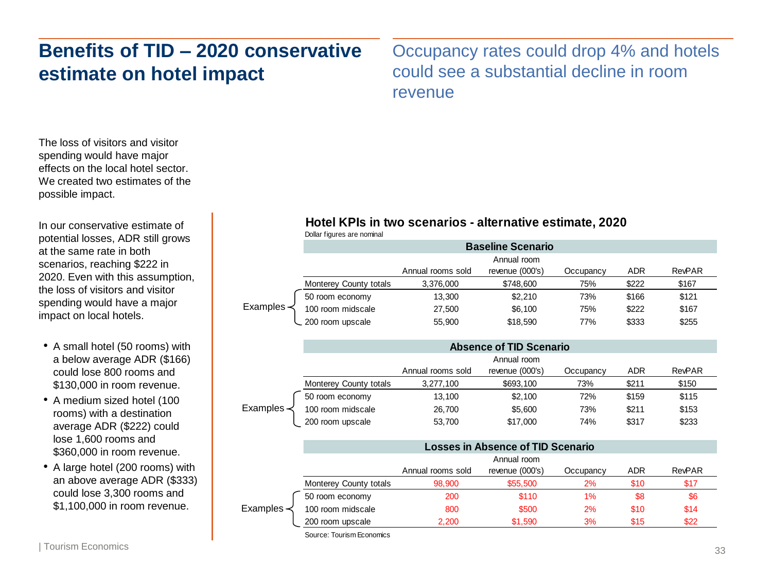# Benefits of TID – 2020 conservative estimate on hotel impact

## Occupancy rates could drop 4% and hotels could see a substantial decline in room revenue

The loss of visitors and visitor spending would have major effects on the local hotel sector. We created two estimates of the possible impact.

In our conservative estimate of potential losses, ADR still grows at the same rate in both scenarios, reaching $222 in 2020. Even with this assumption, the loss of visitors and visitor spending would have a major impact on local hotels.

- A small hotel (50 rooms) with a below average ADR ($166) could lose 800 rooms and $130,000 in room revenue.
- A medium sized hotel (100 rooms) with a destination average ADR ($222) could lose 1,600 rooms and $360,000 in room revenue.
- A large hotel (200 rooms) with an above average ADR ($333) could lose 3,300 rooms and $1,100,000 in room revenue.

**Hotel KPIs in two scenarios - alternative estimate, 2020**

Dollar figures are nominal

**Baseline Scenario**

| | | Annual rooms sold | Annual room revenue (000's) | Occupancy | ADR | RevPAR |
|---|---|---|---|---|---|---|
| | Monterey County totals | 3,376,000 | $748,600 | 75% | $222 | $167 |
| Examples | 50 room economy | 13,300 | $2,210 | 73% | $166 | $121 |
| | 100 room midscale | 27,500 | $6,100 | 75% | $222 | $167 |
| | 200 room upscale | 55,900 | $18,590 | 77% | $333 | $255 |

**Absence of TID Scenario**

| | | Annual rooms sold | Annual room revenue (000's) | Occupancy | ADR | RevPAR |
|---|---|---|---|---|---|---|
| | Monterey County totals | 3,277,100 | $693,100 | 73% | $211 | $150 |
| Examples | 50 room economy | 13,100 | $2,100 | 72% | $159 | $115 |
| | 100 room midscale | 26,700 | $5,600 | 73% | $211 | $153 |
| | 200 room upscale | 53,700 | $17,000 | 74% | $317 | $233 |

**Losses in Absence of TID Scenario**

| | | Annual rooms sold | Annual room revenue (000's) | Occupancy | ADR | RevPAR |
|---|---|---|---|---|---|---|
| | Monterey County totals | 98,900 | $55,500 | 2% | $10 | $17 |
| Examples | 50 room economy | 200 | $110 | 1% | $8 | $6 |
| | 100 room midscale | 800 | $500 | 2% | $10 | $14 |
| | 200 room upscale | 2,200 | $1,590 | 3% | $15 | $22 |

Source: Tourism Economics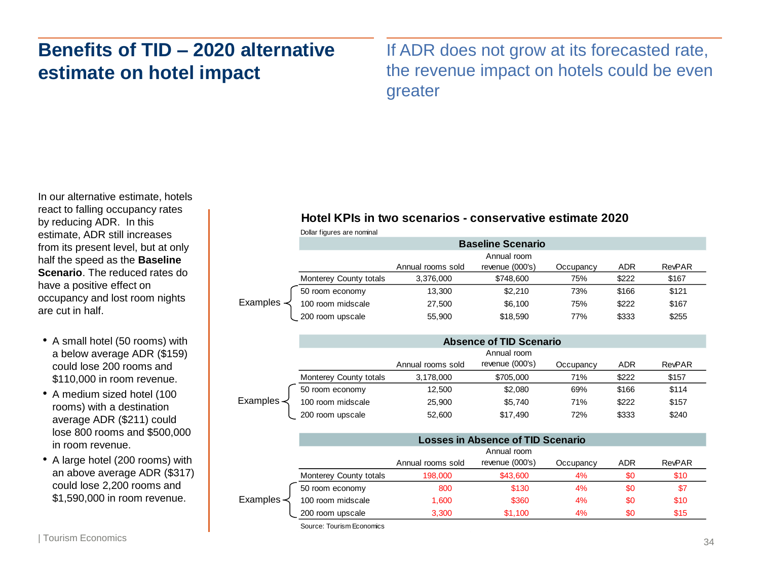# Benefits of TID – 2020 alternative estimate on hotel impact

If ADR does not grow at its forecasted rate, the revenue impact on hotels could be even greater

In our alternative estimate, hotels react to falling occupancy rates by reducing ADR. In this estimate, ADR still increases from its present level, but at only half the speed as the **Baseline Scenario**. The reduced rates do have a positive effect on occupancy and lost room nights are cut in half.

- A small hotel (50 rooms) with a below average ADR ($159) could lose 200 rooms and $110,000 in room revenue.
- A medium sized hotel (100 rooms) with a destination average ADR ($211) could lose 800 rooms and $500,000 in room revenue.
- A large hotel (200 rooms) with an above average ADR ($317) could lose 2,200 rooms and $1,590,000 in room revenue.

**Hotel KPIs in two scenarios - conservative estimate 2020**

Dollar figures are nominal

**Baseline Scenario**

| | | Annual rooms sold | Annual room revenue (000's) | Occupancy | ADR | RevPAR |
|---|---|---|---|---|---|---|
| | Monterey County totals | 3,376,000 | $748,600 | 75% | $222 | $167 |
| Examples | 50 room economy | 13,300 | $2,210 | 73% | $166 | $121 |
| | 100 room midscale | 27,500 | $6,100 | 75% | $222 | $167 |
| | 200 room upscale | 55,900 | $18,590 | 77% | $333 | $255 |

**Absence of TID Scenario**

| | | Annual rooms sold | Annual room revenue (000's) | Occupancy | ADR | RevPAR |
|---|---|---|---|---|---|---|
| | Monterey County totals | 3,178,000 | $705,000 | 71% | $222 | $157 |
| Examples | 50 room economy | 12,500 | $2,080 | 69% | $166 | $114 |
| | 100 room midscale | 25,900 | $5,740 | 71% | $222 | $157 |
| | 200 room upscale | 52,600 | $17,490 | 72% | $333 | $240 |

**Losses in Absence of TID Scenario**

| | | Annual rooms sold | Annual room revenue (000's) | Occupancy | ADR | RevPAR |
|---|---|---|---|---|---|---|
| | Monterey County totals | 198,000 | $43,600 | 4% | $0 | $10 |
| Examples | 50 room economy | 800 | $130 | 4% | $0 | $7 |
| | 100 room midscale | 1,600 | $360 | 4% | $0 | $10 |
| | 200 room upscale | 3,300 | $1,100 | 4% | $0 | $15 |

Source: Tourism Economics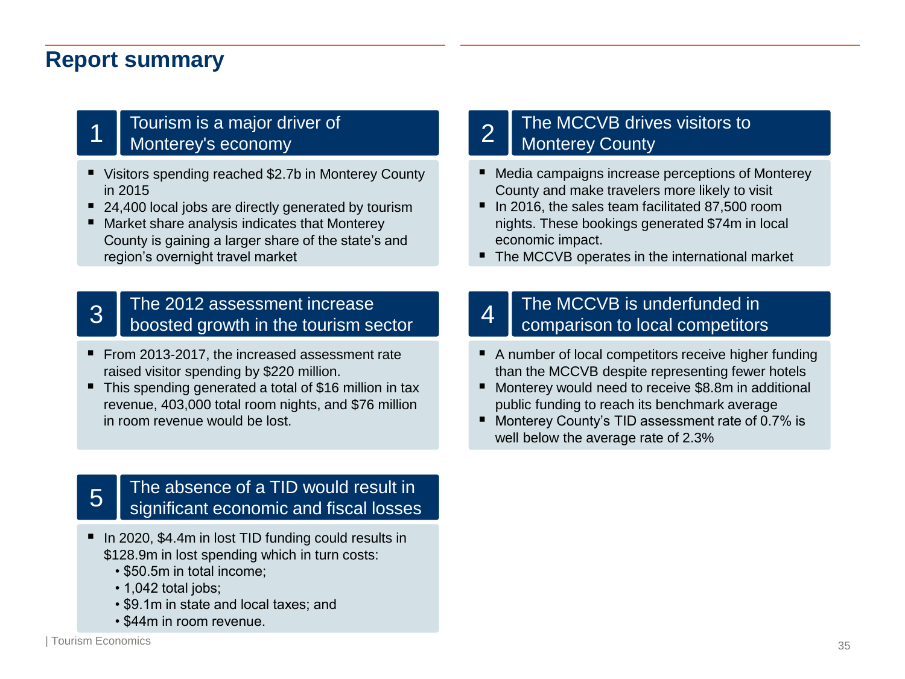# Report summary

## 1 Tourism is a major driver of Monterey's economy

- Visitors spending reached $2.7b in Monterey County in 2015
- 24,400 local jobs are directly generated by tourism
- Market share analysis indicates that Monterey County is gaining a larger share of the state's and region's overnight travel market

## 2 The MCCVB drives visitors to Monterey County

- Media campaigns increase perceptions of Monterey County and make travelers more likely to visit
- In 2016, the sales team facilitated 87,500 room nights. These bookings generated $74m in local economic impact.
- The MCCVB operates in the international market

## 3 The 2012 assessment increase boosted growth in the tourism sector

- From 2013-2017, the increased assessment rate raised visitor spending by $220 million.
- This spending generated a total of $16 million in tax revenue, 403,000 total room nights, and $76 million in room revenue would be lost.

## 4 The MCCVB is underfunded in comparison to local competitors

- A number of local competitors receive higher funding than the MCCVB despite representing fewer hotels
- Monterey would need to receive $8.8m in additional public funding to reach its benchmark average
- Monterey County's TID assessment rate of 0.7% is well below the average rate of 2.3%

## 5 The absence of a TID would result in significant economic and fiscal losses

- In 2020, $4.4m in lost TID funding could results in $128.9m in lost spending which in turn costs:
  - $50.5m in total income;
  - 1,042 total jobs;
  - $9.1m in state and local taxes; and
  - $44m in room revenue.

| Tourism Economics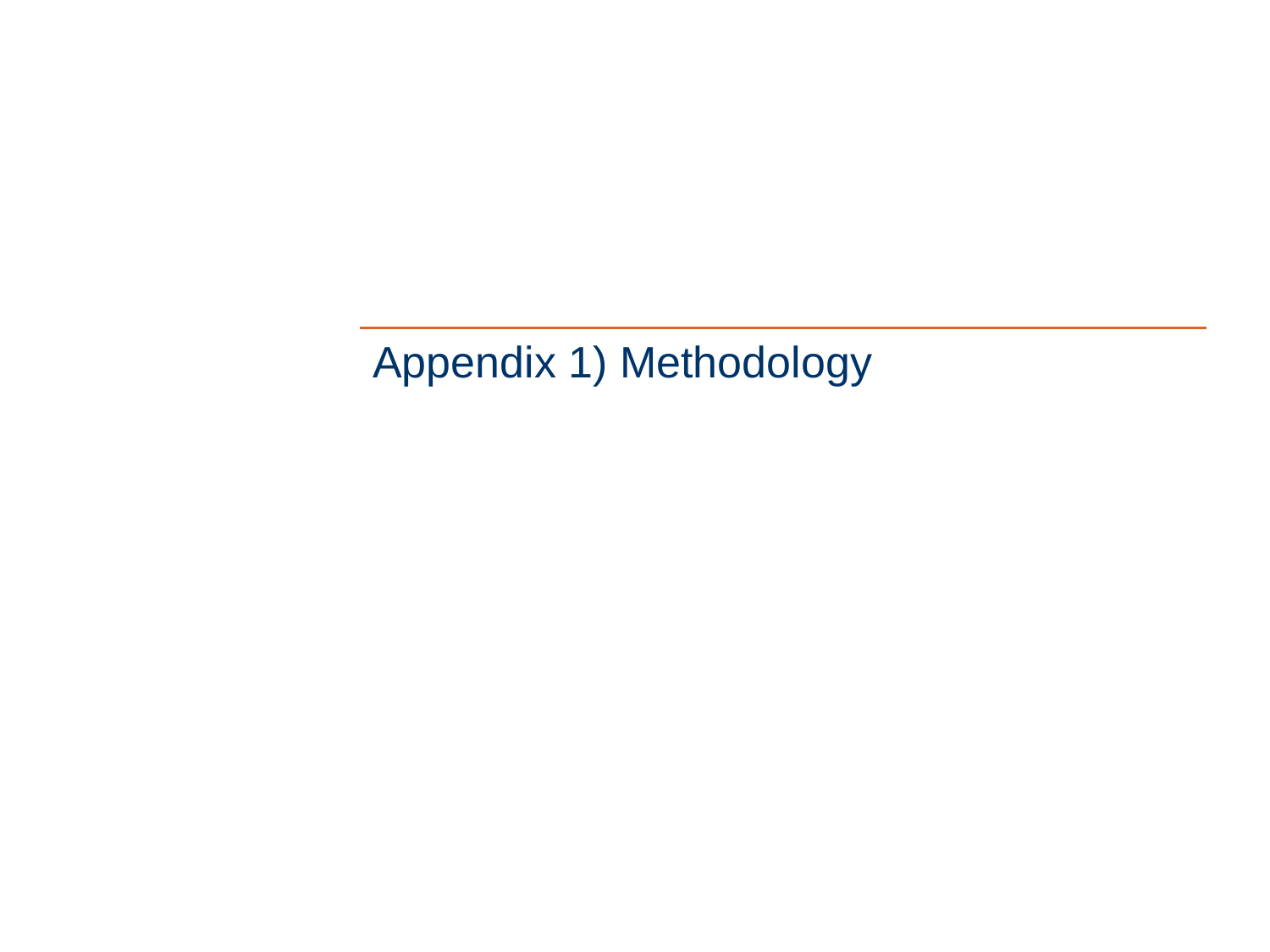# Appendix 1) Methodology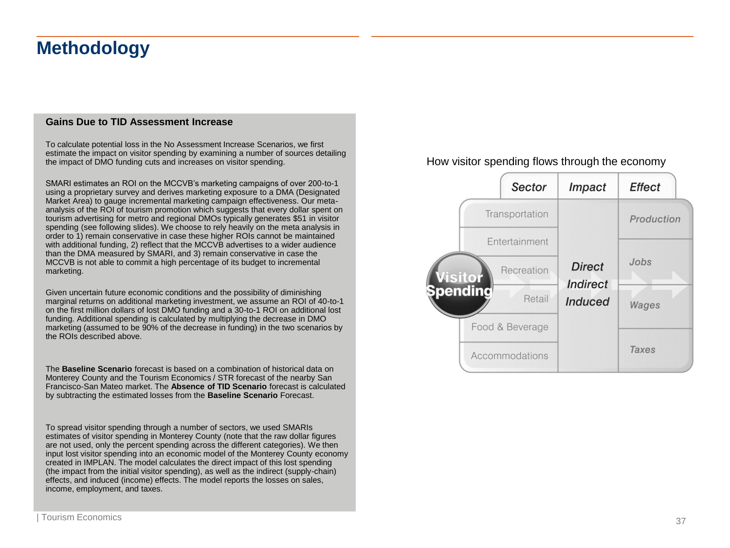# Methodology

### Gains Due to TID Assessment Increase

To calculate potential loss in the No Assessment Increase Scenarios, we first estimate the impact on visitor spending by examining a number of sources detailing the impact of DMO funding cuts and increases on visitor spending.

SMARI estimates an ROI on the MCCVB's marketing campaigns of over 200-to-1 using a proprietary survey and derives marketing exposure to a DMA (Designated Market Area) to gauge incremental marketing campaign effectiveness. Our meta-analysis of the ROI of tourism promotion which suggests that every dollar spent on tourism advertising for metro and regional DMOs typically generates $51 in visitor spending (see following slides). We choose to rely heavily on the meta analysis in order to 1) remain conservative in case these higher ROIs cannot be maintained with additional funding, 2) reflect that the MCCVB advertises to a wider audience than the DMA measured by SMARI, and 3) remain conservative in case the MCCVB is not able to commit a high percentage of its budget to incremental marketing.

Given uncertain future economic conditions and the possibility of diminishing marginal returns on additional marketing investment, we assume an ROI of 40-to-1 on the first million dollars of lost DMO funding and a 30-to-1 ROI on additional lost funding. Additional spending is calculated by multiplying the decrease in DMO marketing (assumed to be 90% of the decrease in funding) in the two scenarios by the ROIs described above.

The **Baseline Scenario** forecast is based on a combination of historical data on Monterey County and the Tourism Economics / STR forecast of the nearby San Francisco-San Mateo market. The **Absence of TID Scenario** forecast is calculated by subtracting the estimated losses from the **Baseline Scenario** Forecast.

To spread visitor spending through a number of sectors, we used SMARIs estimates of visitor spending in Monterey County (note that the raw dollar figures are not used, only the percent spending across the different categories). We then input lost visitor spending into an economic model of the Monterey County economy created in IMPLAN. The model calculates the direct impact of this lost spending (the impact from the initial visitor spending), as well as the indirect (supply-chain) effects, and induced (income) effects. The model reports the losses on sales, income, employment, and taxes.

How visitor spending flows through the economy

| Sector | Impact | Effect |
|---|---|---|
| Transportation | Direct | Production |
| Entertainment | Indirect | Jobs |
| Recreation | Induced | Wages |
| Retail | | Taxes |
| Food & Beverage | | |
| Accommodations | | |

Visitor Spending

| Tourism Economics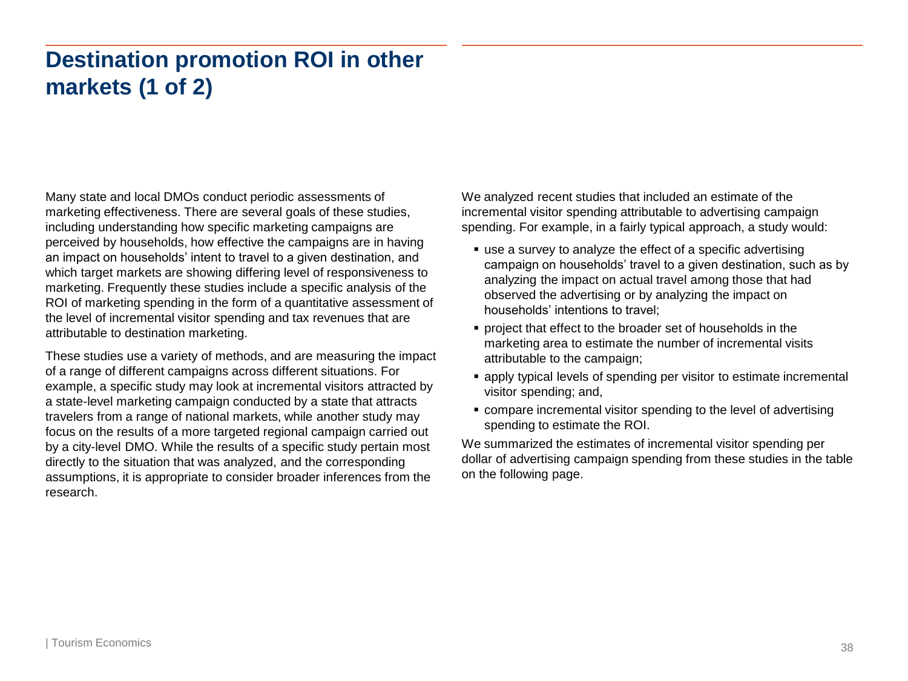# Destination promotion ROI in other markets (1 of 2)

Many state and local DMOs conduct periodic assessments of marketing effectiveness. There are several goals of these studies, including understanding how specific marketing campaigns are perceived by households, how effective the campaigns are in having an impact on households' intent to travel to a given destination, and which target markets are showing differing level of responsiveness to marketing. Frequently these studies include a specific analysis of the ROI of marketing spending in the form of a quantitative assessment of the level of incremental visitor spending and tax revenues that are attributable to destination marketing.

These studies use a variety of methods, and are measuring the impact of a range of different campaigns across different situations. For example, a specific study may look at incremental visitors attracted by a state-level marketing campaign conducted by a state that attracts travelers from a range of national markets, while another study may focus on the results of a more targeted regional campaign carried out by a city-level DMO. While the results of a specific study pertain most directly to the situation that was analyzed, and the corresponding assumptions, it is appropriate to consider broader inferences from the research.

We analyzed recent studies that included an estimate of the incremental visitor spending attributable to advertising campaign spending. For example, in a fairly typical approach, a study would:

- use a survey to analyze the effect of a specific advertising campaign on households' travel to a given destination, such as by analyzing the impact on actual travel among those that had observed the advertising or by analyzing the impact on households' intentions to travel;
- project that effect to the broader set of households in the marketing area to estimate the number of incremental visits attributable to the campaign;
- apply typical levels of spending per visitor to estimate incremental visitor spending; and,
- compare incremental visitor spending to the level of advertising spending to estimate the ROI.

We summarized the estimates of incremental visitor spending per dollar of advertising campaign spending from these studies in the table on the following page.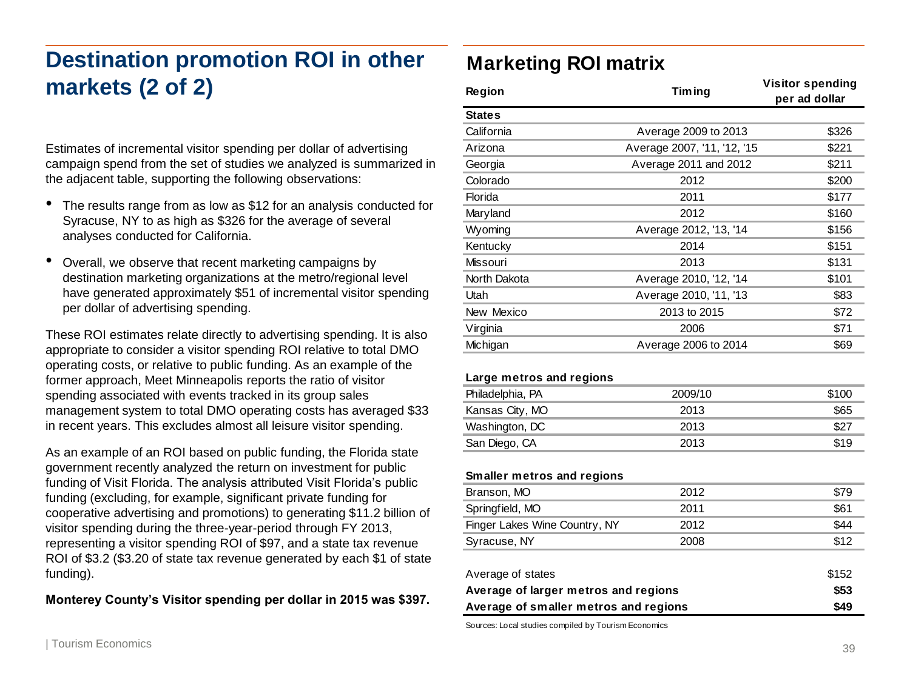# Destination promotion ROI in other markets (2 of 2)

Estimates of incremental visitor spending per dollar of advertising campaign spend from the set of studies we analyzed is summarized in the adjacent table, supporting the following observations:

- The results range from as low as $12 for an analysis conducted for Syracuse, NY to as high as $326 for the average of several analyses conducted for California.
- Overall, we observe that recent marketing campaigns by destination marketing organizations at the metro/regional level have generated approximately $51 of incremental visitor spending per dollar of advertising spending.

These ROI estimates relate directly to advertising spending. It is also appropriate to consider a visitor spending ROI relative to total DMO operating costs, or relative to public funding. As an example of the former approach, Meet Minneapolis reports the ratio of visitor spending associated with events tracked in its group sales management system to total DMO operating costs has averaged $33 in recent years. This excludes almost all leisure visitor spending.

As an example of an ROI based on public funding, the Florida state government recently analyzed the return on investment for public funding of Visit Florida. The analysis attributed Visit Florida's public funding (excluding, for example, significant private funding for cooperative advertising and promotions) to generating $11.2 billion of visitor spending during the three-year-period through FY 2013, representing a visitor spending ROI of $97, and a state tax revenue ROI of $3.2 ($3.20 of state tax revenue generated by each $1 of state funding).

**Monterey County's Visitor spending per dollar in 2015 was $397.**

## Marketing ROI matrix

| Region | Timing | Visitor spending per ad dollar |
|---|---|---|
| **States** | | |
| California | Average 2009 to 2013 | $326 |
| Arizona | Average 2007, '11, '12, '15 | $221 |
| Georgia | Average 2011 and 2012 | $211 |
| Colorado | 2012 | $200 |
| Florida | 2011 | $177 |
| Maryland | 2012 | $160 |
| Wyoming | Average 2012, '13, '14 | $156 |
| Kentucky | 2014 | $151 |
| Missouri | 2013 | $131 |
| North Dakota | Average 2010, '12, '14 | $101 |
| Utah | Average 2010, '11, '13 | $83 |
| New Mexico | 2013 to 2015 | $72 |
| Virginia | 2006 | $71 |
| Michigan | Average 2006 to 2014 | $69 |
| **Large metros and regions** | | |
| Philadelphia, PA | 2009/10 | $100 |
| Kansas City, MO | 2013 | $65 |
| Washington, DC | 2013 | $27 |
| San Diego, CA | 2013 | $19 |
| **Smaller metros and regions** | | |
| Branson, MO | 2012 | $79 |
| Springfield, MO | 2011 | $61 |
| Finger Lakes Wine Country, NY | 2012 | $44 |
| Syracuse, NY | 2008 | $12 |
| Average of states | | $152 |
| **Average of larger metros and regions** | | **$53** |
| **Average of smaller metros and regions** | | **$49** |

Sources: Local studies compiled by Tourism Economics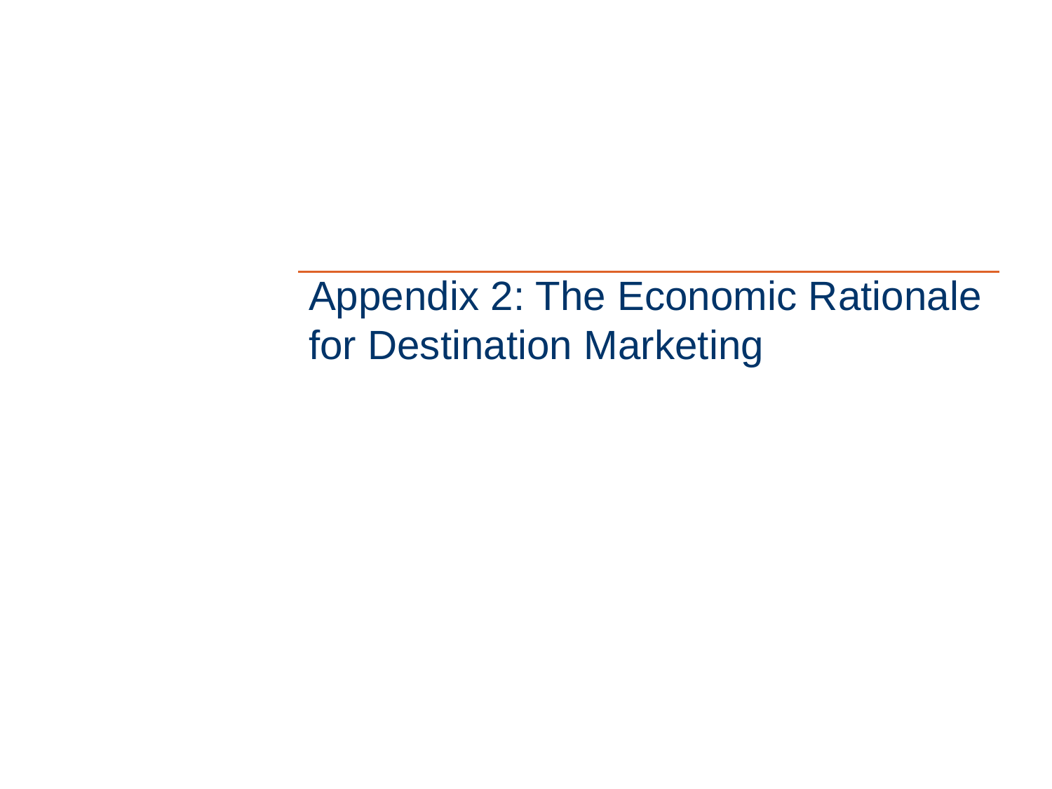# Appendix 2: The Economic Rationale for Destination Marketing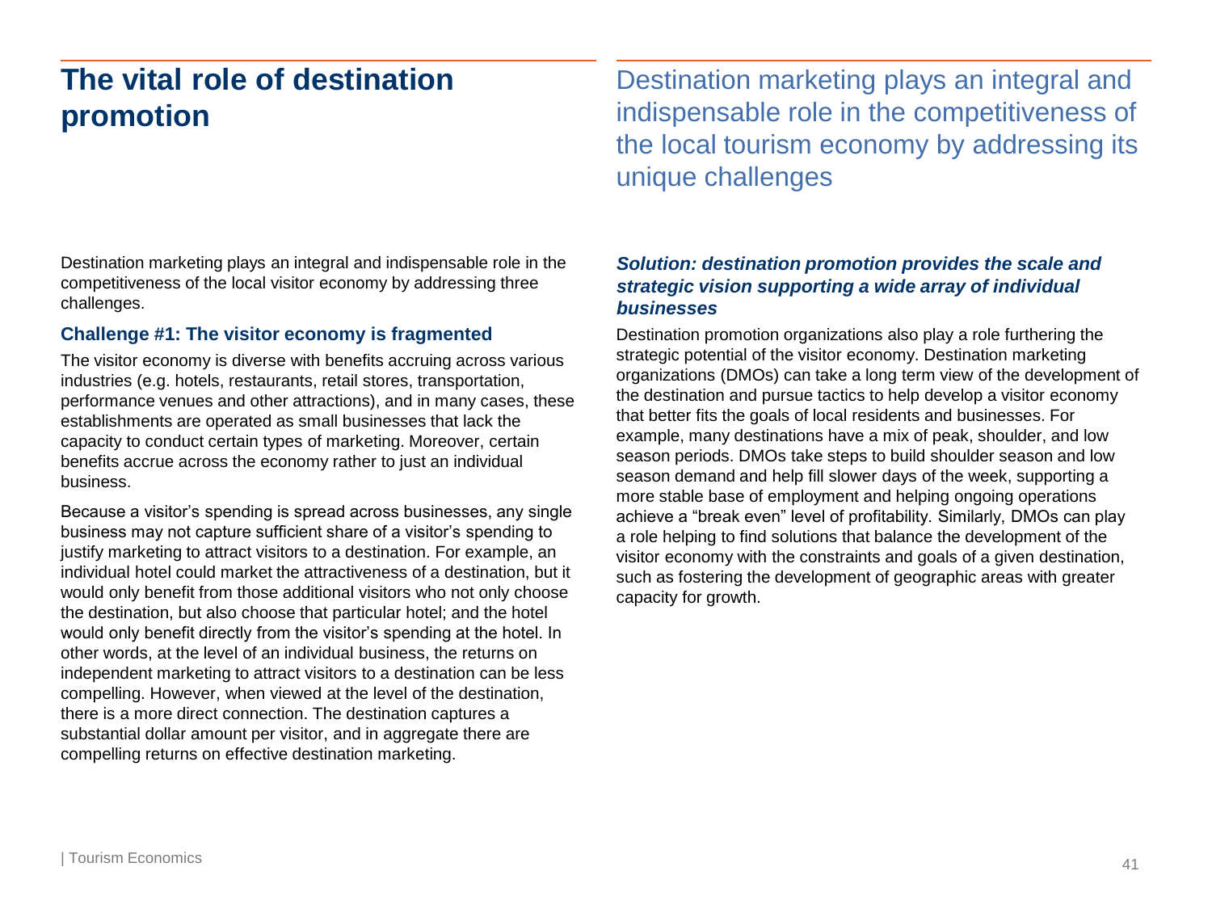# The vital role of destination promotion

Destination marketing plays an integral and indispensable role in the competitiveness of the local tourism economy by addressing its unique challenges

Destination marketing plays an integral and indispensable role in the competitiveness of the local visitor economy by addressing three challenges.

### Challenge #1: The visitor economy is fragmented

The visitor economy is diverse with benefits accruing across various industries (e.g. hotels, restaurants, retail stores, transportation, performance venues and other attractions), and in many cases, these establishments are operated as small businesses that lack the capacity to conduct certain types of marketing. Moreover, certain benefits accrue across the economy rather to just an individual business.

Because a visitor's spending is spread across businesses, any single business may not capture sufficient share of a visitor's spending to justify marketing to attract visitors to a destination. For example, an individual hotel could market the attractiveness of a destination, but it would only benefit from those additional visitors who not only choose the destination, but also choose that particular hotel; and the hotel would only benefit directly from the visitor's spending at the hotel. In other words, at the level of an individual business, the returns on independent marketing to attract visitors to a destination can be less compelling. However, when viewed at the level of the destination, there is a more direct connection. The destination captures a substantial dollar amount per visitor, and in aggregate there are compelling returns on effective destination marketing.

### *Solution: destination promotion provides the scale and strategic vision supporting a wide array of individual businesses*

Destination promotion organizations also play a role furthering the strategic potential of the visitor economy. Destination marketing organizations (DMOs) can take a long term view of the development of the destination and pursue tactics to help develop a visitor economy that better fits the goals of local residents and businesses. For example, many destinations have a mix of peak, shoulder, and low season periods. DMOs take steps to build shoulder season and low season demand and help fill slower days of the week, supporting a more stable base of employment and helping ongoing operations achieve a "break even" level of profitability. Similarly, DMOs can play a role helping to find solutions that balance the development of the visitor economy with the constraints and goals of a given destination, such as fostering the development of geographic areas with greater capacity for growth.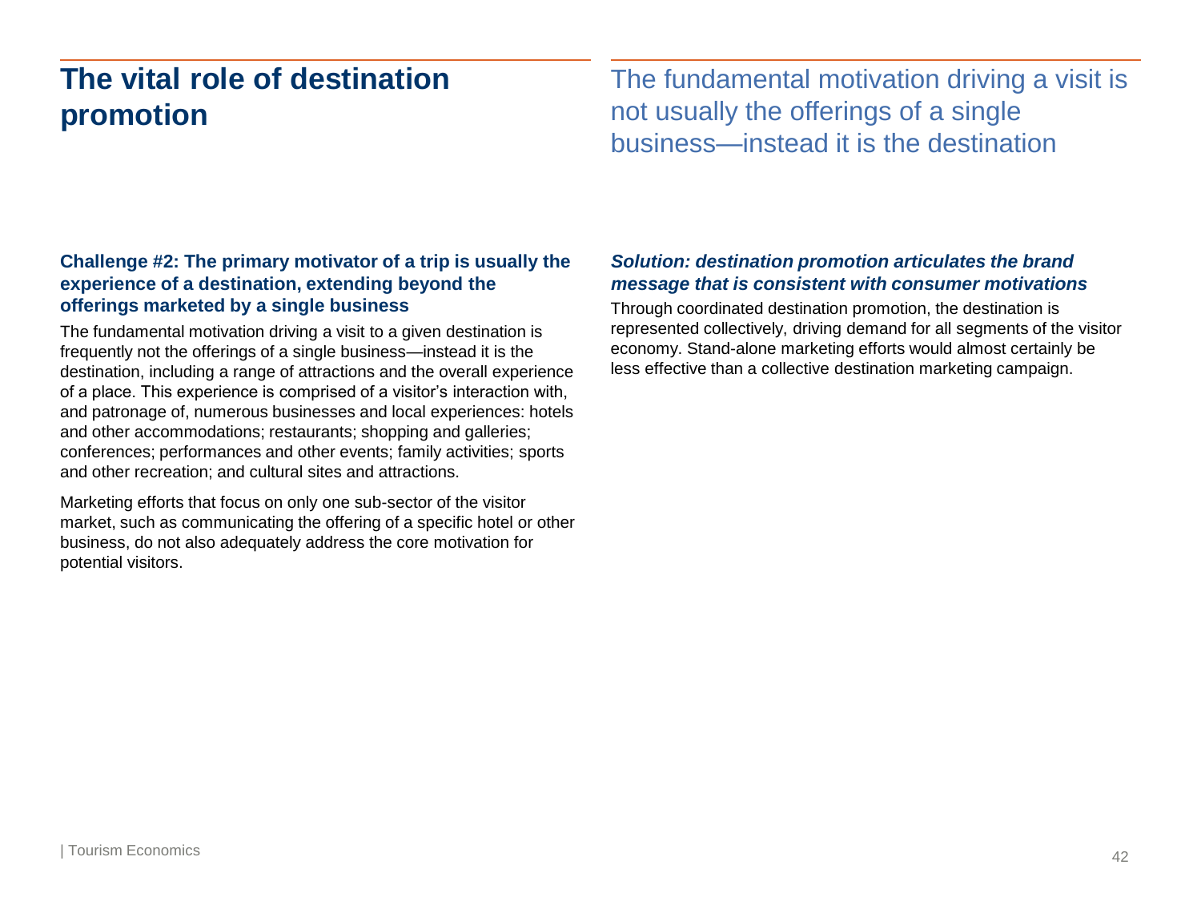# The vital role of destination promotion

The fundamental motivation driving a visit is not usually the offerings of a single business—instead it is the destination

### Challenge #2: The primary motivator of a trip is usually the experience of a destination, extending beyond the offerings marketed by a single business

The fundamental motivation driving a visit to a given destination is frequently not the offerings of a single business—instead it is the destination, including a range of attractions and the overall experience of a place. This experience is comprised of a visitor's interaction with, and patronage of, numerous businesses and local experiences: hotels and other accommodations; restaurants; shopping and galleries; conferences; performances and other events; family activities; sports and other recreation; and cultural sites and attractions.

Marketing efforts that focus on only one sub-sector of the visitor market, such as communicating the offering of a specific hotel or other business, do not also adequately address the core motivation for potential visitors.

### *Solution: destination promotion articulates the brand message that is consistent with consumer motivations*

Through coordinated destination promotion, the destination is represented collectively, driving demand for all segments of the visitor economy. Stand-alone marketing efforts would almost certainly be less effective than a collective destination marketing campaign.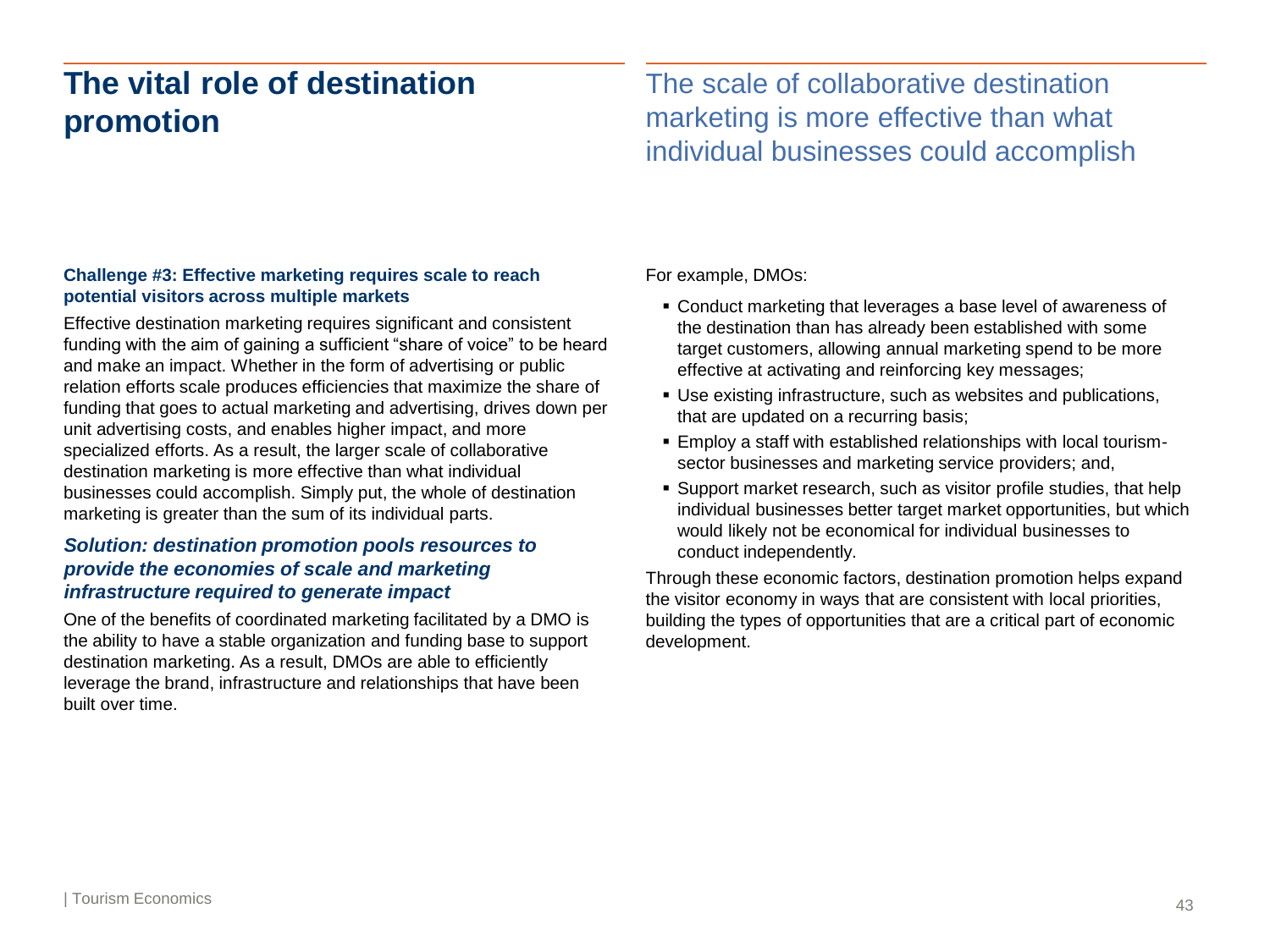# The vital role of destination promotion

## The scale of collaborative destination marketing is more effective than what individual businesses could accomplish

**Challenge #3: Effective marketing requires scale to reach potential visitors across multiple markets**

Effective destination marketing requires significant and consistent funding with the aim of gaining a sufficient "share of voice" to be heard and make an impact. Whether in the form of advertising or public relation efforts scale produces efficiencies that maximize the share of funding that goes to actual marketing and advertising, drives down per unit advertising costs, and enables higher impact, and more specialized efforts. As a result, the larger scale of collaborative destination marketing is more effective than what individual businesses could accomplish. Simply put, the whole of destination marketing is greater than the sum of its individual parts.

### *Solution: destination promotion pools resources to provide the economies of scale and marketing infrastructure required to generate impact*

One of the benefits of coordinated marketing facilitated by a DMO is the ability to have a stable organization and funding base to support destination marketing. As a result, DMOs are able to efficiently leverage the brand, infrastructure and relationships that have been built over time.

For example, DMOs:

- Conduct marketing that leverages a base level of awareness of the destination than has already been established with some target customers, allowing annual marketing spend to be more effective at activating and reinforcing key messages;
- Use existing infrastructure, such as websites and publications, that are updated on a recurring basis;
- Employ a staff with established relationships with local tourism-sector businesses and marketing service providers; and,
- Support market research, such as visitor profile studies, that help individual businesses better target market opportunities, but which would likely not be economical for individual businesses to conduct independently.

Through these economic factors, destination promotion helps expand the visitor economy in ways that are consistent with local priorities, building the types of opportunities that are a critical part of economic development.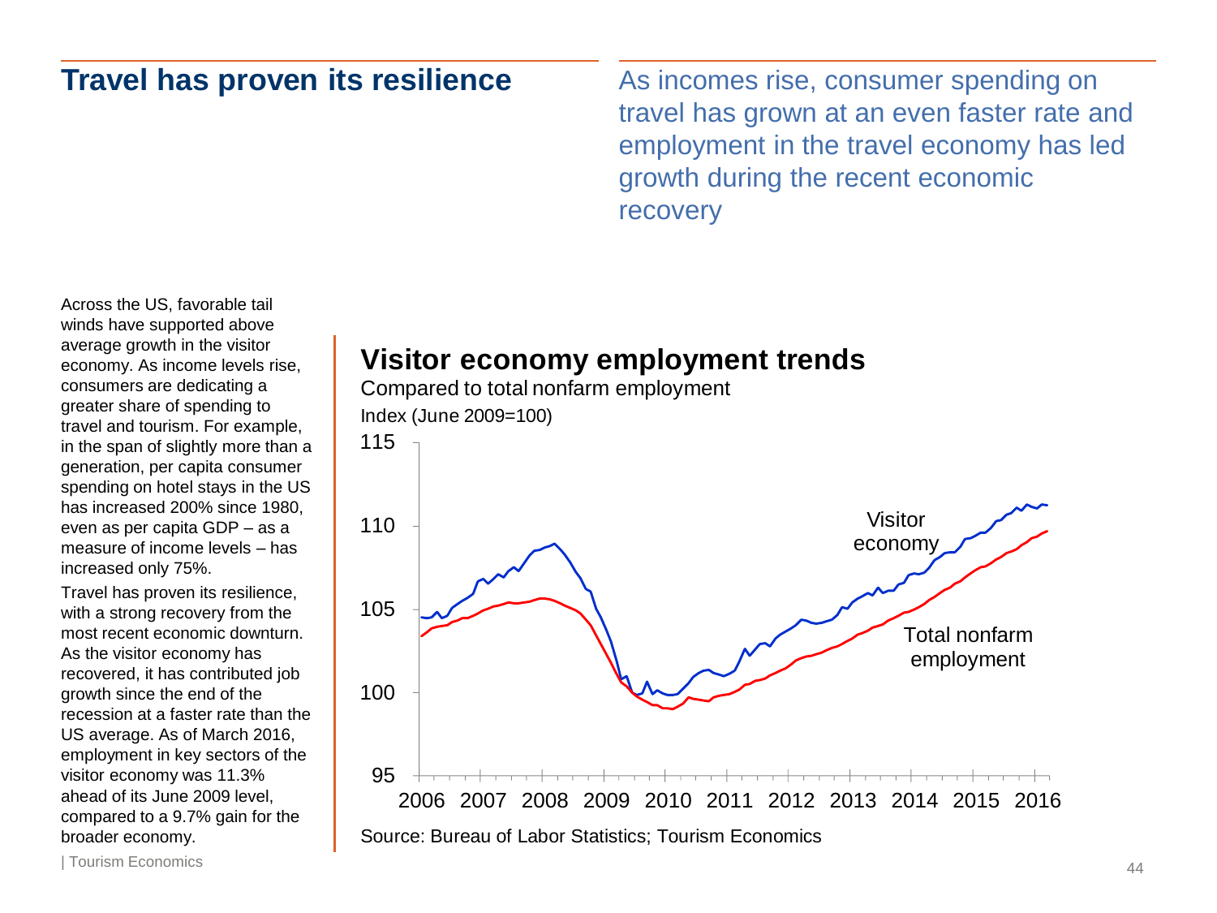# Travel has proven its resilience

As incomes rise, consumer spending on travel has grown at an even faster rate and employment in the travel economy has led growth during the recent economic recovery

Across the US, favorable tail winds have supported above average growth in the visitor economy. As income levels rise, consumers are dedicating a greater share of spending to travel and tourism. For example, in the span of slightly more than a generation, per capita consumer spending on hotel stays in the US has increased 200% since 1980, even as per capita GDP – as a measure of income levels – has increased only 75%.

Travel has proven its resilience, with a strong recovery from the most recent economic downturn. As the visitor economy has recovered, it has contributed job growth since the end of the recession at a faster rate than the US average. As of March 2016, employment in key sectors of the visitor economy was 11.3% ahead of its June 2009 level, compared to a 9.7% gain for the broader economy.

## Visitor economy employment trends

Compared to total nonfarm employment

Index (June 2009=100)

Y-axis: 95, 100, 105, 110, 115

X-axis: 2006, 2007, 2008, 2009, 2010, 2011, 2012, 2013, 2014, 2015, 2016

Series: Visitor economy; Total nonfarm employment

Source: Bureau of Labor Statistics; Tourism Economics

| Tourism Economics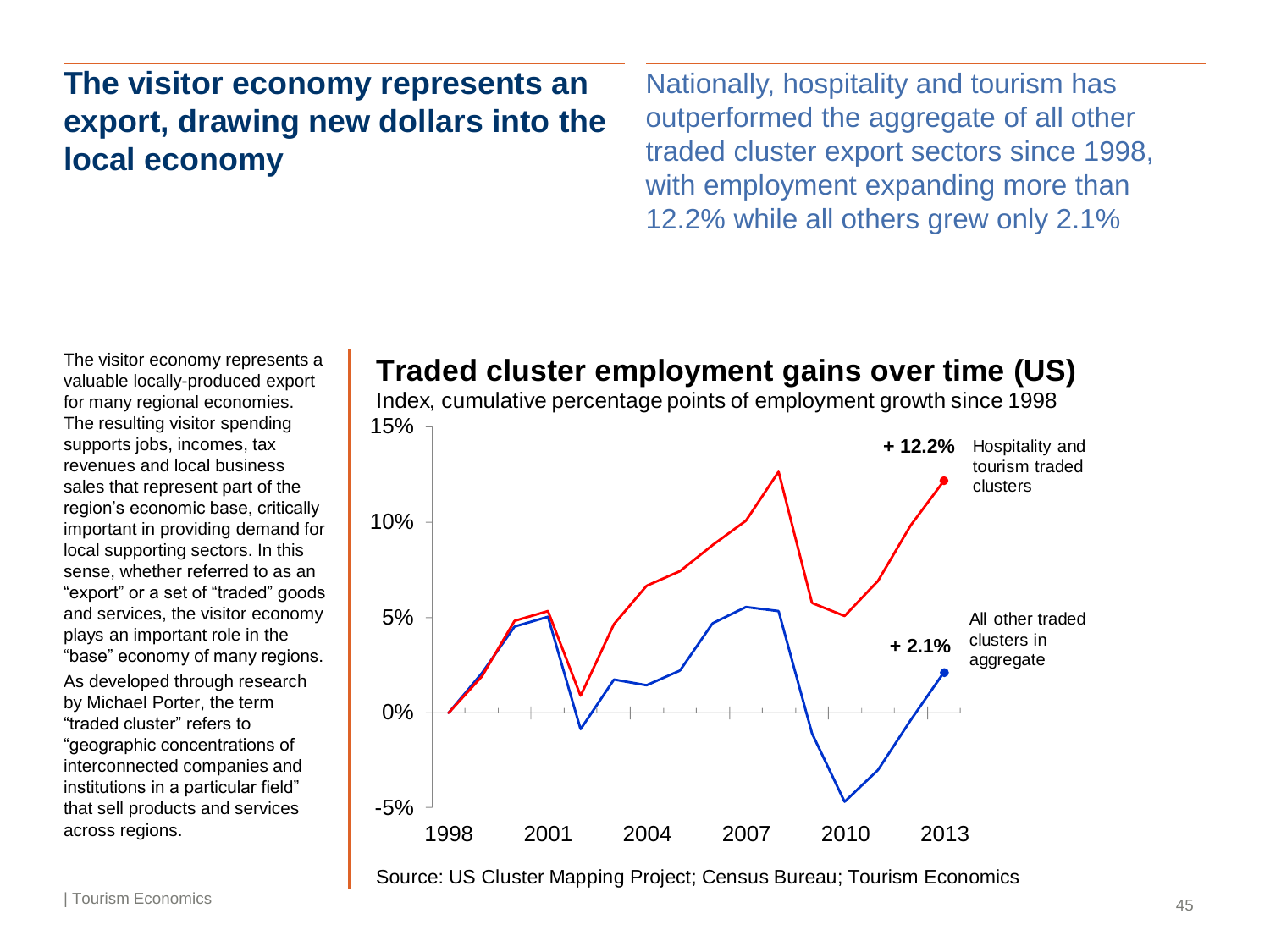## The visitor economy represents an export, drawing new dollars into the local economy

Nationally, hospitality and tourism has outperformed the aggregate of all other traded cluster export sectors since 1998, with employment expanding more than 12.2% while all others grew only 2.1%

The visitor economy represents a valuable locally-produced export for many regional economies. The resulting visitor spending supports jobs, incomes, tax revenues and local business sales that represent part of the region's economic base, critically important in providing demand for local supporting sectors. In this sense, whether referred to as an "export" or a set of "traded" goods and services, the visitor economy plays an important role in the "base" economy of many regions.

As developed through research by Michael Porter, the term "traded cluster" refers to "geographic concentrations of interconnected companies and institutions in a particular field" that sell products and services across regions.

### Traded cluster employment gains over time (US)

Index, cumulative percentage points of employment growth since 1998

- **+ 12.2%** Hospitality and tourism traded clusters
- **+ 2.1%** All other traded clusters in aggregate

Source: US Cluster Mapping Project; Census Bureau; Tourism Economics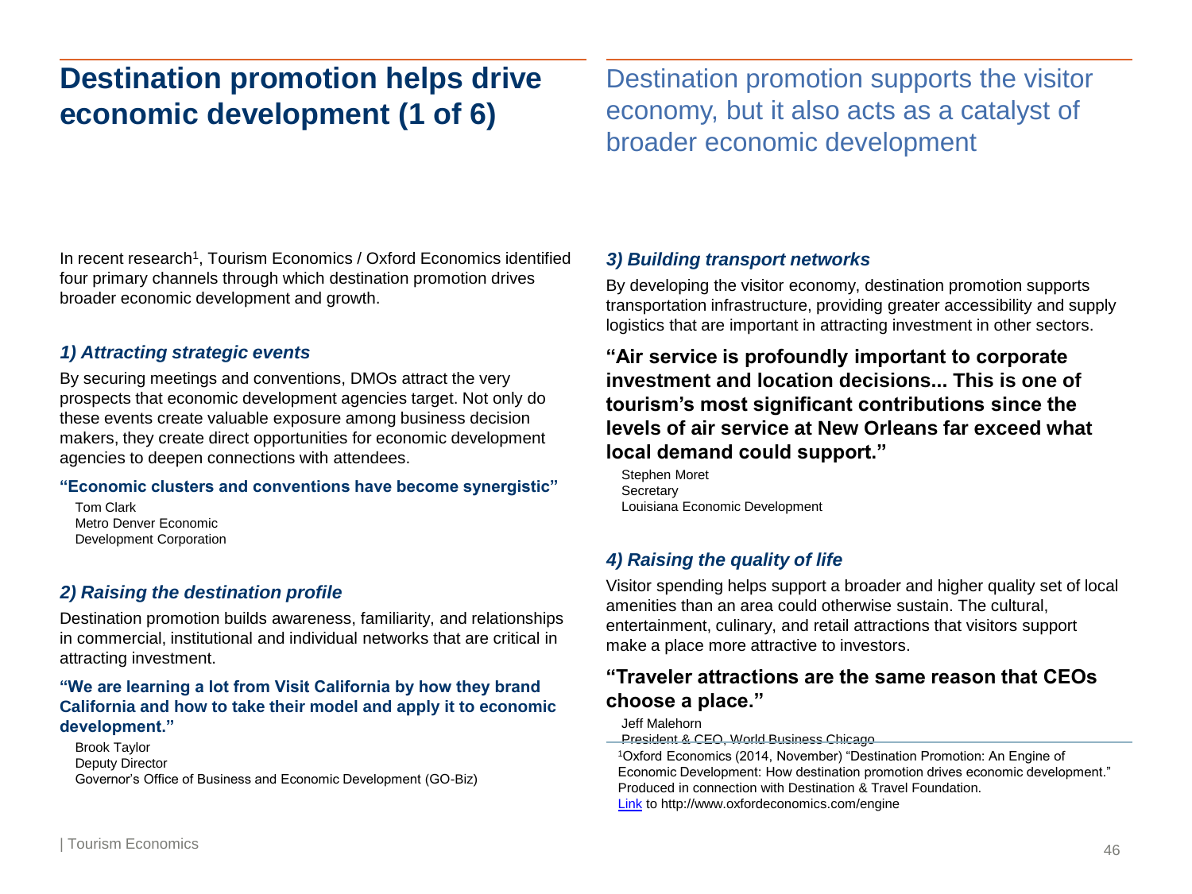# Destination promotion helps drive economic development (1 of 6)

Destination promotion supports the visitor economy, but it also acts as a catalyst of broader economic development

In recent research[1], Tourism Economics / Oxford Economics identified four primary channels through which destination promotion drives broader economic development and growth.

### *1) Attracting strategic events*

By securing meetings and conventions, DMOs attract the very prospects that economic development agencies target. Not only do these events create valuable exposure among business decision makers, they create direct opportunities for economic development agencies to deepen connections with attendees.

**"Economic clusters and conventions have become synergistic"**

Tom Clark
Metro Denver Economic
Development Corporation

### *2) Raising the destination profile*

Destination promotion builds awareness, familiarity, and relationships in commercial, institutional and individual networks that are critical in attracting investment.

**"We are learning a lot from Visit California by how they brand California and how to take their model and apply it to economic development."**

Brook Taylor
Deputy Director
Governor's Office of Business and Economic Development (GO-Biz)

### *3) Building transport networks*

By developing the visitor economy, destination promotion supports transportation infrastructure, providing greater accessibility and supply logistics that are important in attracting investment in other sectors.

**"Air service is profoundly important to corporate investment and location decisions... This is one of tourism's most significant contributions since the levels of air service at New Orleans far exceed what local demand could support."**

Stephen Moret
Secretary
Louisiana Economic Development

### *4) Raising the quality of life*

Visitor spending helps support a broader and higher quality set of local amenities than an area could otherwise sustain. The cultural, entertainment, culinary, and retail attractions that visitors support make a place more attractive to investors.

**"Traveler attractions are the same reason that CEOs choose a place."**

Jeff Malehorn
President & CEO, World Business Chicago

[1]Oxford Economics (2014, November) "Destination Promotion: An Engine of Economic Development: How destination promotion drives economic development." Produced in connection with Destination & Travel Foundation.
Link to http://www.oxfordeconomics.com/engine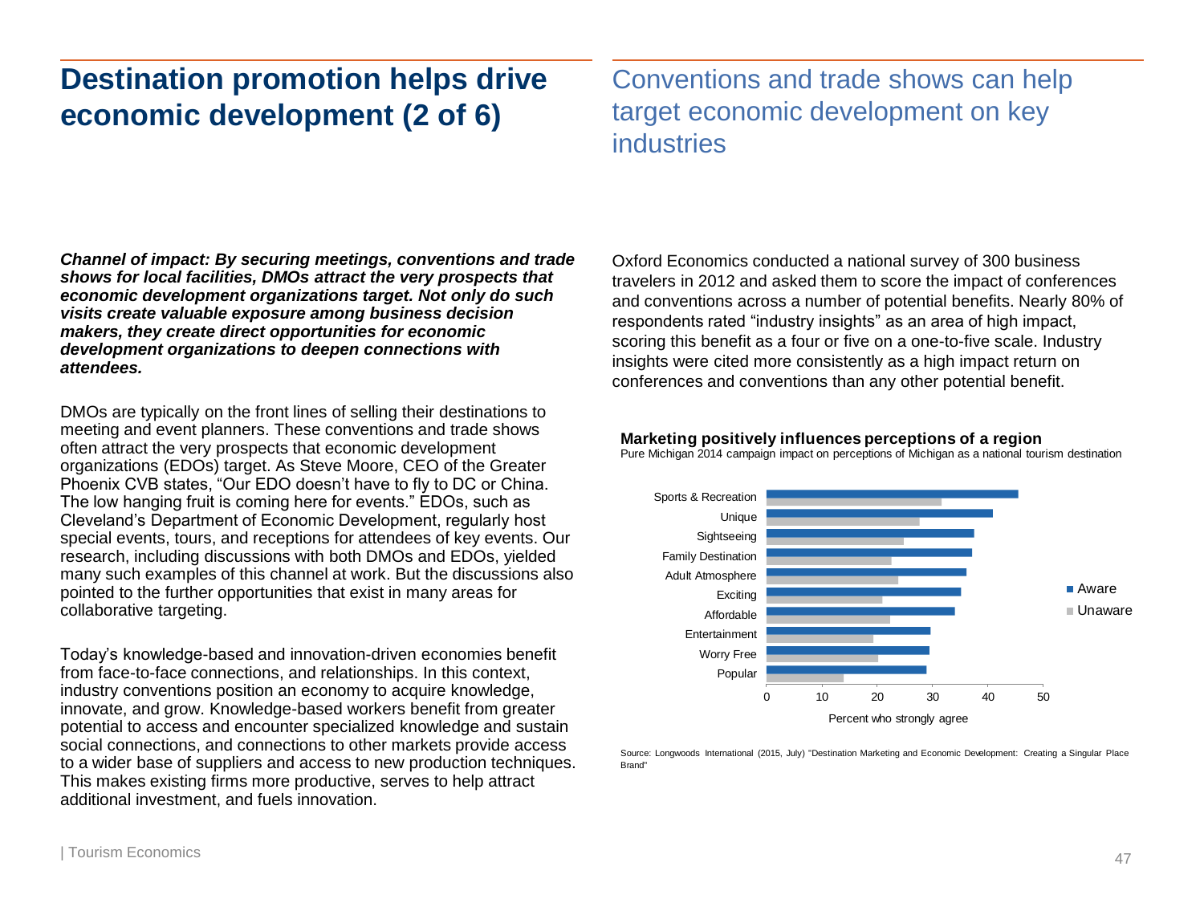# Destination promotion helps drive economic development (2 of 6)

## Conventions and trade shows can help target economic development on key industries

***Channel of impact: By securing meetings, conventions and trade shows for local facilities, DMOs attract the very prospects that economic development organizations target. Not only do such visits create valuable exposure among business decision makers, they create direct opportunities for economic development organizations to deepen connections with attendees.***

DMOs are typically on the front lines of selling their destinations to meeting and event planners. These conventions and trade shows often attract the very prospects that economic development organizations (EDOs) target. As Steve Moore, CEO of the Greater Phoenix CVB states, "Our EDO doesn't have to fly to DC or China. The low hanging fruit is coming here for events." EDOs, such as Cleveland's Department of Economic Development, regularly host special events, tours, and receptions for attendees of key events. Our research, including discussions with both DMOs and EDOs, yielded many such examples of this channel at work. But the discussions also pointed to the further opportunities that exist in many areas for collaborative targeting.

Today's knowledge-based and innovation-driven economies benefit from face-to-face connections, and relationships. In this context, industry conventions position an economy to acquire knowledge, innovate, and grow. Knowledge-based workers benefit from greater potential to access and encounter specialized knowledge and sustain social connections, and connections to other markets provide access to a wider base of suppliers and access to new production techniques. This makes existing firms more productive, serves to help attract additional investment, and fuels innovation.

Oxford Economics conducted a national survey of 300 business travelers in 2012 and asked them to score the impact of conferences and conventions across a number of potential benefits. Nearly 80% of respondents rated "industry insights" as an area of high impact, scoring this benefit as a four or five on a one-to-five scale. Industry insights were cited more consistently as a high impact return on conferences and conventions than any other potential benefit.

**Marketing positively influences perceptions of a region**

Pure Michigan 2014 campaign impact on perceptions of Michigan as a national tourism destination

Categories: Sports & Recreation, Unique, Sightseeing, Family Destination, Adult Atmosphere, Exciting, Affordable, Entertainment, Worry Free, Popular

Legend: Aware, Unaware

Percent who strongly agree

Source: Longwoods International (2015, July) "Destination Marketing and Economic Development: Creating a Singular Place Brand"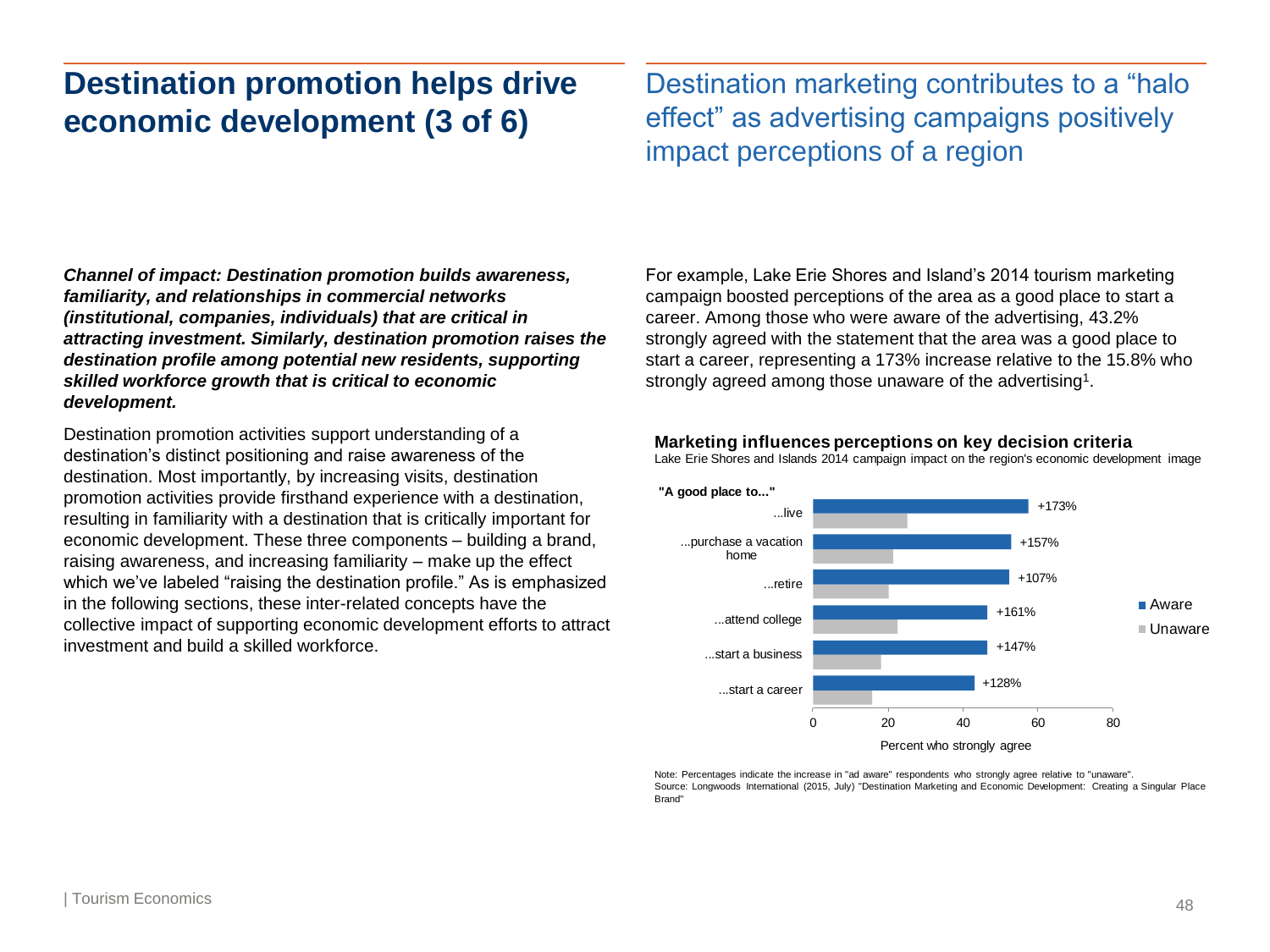# Destination promotion helps drive economic development (3 of 6)

## Destination marketing contributes to a "halo effect" as advertising campaigns positively impact perceptions of a region

***Channel of impact: Destination promotion builds awareness, familiarity, and relationships in commercial networks (institutional, companies, individuals) that are critical in attracting investment. Similarly, destination promotion raises the destination profile among potential new residents, supporting skilled workforce growth that is critical to economic development.***

Destination promotion activities support understanding of a destination's distinct positioning and raise awareness of the destination. Most importantly, by increasing visits, destination promotion activities provide firsthand experience with a destination, resulting in familiarity with a destination that is critically important for economic development. These three components – building a brand, raising awareness, and increasing familiarity – make up the effect which we've labeled "raising the destination profile." As is emphasized in the following sections, these inter-related concepts have the collective impact of supporting economic development efforts to attract investment and build a skilled workforce.

For example, Lake Erie Shores and Island's 2014 tourism marketing campaign boosted perceptions of the area as a good place to start a career. Among those who were aware of the advertising, 43.2% strongly agreed with the statement that the area was a good place to start a career, representing a 173% increase relative to the 15.8% who strongly agreed among those unaware of the advertising[1].

**Marketing influences perceptions on key decision criteria**

Lake Erie Shores and Islands 2014 campaign impact on the region's economic development image

| "A good place to..." | Increase (Aware vs. Unaware) |
|---|---|
| ...live | +173% |
| ...purchase a vacation home | +157% |
| ...retire | +107% |
| ...attend college | +161% |
| ...start a business | +147% |
| ...start a career | +128% |

Percent who strongly agree (Aware / Unaware)

Note: Percentages indicate the increase in "ad aware" respondents who strongly agree relative to "unaware".
Source: Longwoods International (2015, July) "Destination Marketing and Economic Development: Creating a Singular Place Brand"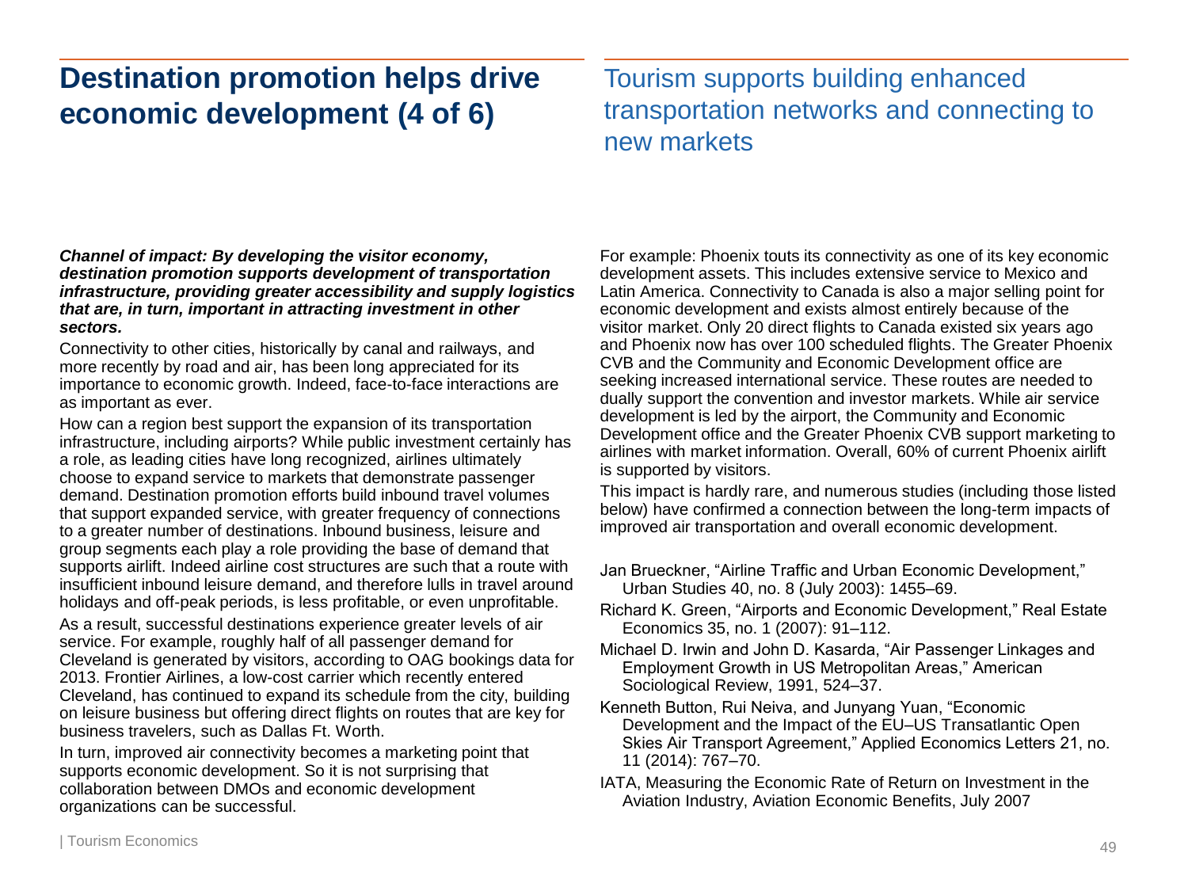# Destination promotion helps drive economic development (4 of 6)

## Tourism supports building enhanced transportation networks and connecting to new markets

***Channel of impact: By developing the visitor economy, destination promotion supports development of transportation infrastructure, providing greater accessibility and supply logistics that are, in turn, important in attracting investment in other sectors.***

Connectivity to other cities, historically by canal and railways, and more recently by road and air, has been long appreciated for its importance to economic growth. Indeed, face-to-face interactions are as important as ever.

How can a region best support the expansion of its transportation infrastructure, including airports? While public investment certainly has a role, as leading cities have long recognized, airlines ultimately choose to expand service to markets that demonstrate passenger demand. Destination promotion efforts build inbound travel volumes that support expanded service, with greater frequency of connections to a greater number of destinations. Inbound business, leisure and group segments each play a role providing the base of demand that supports airlift. Indeed airline cost structures are such that a route with insufficient inbound leisure demand, and therefore lulls in travel around holidays and off-peak periods, is less profitable, or even unprofitable.

As a result, successful destinations experience greater levels of air service. For example, roughly half of all passenger demand for Cleveland is generated by visitors, according to OAG bookings data for 2013. Frontier Airlines, a low-cost carrier which recently entered Cleveland, has continued to expand its schedule from the city, building on leisure business but offering direct flights on routes that are key for business travelers, such as Dallas Ft. Worth.

In turn, improved air connectivity becomes a marketing point that supports economic development. So it is not surprising that collaboration between DMOs and economic development organizations can be successful.

For example: Phoenix touts its connectivity as one of its key economic development assets. This includes extensive service to Mexico and Latin America. Connectivity to Canada is also a major selling point for economic development and exists almost entirely because of the visitor market. Only 20 direct flights to Canada existed six years ago and Phoenix now has over 100 scheduled flights. The Greater Phoenix CVB and the Community and Economic Development office are seeking increased international service. These routes are needed to dually support the convention and investor markets. While air service development is led by the airport, the Community and Economic Development office and the Greater Phoenix CVB support marketing to airlines with market information. Overall, 60% of current Phoenix airlift is supported by visitors.

This impact is hardly rare, and numerous studies (including those listed below) have confirmed a connection between the long-term impacts of improved air transportation and overall economic development.

Jan Brueckner, "Airline Traffic and Urban Economic Development," Urban Studies 40, no. 8 (July 2003): 1455–69.

Richard K. Green, "Airports and Economic Development," Real Estate Economics 35, no. 1 (2007): 91–112.

Michael D. Irwin and John D. Kasarda, "Air Passenger Linkages and Employment Growth in US Metropolitan Areas," American Sociological Review, 1991, 524–37.

Kenneth Button, Rui Neiva, and Junyang Yuan, "Economic Development and the Impact of the EU–US Transatlantic Open Skies Air Transport Agreement," Applied Economics Letters 21, no. 11 (2014): 767–70.

IATA, Measuring the Economic Rate of Return on Investment in the Aviation Industry, Aviation Economic Benefits, July 2007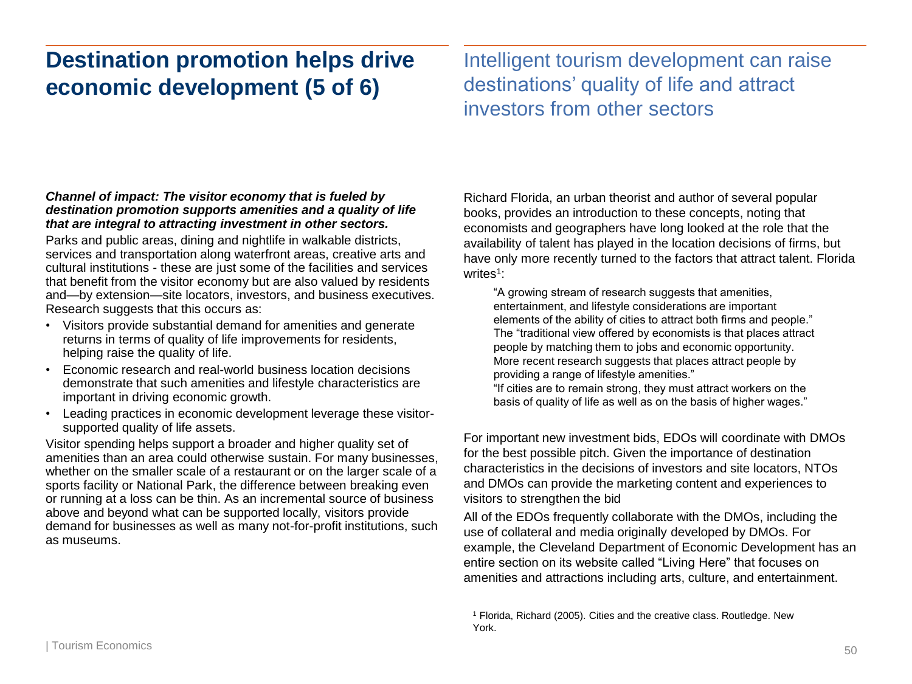# Destination promotion helps drive economic development (5 of 6)

## Intelligent tourism development can raise destinations' quality of life and attract investors from other sectors

***Channel of impact: The visitor economy that is fueled by destination promotion supports amenities and a quality of life that are integral to attracting investment in other sectors.***

Parks and public areas, dining and nightlife in walkable districts, services and transportation along waterfront areas, creative arts and cultural institutions - these are just some of the facilities and services that benefit from the visitor economy but are also valued by residents and—by extension—site locators, investors, and business executives. Research suggests that this occurs as:

- Visitors provide substantial demand for amenities and generate returns in terms of quality of life improvements for residents, helping raise the quality of life.
- Economic research and real-world business location decisions demonstrate that such amenities and lifestyle characteristics are important in driving economic growth.
- Leading practices in economic development leverage these visitor-supported quality of life assets.

Visitor spending helps support a broader and higher quality set of amenities than an area could otherwise sustain. For many businesses, whether on the smaller scale of a restaurant or on the larger scale of a sports facility or National Park, the difference between breaking even or running at a loss can be thin. As an incremental source of business above and beyond what can be supported locally, visitors provide demand for businesses as well as many not-for-profit institutions, such as museums.

Richard Florida, an urban theorist and author of several popular books, provides an introduction to these concepts, noting that economists and geographers have long looked at the role that the availability of talent has played in the location decisions of firms, but have only more recently turned to the factors that attract talent. Florida writes[1]:

> "A growing stream of research suggests that amenities, entertainment, and lifestyle considerations are important elements of the ability of cities to attract both firms and people." The "traditional view offered by economists is that places attract people by matching them to jobs and economic opportunity. More recent research suggests that places attract people by providing a range of lifestyle amenities."
>
> "If cities are to remain strong, they must attract workers on the basis of quality of life as well as on the basis of higher wages."

For important new investment bids, EDOs will coordinate with DMOs for the best possible pitch. Given the importance of destination characteristics in the decisions of investors and site locators, NTOs and DMOs can provide the marketing content and experiences to visitors to strengthen the bid

All of the EDOs frequently collaborate with the DMOs, including the use of collateral and media originally developed by DMOs. For example, the Cleveland Department of Economic Development has an entire section on its website called "Living Here" that focuses on amenities and attractions including arts, culture, and entertainment.

[1] Florida, Richard (2005). Cities and the creative class. Routledge. New York.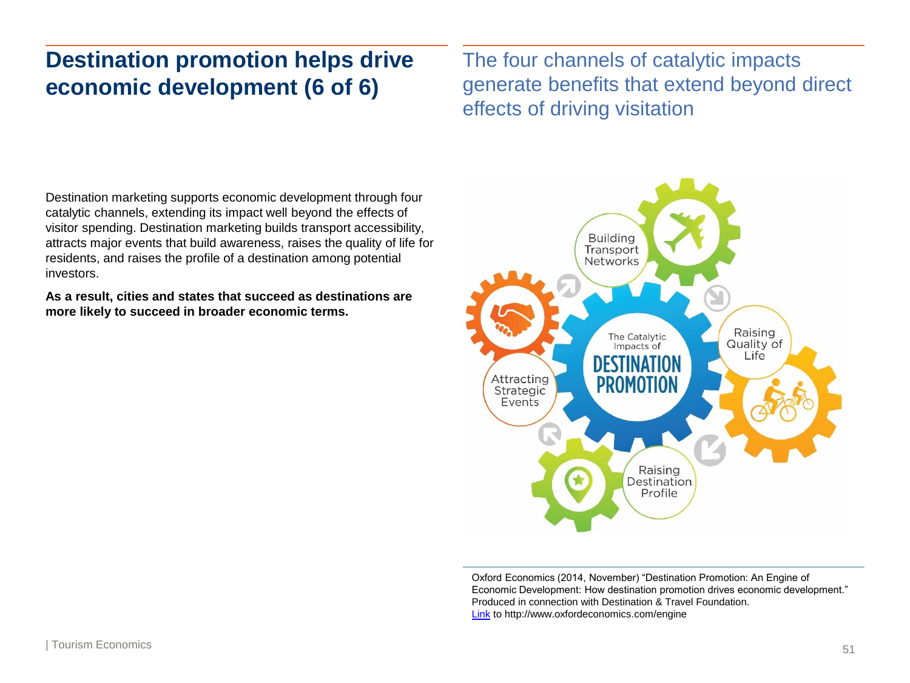# Destination promotion helps drive economic development (6 of 6)

## The four channels of catalytic impacts generate benefits that extend beyond direct effects of driving visitation

Destination marketing supports economic development through four catalytic channels, extending its impact well beyond the effects of visitor spending. Destination marketing builds transport accessibility, attracts major events that build awareness, raises the quality of life for residents, and raises the profile of a destination among potential investors.

**As a result, cities and states that succeed as destinations are more likely to succeed in broader economic terms.**

The Catalytic Impacts of DESTINATION PROMOTION

- Building Transport Networks
- Raising Quality of Life
- Raising Destination Profile
- Attracting Strategic Events

Oxford Economics (2014, November) "Destination Promotion: An Engine of Economic Development: How destination promotion drives economic development." Produced in connection with Destination & Travel Foundation. Link to http://www.oxfordeconomics.com/engine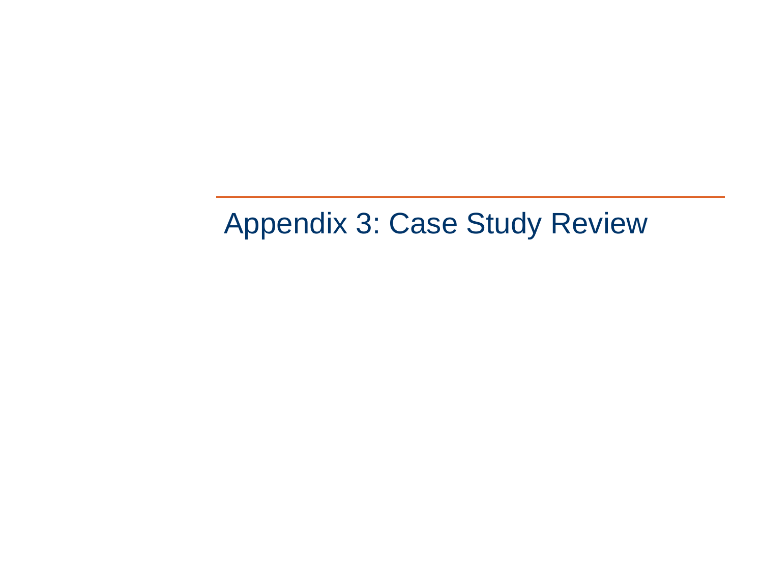# Appendix 3: Case Study Review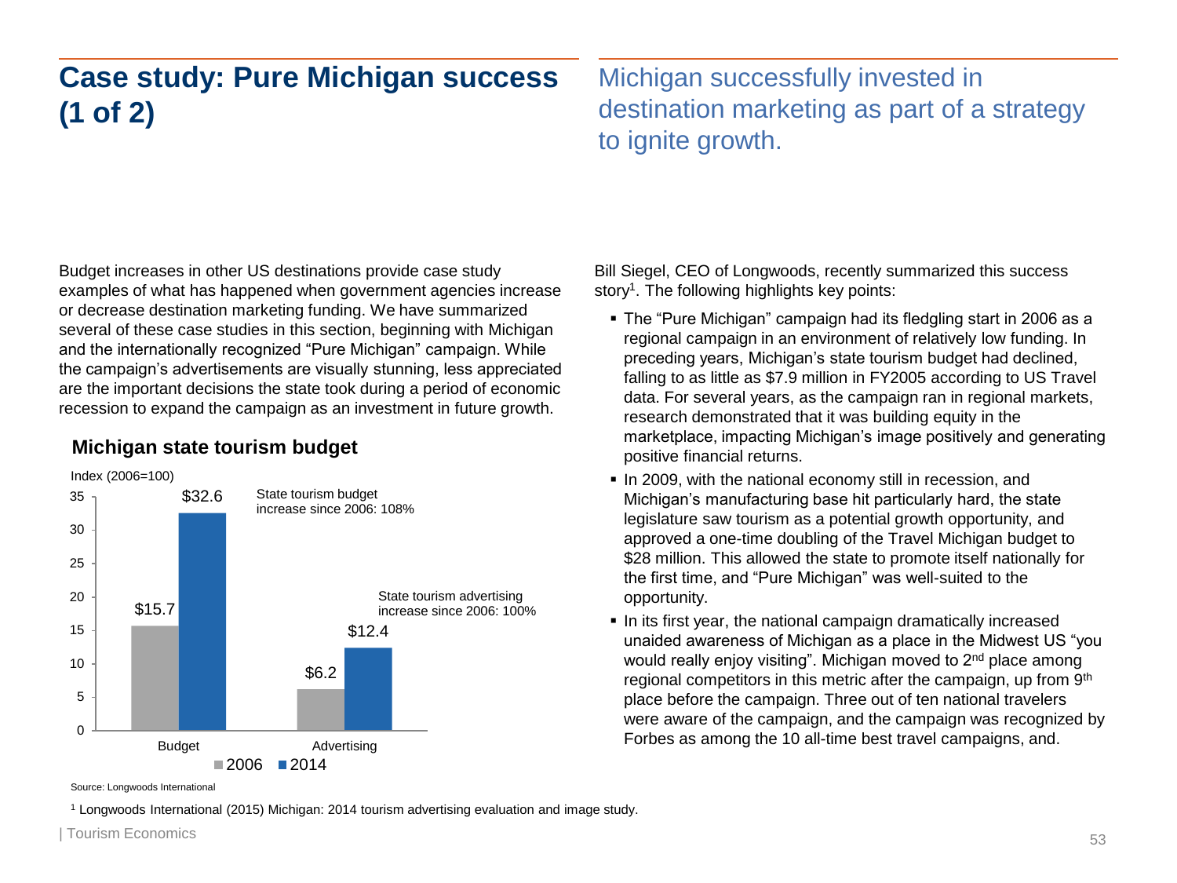# Case study: Pure Michigan success (1 of 2)

Michigan successfully invested in destination marketing as part of a strategy to ignite growth.

Budget increases in other US destinations provide case study examples of what has happened when government agencies increase or decrease destination marketing funding. We have summarized several of these case studies in this section, beginning with Michigan and the internationally recognized "Pure Michigan" campaign. While the campaign's advertisements are visually stunning, less appreciated are the important decisions the state took during a period of economic recession to expand the campaign as an investment in future growth.

### Michigan state tourism budget

Index (2006=100)

| | 2006 | 2014 |
|---|---|---|
| Budget | $15.7 | $32.6 |
| Advertising | $6.2 | $12.4 |

State tourism budget increase since 2006: 108%

State tourism advertising increase since 2006: 100%

Source: Longwoods International

Bill Siegel, CEO of Longwoods, recently summarized this success story[1]. The following highlights key points:

- The "Pure Michigan" campaign had its fledgling start in 2006 as a regional campaign in an environment of relatively low funding. In preceding years, Michigan's state tourism budget had declined, falling to as little as $7.9 million in FY2005 according to US Travel data. For several years, as the campaign ran in regional markets, research demonstrated that it was building equity in the marketplace, impacting Michigan's image positively and generating positive financial returns.
- In 2009, with the national economy still in recession, and Michigan's manufacturing base hit particularly hard, the state legislature saw tourism as a potential growth opportunity, and approved a one-time doubling of the Travel Michigan budget to $28 million. This allowed the state to promote itself nationally for the first time, and "Pure Michigan" was well-suited to the opportunity.
- In its first year, the national campaign dramatically increased unaided awareness of Michigan as a place in the Midwest US "you would really enjoy visiting". Michigan moved to 2nd place among regional competitors in this metric after the campaign, up from 9th place before the campaign. Three out of ten national travelers were aware of the campaign, and the campaign was recognized by Forbes as among the 10 all-time best travel campaigns, and.

[1] Longwoods International (2015) Michigan: 2014 tourism advertising evaluation and image study.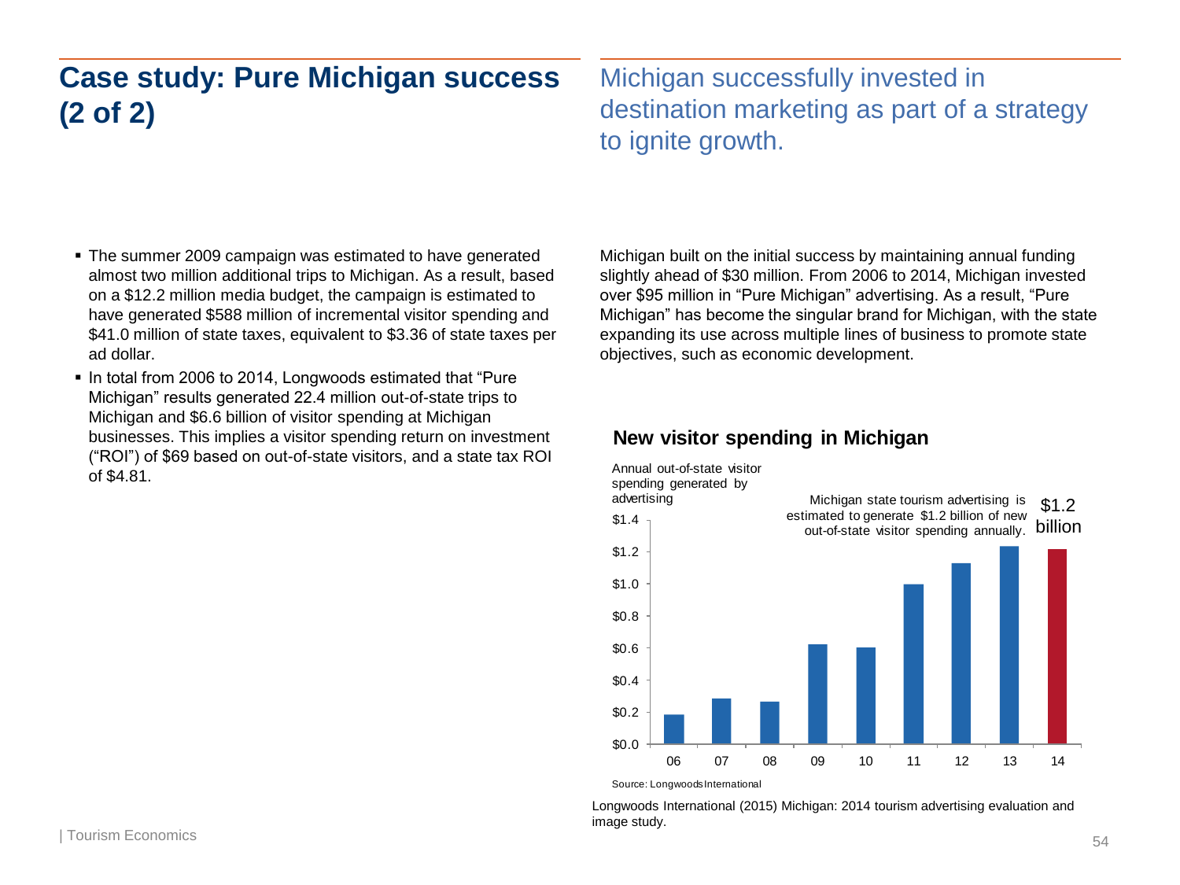# Case study: Pure Michigan success (2 of 2)

Michigan successfully invested in destination marketing as part of a strategy to ignite growth.

- The summer 2009 campaign was estimated to have generated almost two million additional trips to Michigan. As a result, based on a $12.2 million media budget, the campaign is estimated to have generated $588 million of incremental visitor spending and $41.0 million of state taxes, equivalent to $3.36 of state taxes per ad dollar.
- In total from 2006 to 2014, Longwoods estimated that "Pure Michigan" results generated 22.4 million out-of-state trips to Michigan and $6.6 billion of visitor spending at Michigan businesses. This implies a visitor spending return on investment ("ROI") of $69 based on out-of-state visitors, and a state tax ROI of $4.81.

Michigan built on the initial success by maintaining annual funding slightly ahead of $30 million. From 2006 to 2014, Michigan invested over $95 million in "Pure Michigan" advertising. As a result, "Pure Michigan" has become the singular brand for Michigan, with the state expanding its use across multiple lines of business to promote state objectives, such as economic development.

### New visitor spending in Michigan

Annual out-of-state visitor spending generated by advertising

Michigan state tourism advertising is estimated to generate $1.2 billion of new out-of-state visitor spending annually. $1.2 billion

| Year | Spending ($ billion, approx.) |
|---|---|
| 06 | $0.18 |
| 07 | $0.28 |
| 08 | $0.26 |
| 09 | $0.62 |
| 10 | $0.60 |
| 11 | $1.00 |
| 12 | $1.13 |
| 13 | $1.23 |
| 14 | $1.21 |

Source: Longwoods International

Longwoods International (2015) Michigan: 2014 tourism advertising evaluation and image study.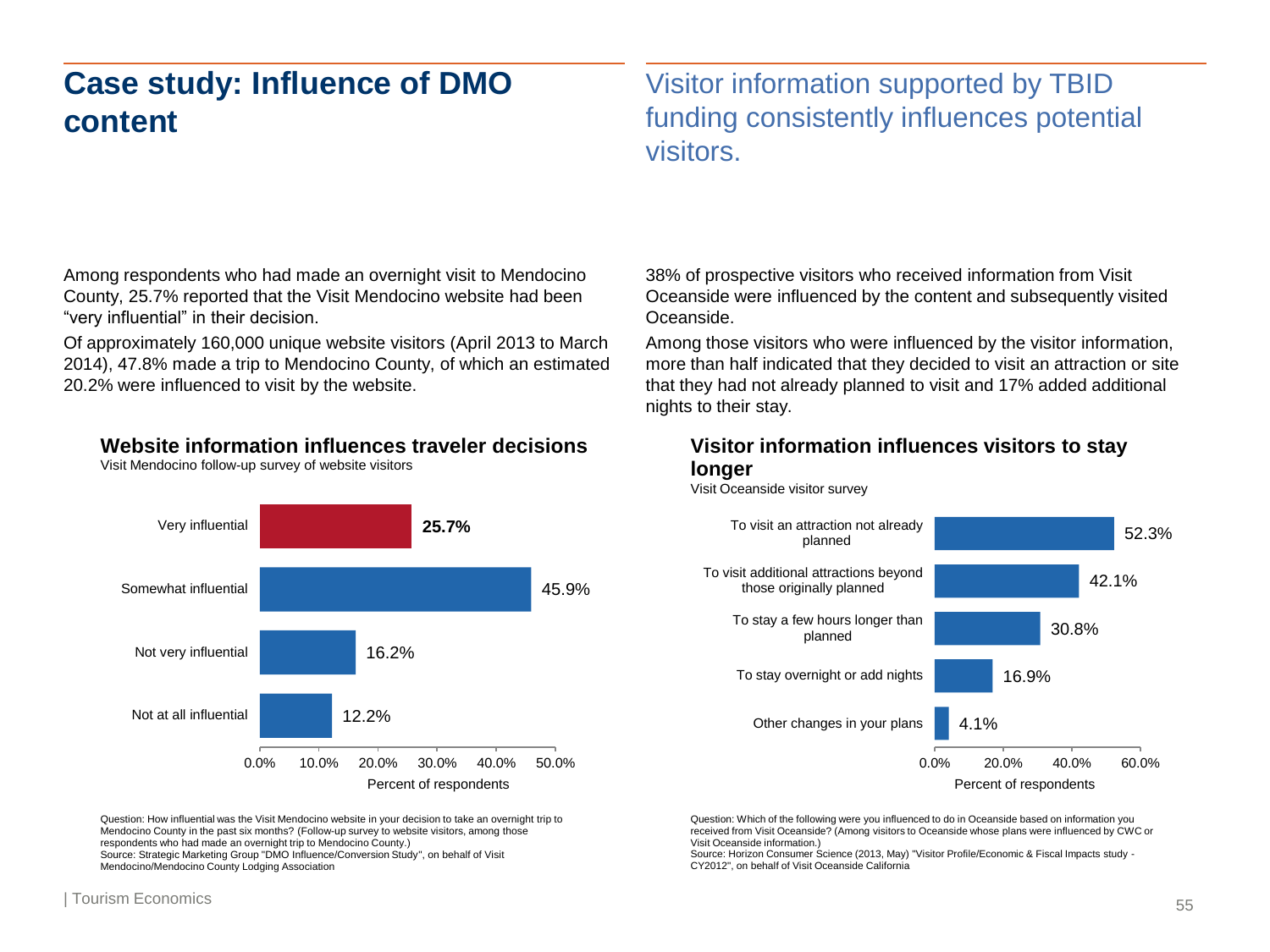# Case study: Influence of DMO content

## Visitor information supported by TBID funding consistently influences potential visitors.

Among respondents who had made an overnight visit to Mendocino County, 25.7% reported that the Visit Mendocino website had been "very influential" in their decision.

Of approximately 160,000 unique website visitors (April 2013 to March 2014), 47.8% made a trip to Mendocino County, of which an estimated 20.2% were influenced to visit by the website.

### Website information influences traveler decisions

Visit Mendocino follow-up survey of website visitors

| Response | Percent of respondents |
|---|---|
| Very influential | **25.7%** |
| Somewhat influential | 45.9% |
| Not very influential | 16.2% |
| Not at all influential | 12.2% |

Question: How influential was the Visit Mendocino website in your decision to take an overnight trip to Mendocino County in the past six months? (Follow-up survey to website visitors, among those respondents who had made an overnight trip to Mendocino County.)
Source: Strategic Marketing Group "DMO Influence/Conversion Study", on behalf of Visit Mendocino/Mendocino County Lodging Association

38% of prospective visitors who received information from Visit Oceanside were influenced by the content and subsequently visited Oceanside.

Among those visitors who were influenced by the visitor information, more than half indicated that they decided to visit an attraction or site that they had not already planned to visit and 17% added additional nights to their stay.

### Visitor information influences visitors to stay longer

Visit Oceanside visitor survey

| Response | Percent of respondents |
|---|---|
| To visit an attraction not already planned | 52.3% |
| To visit additional attractions beyond those originally planned | 42.1% |
| To stay a few hours longer than planned | 30.8% |
| To stay overnight or add nights | 16.9% |
| Other changes in your plans | 4.1% |

Question: Which of the following were you influenced to do in Oceanside based on information you received from Visit Oceanside? (Among visitors to Oceanside whose plans were influenced by CWC or Visit Oceanside information.)
Source: Horizon Consumer Science (2013, May) "Visitor Profile/Economic & Fiscal Impacts study - CY2012", on behalf of Visit Oceanside California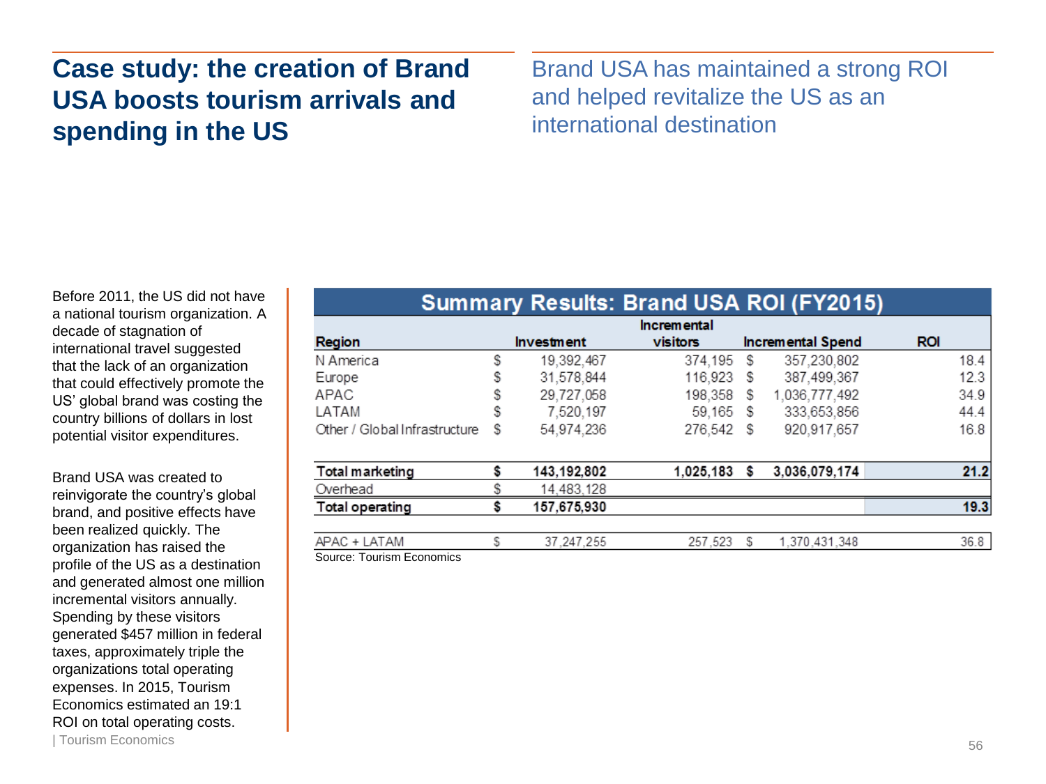# Case study: the creation of Brand USA boosts tourism arrivals and spending in the US

Brand USA has maintained a strong ROI and helped revitalize the US as an international destination

Before 2011, the US did not have a national tourism organization. A decade of stagnation of international travel suggested that the lack of an organization that could effectively promote the US' global brand was costing the country billions of dollars in lost potential visitor expenditures.

Brand USA was created to reinvigorate the country's global brand, and positive effects have been realized quickly. The organization has raised the profile of the US as a destination and generated almost one million incremental visitors annually. Spending by these visitors generated $457 million in federal taxes, approximately triple the organizations total operating expenses. In 2015, Tourism Economics estimated an 19:1 ROI on total operating costs.

**Summary Results: Brand USA ROI (FY2015)**

| Region | Investment | Incremental visitors | Incremental Spend | ROI |
|---|---|---|---|---|
| N America | $ 19,392,467 | 374,195 | $ 357,230,802 | 18.4 |
| Europe | $ 31,578,844 | 116,923 | $ 387,499,367 | 12.3 |
| APAC | $ 29,727,058 | 198,358 | $ 1,036,777,492 | 34.9 |
| LATAM | $ 7,520,197 | 59,165 | $ 333,653,856 | 44.4 |
| Other / Global Infrastructure | $ 54,974,236 | 276,542 | $ 920,917,657 | 16.8 |
| **Total marketing** | **$ 143,192,802** | **1,025,183** | **$ 3,036,079,174** | **21.2** |
| Overhead | $ 14,483,128 | | | |
| **Total operating** | **$ 157,675,930** | | | **19.3** |
| APAC + LATAM | $ 37,247,255 | 257,523 | $ 1,370,431,348 | 36.8 |

Source: Tourism Economics

| Tourism Economics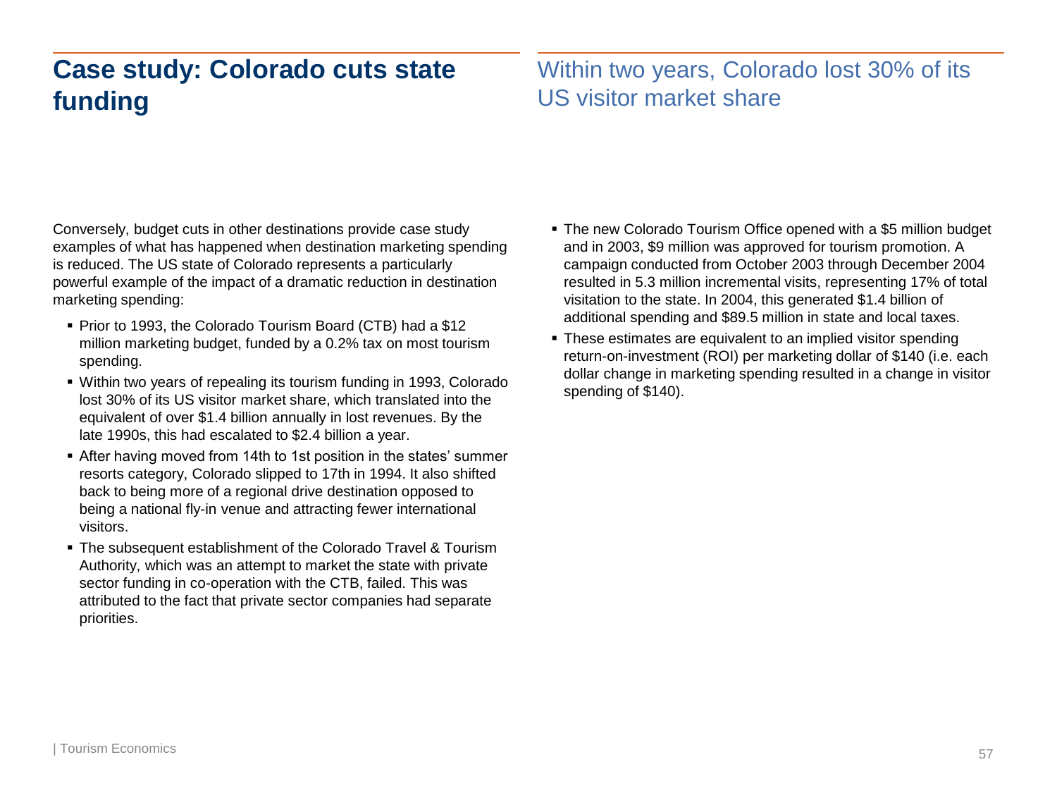# Case study: Colorado cuts state funding

## Within two years, Colorado lost 30% of its US visitor market share

Conversely, budget cuts in other destinations provide case study examples of what has happened when destination marketing spending is reduced. The US state of Colorado represents a particularly powerful example of the impact of a dramatic reduction in destination marketing spending:

- Prior to 1993, the Colorado Tourism Board (CTB) had a $12 million marketing budget, funded by a 0.2% tax on most tourism spending.
- Within two years of repealing its tourism funding in 1993, Colorado lost 30% of its US visitor market share, which translated into the equivalent of over $1.4 billion annually in lost revenues. By the late 1990s, this had escalated to $2.4 billion a year.
- After having moved from 14th to 1st position in the states' summer resorts category, Colorado slipped to 17th in 1994. It also shifted back to being more of a regional drive destination opposed to being a national fly-in venue and attracting fewer international visitors.
- The subsequent establishment of the Colorado Travel & Tourism Authority, which was an attempt to market the state with private sector funding in co-operation with the CTB, failed. This was attributed to the fact that private sector companies had separate priorities.
- The new Colorado Tourism Office opened with a $5 million budget and in 2003, $9 million was approved for tourism promotion. A campaign conducted from October 2003 through December 2004 resulted in 5.3 million incremental visits, representing 17% of total visitation to the state. In 2004, this generated $1.4 billion of additional spending and $89.5 million in state and local taxes.
- These estimates are equivalent to an implied visitor spending return-on-investment (ROI) per marketing dollar of $140 (i.e. each dollar change in marketing spending resulted in a change in visitor spending of $140).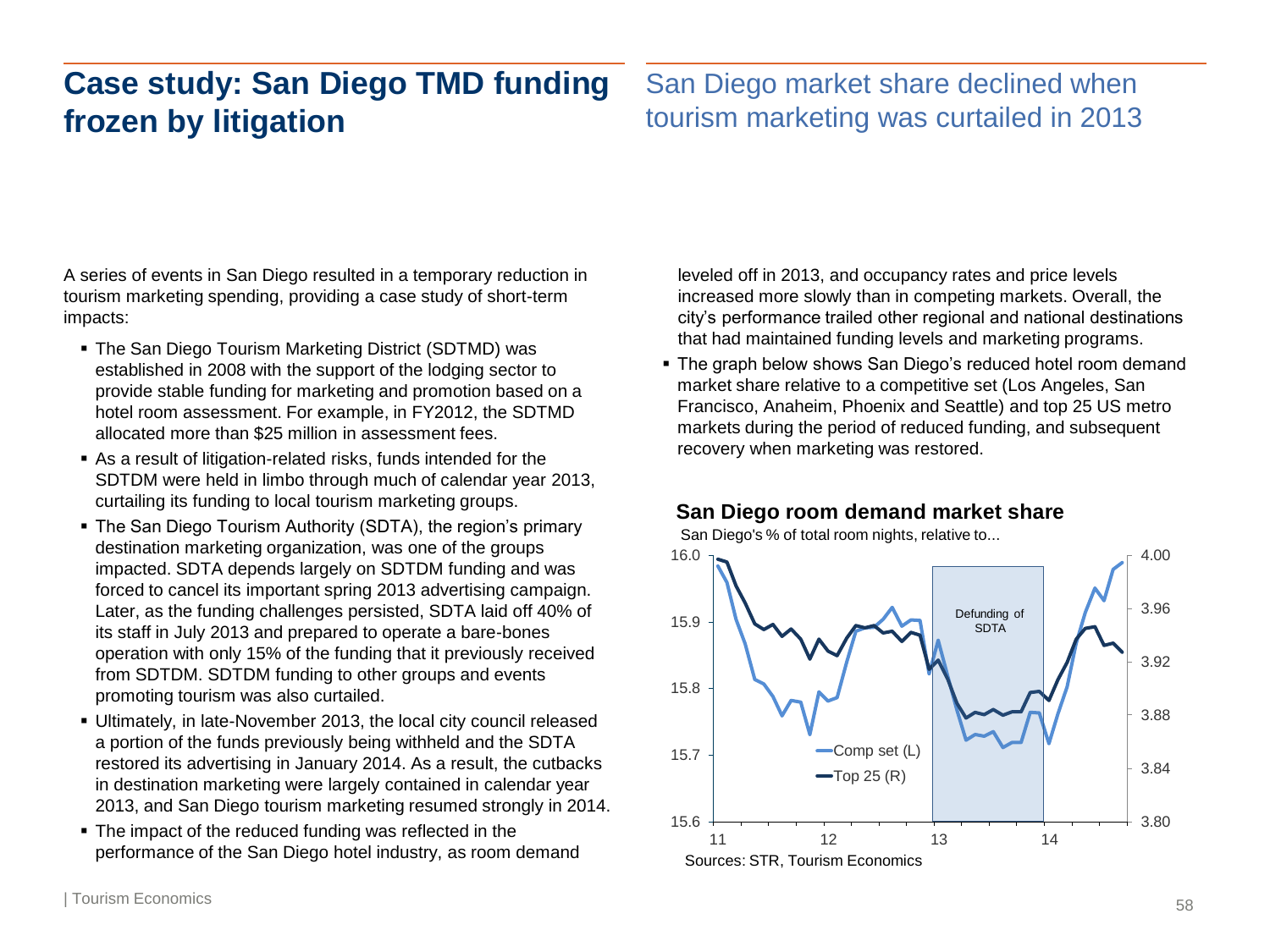# Case study: San Diego TMD funding frozen by litigation

## San Diego market share declined when tourism marketing was curtailed in 2013

A series of events in San Diego resulted in a temporary reduction in tourism marketing spending, providing a case study of short-term impacts:

- The San Diego Tourism Marketing District (SDTMD) was established in 2008 with the support of the lodging sector to provide stable funding for marketing and promotion based on a hotel room assessment. For example, in FY2012, the SDTMD allocated more than $25 million in assessment fees.
- As a result of litigation-related risks, funds intended for the SDTDM were held in limbo through much of calendar year 2013, curtailing its funding to local tourism marketing groups.
- The San Diego Tourism Authority (SDTA), the region's primary destination marketing organization, was one of the groups impacted. SDTA depends largely on SDTDM funding and was forced to cancel its important spring 2013 advertising campaign. Later, as the funding challenges persisted, SDTA laid off 40% of its staff in July 2013 and prepared to operate a bare-bones operation with only 15% of the funding that it previously received from SDTDM. SDTDM funding to other groups and events promoting tourism was also curtailed.
- Ultimately, in late-November 2013, the local city council released a portion of the funds previously being withheld and the SDTA restored its advertising in January 2014. As a result, the cutbacks in destination marketing were largely contained in calendar year 2013, and San Diego tourism marketing resumed strongly in 2014.
- The impact of the reduced funding was reflected in the performance of the San Diego hotel industry, as room demand leveled off in 2013, and occupancy rates and price levels increased more slowly than in competing markets. Overall, the city's performance trailed other regional and national destinations that had maintained funding levels and marketing programs.
- The graph below shows San Diego's reduced hotel room demand market share relative to a competitive set (Los Angeles, San Francisco, Anaheim, Phoenix and Seattle) and top 25 US metro markets during the period of reduced funding, and subsequent recovery when marketing was restored.

**San Diego room demand market share**

San Diego's % of total room nights, relative to...

Sources: STR, Tourism Economics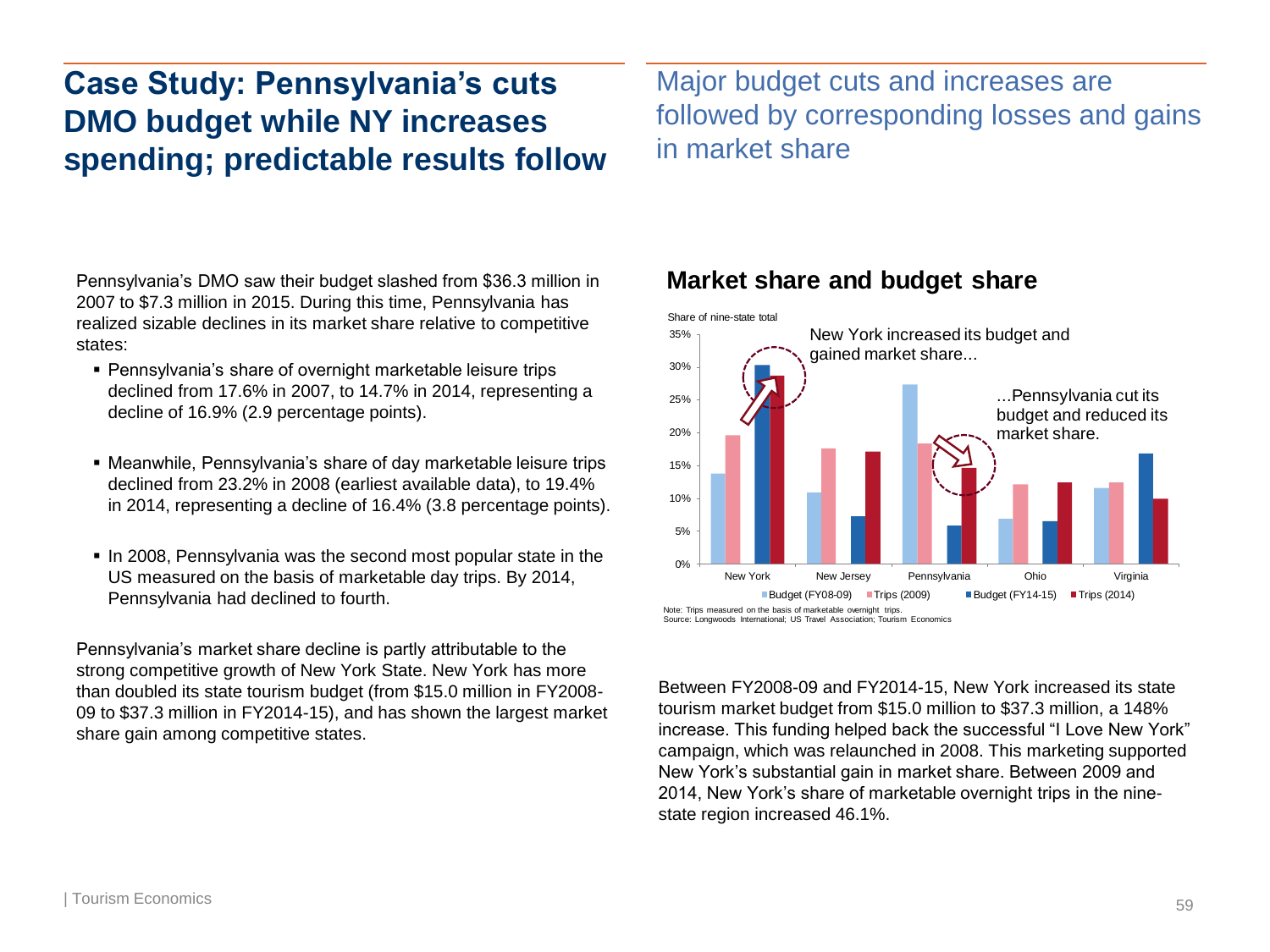# Case Study: Pennsylvania's cuts DMO budget while NY increases spending; predictable results follow

## Major budget cuts and increases are followed by corresponding losses and gains in market share

Pennsylvania's DMO saw their budget slashed from $36.3 million in 2007 to $7.3 million in 2015. During this time, Pennsylvania has realized sizable declines in its market share relative to competitive states:

- Pennsylvania's share of overnight marketable leisure trips declined from 17.6% in 2007, to 14.7% in 2014, representing a decline of 16.9% (2.9 percentage points).
- Meanwhile, Pennsylvania's share of day marketable leisure trips declined from 23.2% in 2008 (earliest available data), to 19.4% in 2014, representing a decline of 16.4% (3.8 percentage points).
- In 2008, Pennsylvania was the second most popular state in the US measured on the basis of marketable day trips. By 2014, Pennsylvania had declined to fourth.

Pennsylvania's market share decline is partly attributable to the strong competitive growth of New York State. New York has more than doubled its state tourism budget (from $15.0 million in FY2008-09 to $37.3 million in FY2014-15), and has shown the largest market share gain among competitive states.

### Market share and budget share

Share of nine-state total

New York increased its budget and gained market share...

...Pennsylvania cut its budget and reduced its market share.

Legend: Budget (FY08-09), Trips (2009), Budget (FY14-15), Trips (2014)

Note: Trips measured on the basis of marketable overnight trips.
Source: Longwoods International; US Travel Association; Tourism Economics

Between FY2008-09 and FY2014-15, New York increased its state tourism market budget from $15.0 million to $37.3 million, a 148% increase. This funding helped back the successful "I Love New York" campaign, which was relaunched in 2008. This marketing supported New York's substantial gain in market share. Between 2009 and 2014, New York's share of marketable overnight trips in the nine-state region increased 46.1%.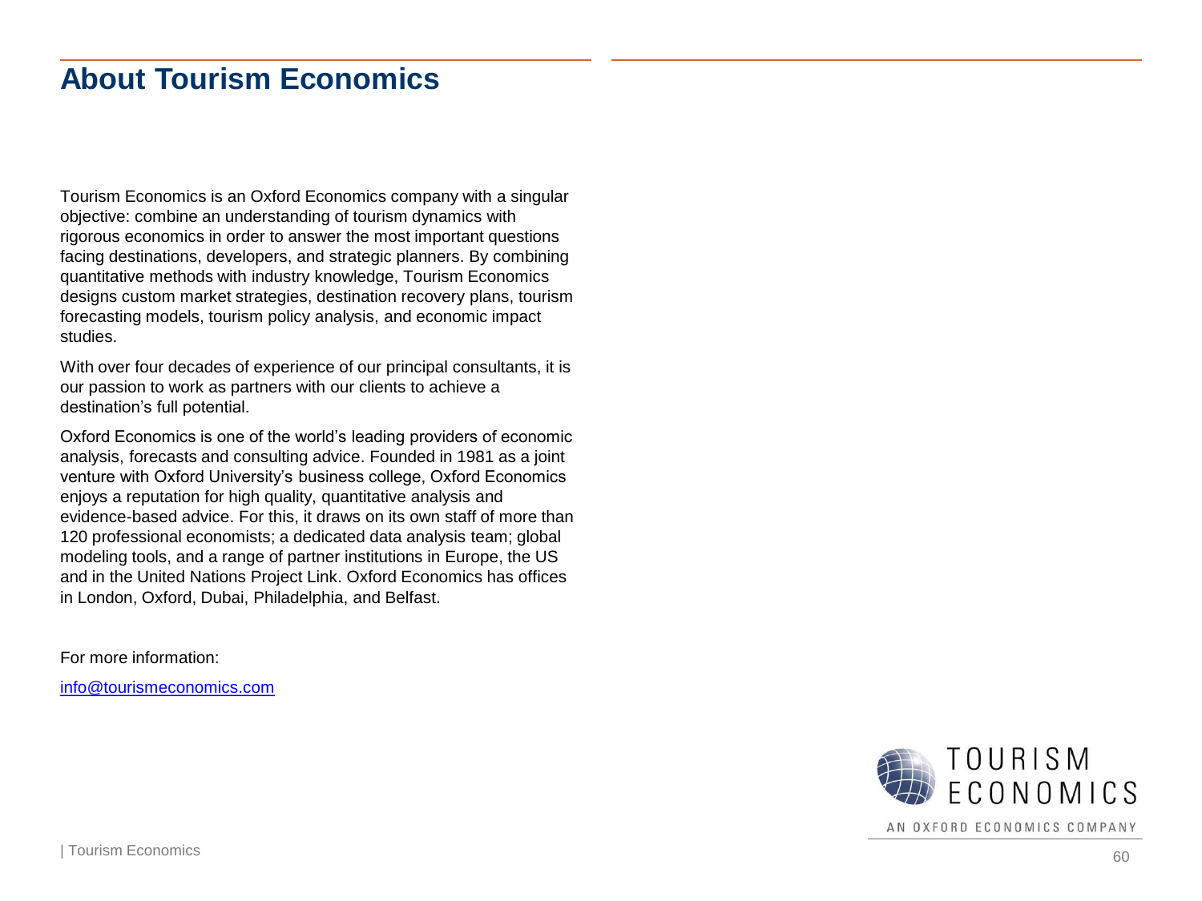# About Tourism Economics

Tourism Economics is an Oxford Economics company with a singular objective: combine an understanding of tourism dynamics with rigorous economics in order to answer the most important questions facing destinations, developers, and strategic planners. By combining quantitative methods with industry knowledge, Tourism Economics designs custom market strategies, destination recovery plans, tourism forecasting models, tourism policy analysis, and economic impact studies.

With over four decades of experience of our principal consultants, it is our passion to work as partners with our clients to achieve a destination's full potential.

Oxford Economics is one of the world's leading providers of economic analysis, forecasts and consulting advice. Founded in 1981 as a joint venture with Oxford University's business college, Oxford Economics enjoys a reputation for high quality, quantitative analysis and evidence-based advice. For this, it draws on its own staff of more than 120 professional economists; a dedicated data analysis team; global modeling tools, and a range of partner institutions in Europe, the US and in the United Nations Project Link. Oxford Economics has offices in London, Oxford, Dubai, Philadelphia, and Belfast.

For more information:

info@tourismeconomics.com

TOURISM ECONOMICS

AN OXFORD ECONOMICS COMPANY